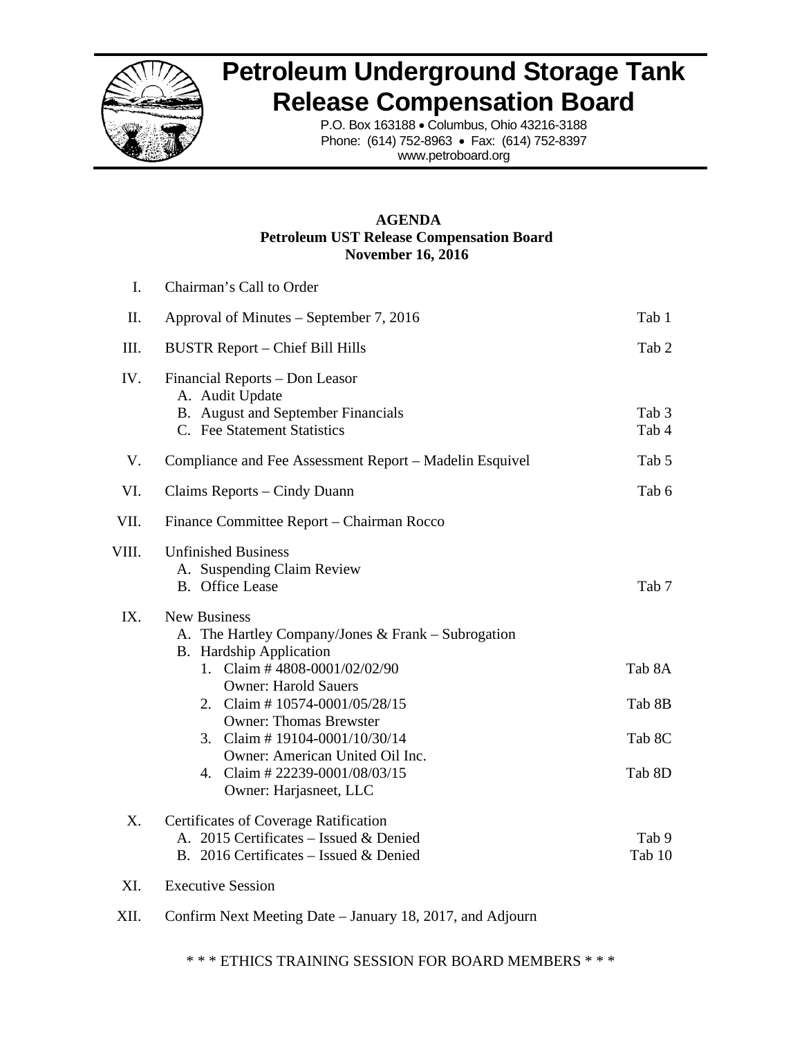# Petroleum Underground Storage Tank Release Compensation Board

P.O. Box 163188 • Columbus, Ohio 43216-3188
Phone: (614) 752-8963 • Fax: (614) 752-8397
www.petroboard.org

**AGENDA**
**Petroleum UST Release Compensation Board**
**November 16, 2016**

| | | |
|---|---|---|
| I. | Chairman's Call to Order | |
| II. | Approval of Minutes – September 7, 2016 | Tab 1 |
| III. | BUSTR Report – Chief Bill Hills | Tab 2 |
| IV. | Financial Reports – Don Leasor | |
| | A. Audit Update | |
| | B. August and September Financials | Tab 3 |
| | C. Fee Statement Statistics | Tab 4 |
| V. | Compliance and Fee Assessment Report – Madelin Esquivel | Tab 5 |
| VI. | Claims Reports – Cindy Duann | Tab 6 |
| VII. | Finance Committee Report – Chairman Rocco | |
| VIII. | Unfinished Business | |
| | A. Suspending Claim Review | |
| | B. Office Lease | Tab 7 |
| IX. | New Business | |
| | A. The Hartley Company/Jones & Frank – Subrogation | |
| | B. Hardship Application | |
| | 1. Claim # 4808-0001/02/02/90 Owner: Harold Sauers | Tab 8A |
| | 2. Claim # 10574-0001/05/28/15 Owner: Thomas Brewster | Tab 8B |
| | 3. Claim # 19104-0001/10/30/14 Owner: American United Oil Inc. | Tab 8C |
| | 4. Claim # 22239-0001/08/03/15 Owner: Harjasneet, LLC | Tab 8D |
| X. | Certificates of Coverage Ratification | |
| | A. 2015 Certificates – Issued & Denied | Tab 9 |
| | B. 2016 Certificates – Issued & Denied | Tab 10 |
| XI. | Executive Session | |
| XII. | Confirm Next Meeting Date – January 18, 2017, and Adjourn | |

\* \* \* ETHICS TRAINING SESSION FOR BOARD MEMBERS \* \* \*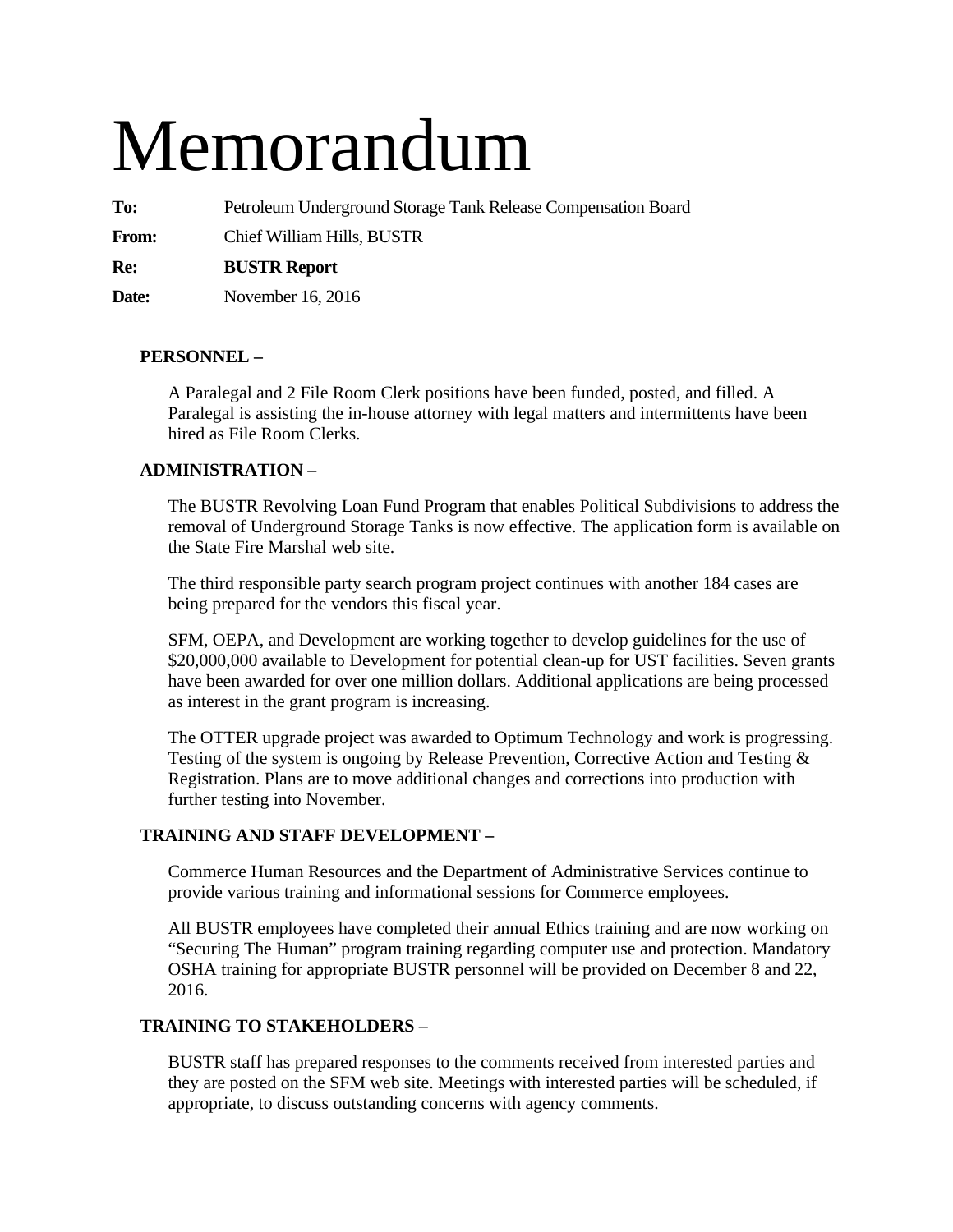# Memorandum

**To:** Petroleum Underground Storage Tank Release Compensation Board

**From:** Chief William Hills, BUSTR

**Re:** **BUSTR Report**

**Date:** November 16, 2016

**PERSONNEL –**

A Paralegal and 2 File Room Clerk positions have been funded, posted, and filled. A Paralegal is assisting the in-house attorney with legal matters and intermittents have been hired as File Room Clerks.

**ADMINISTRATION –**

The BUSTR Revolving Loan Fund Program that enables Political Subdivisions to address the removal of Underground Storage Tanks is now effective. The application form is available on the State Fire Marshal web site.

The third responsible party search program project continues with another 184 cases are being prepared for the vendors this fiscal year.

SFM, OEPA, and Development are working together to develop guidelines for the use of $20,000,000 available to Development for potential clean-up for UST facilities. Seven grants have been awarded for over one million dollars. Additional applications are being processed as interest in the grant program is increasing.

The OTTER upgrade project was awarded to Optimum Technology and work is progressing. Testing of the system is ongoing by Release Prevention, Corrective Action and Testing & Registration. Plans are to move additional changes and corrections into production with further testing into November.

**TRAINING AND STAFF DEVELOPMENT –**

Commerce Human Resources and the Department of Administrative Services continue to provide various training and informational sessions for Commerce employees.

All BUSTR employees have completed their annual Ethics training and are now working on "Securing The Human" program training regarding computer use and protection. Mandatory OSHA training for appropriate BUSTR personnel will be provided on December 8 and 22, 2016.

**TRAINING TO STAKEHOLDERS** –

BUSTR staff has prepared responses to the comments received from interested parties and they are posted on the SFM web site. Meetings with interested parties will be scheduled, if appropriate, to discuss outstanding concerns with agency comments.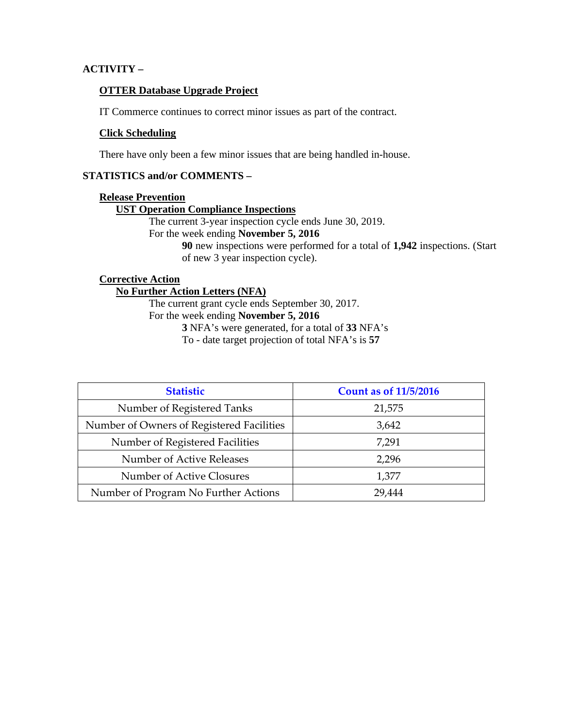**ACTIVITY –**

**OTTER Database Upgrade Project**

IT Commerce continues to correct minor issues as part of the contract.

**Click Scheduling**

There have only been a few minor issues that are being handled in-house.

**STATISTICS and/or COMMENTS –**

**Release Prevention**

**UST Operation Compliance Inspections**

The current 3-year inspection cycle ends June 30, 2019.

For the week ending **November 5, 2016**

**90** new inspections were performed for a total of **1,942** inspections. (Start of new 3 year inspection cycle).

**Corrective Action**

**No Further Action Letters (NFA)**

The current grant cycle ends September 30, 2017.

For the week ending **November 5, 2016**

**3** NFA's were generated, for a total of **33** NFA's

To - date target projection of total NFA's is **57**

| Statistic | Count as of 11/5/2016 |
|---|---|
| Number of Registered Tanks | 21,575 |
| Number of Owners of Registered Facilities | 3,642 |
| Number of Registered Facilities | 7,291 |
| Number of Active Releases | 2,296 |
| Number of Active Closures | 1,377 |
| Number of Program No Further Actions | 29,444 |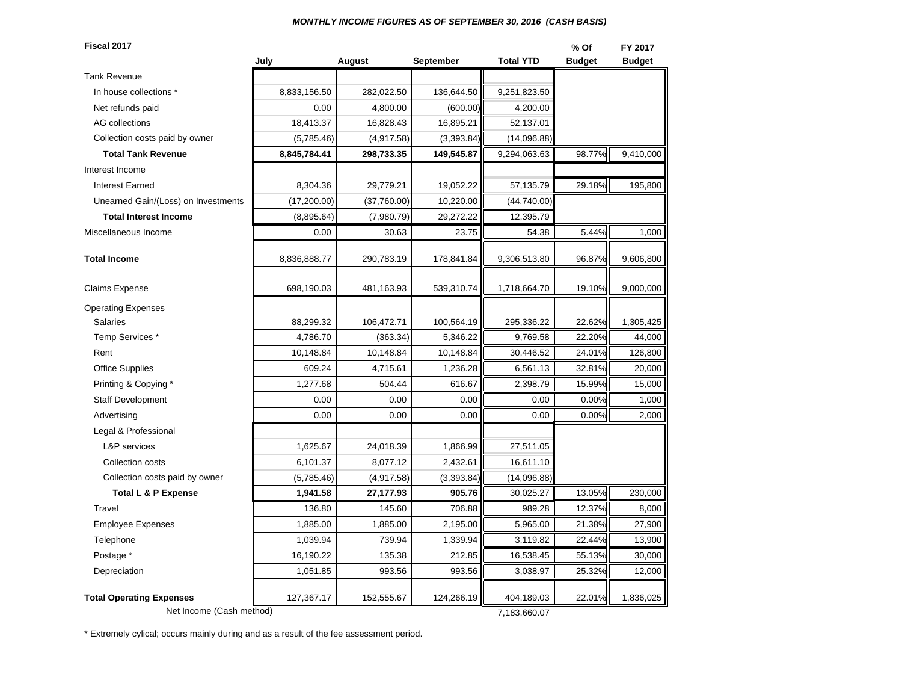*MONTHLY INCOME FIGURES AS OF SEPTEMBER 30, 2016 (CASH BASIS)*

| Fiscal 2017 | July | August | September | Total YTD | % Of Budget | FY 2017 Budget |
|---|---|---|---|---|---|---|
| Tank Revenue | | | | | | |
| In house collections * | 8,833,156.50 | 282,022.50 | 136,644.50 | 9,251,823.50 | | |
| Net refunds paid | 0.00 | 4,800.00 | (600.00) | 4,200.00 | | |
| AG collections | 18,413.37 | 16,828.43 | 16,895.21 | 52,137.01 | | |
| Collection costs paid by owner | (5,785.46) | (4,917.58) | (3,393.84) | (14,096.88) | | |
| **Total Tank Revenue** | **8,845,784.41** | **298,733.35** | **149,545.87** | 9,294,063.63 | 98.77% | 9,410,000 |
| Interest Income | | | | | | |
| Interest Earned | 8,304.36 | 29,779.21 | 19,052.22 | 57,135.79 | 29.18% | 195,800 |
| Unearned Gain/(Loss) on Investments | (17,200.00) | (37,760.00) | 10,220.00 | (44,740.00) | | |
| **Total Interest Income** | (8,895.64) | (7,980.79) | 29,272.22 | 12,395.79 | | |
| Miscellaneous Income | 0.00 | 30.63 | 23.75 | 54.38 | 5.44% | 1,000 |
| **Total Income** | 8,836,888.77 | 290,783.19 | 178,841.84 | 9,306,513.80 | 96.87% | 9,606,800 |
| Claims Expense | 698,190.03 | 481,163.93 | 539,310.74 | 1,718,664.70 | 19.10% | 9,000,000 |
| Operating Expenses | | | | | | |
| Salaries | 88,299.32 | 106,472.71 | 100,564.19 | 295,336.22 | 22.62% | 1,305,425 |
| Temp Services * | 4,786.70 | (363.34) | 5,346.22 | 9,769.58 | 22.20% | 44,000 |
| Rent | 10,148.84 | 10,148.84 | 10,148.84 | 30,446.52 | 24.01% | 126,800 |
| Office Supplies | 609.24 | 4,715.61 | 1,236.28 | 6,561.13 | 32.81% | 20,000 |
| Printing & Copying * | 1,277.68 | 504.44 | 616.67 | 2,398.79 | 15.99% | 15,000 |
| Staff Development | 0.00 | 0.00 | 0.00 | 0.00 | 0.00% | 1,000 |
| Advertising | 0.00 | 0.00 | 0.00 | 0.00 | 0.00% | 2,000 |
| Legal & Professional | | | | | | |
| L&P services | 1,625.67 | 24,018.39 | 1,866.99 | 27,511.05 | | |
| Collection costs | 6,101.37 | 8,077.12 | 2,432.61 | 16,611.10 | | |
| Collection costs paid by owner | (5,785.46) | (4,917.58) | (3,393.84) | (14,096.88) | | |
| **Total L & P Expense** | **1,941.58** | **27,177.93** | **905.76** | 30,025.27 | 13.05% | 230,000 |
| Travel | 136.80 | 145.60 | 706.88 | 989.28 | 12.37% | 8,000 |
| Employee Expenses | 1,885.00 | 1,885.00 | 2,195.00 | 5,965.00 | 21.38% | 27,900 |
| Telephone | 1,039.94 | 739.94 | 1,339.94 | 3,119.82 | 22.44% | 13,900 |
| Postage * | 16,190.22 | 135.38 | 212.85 | 16,538.45 | 55.13% | 30,000 |
| Depreciation | 1,051.85 | 993.56 | 993.56 | 3,038.97 | 25.32% | 12,000 |
| **Total Operating Expenses** | 127,367.17 | 152,555.67 | 124,266.19 | 404,189.03 | 22.01% | 1,836,025 |
| Net Income (Cash method) | | | | 7,183,660.07 | | |

\* Extremely cylical; occurs mainly during and as a result of the fee assessment period.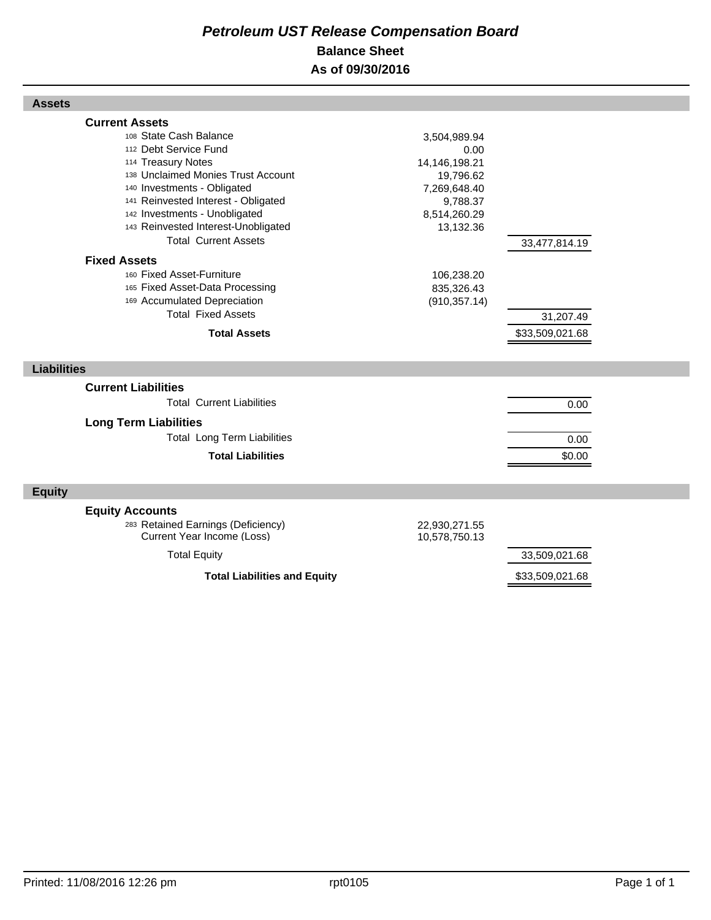# *Petroleum UST Release Compensation Board*

## Balance Sheet

## As of 09/30/2016

| Account | | Amount | Total |
|---|---|---|---|
| **Assets** | | | |
| **Current Assets** | | | |
| 108 | State Cash Balance | 3,504,989.94 | |
| 112 | Debt Service Fund | 0.00 | |
| 114 | Treasury Notes | 14,146,198.21 | |
| 138 | Unclaimed Monies Trust Account | 19,796.62 | |
| 140 | Investments - Obligated | 7,269,648.40 | |
| 141 | Reinvested Interest - Obligated | 9,788.37 | |
| 142 | Investments - Unobligated | 8,514,260.29 | |
| 143 | Reinvested Interest-Unobligated | 13,132.36 | |
| | Total Current Assets | | 33,477,814.19 |
| **Fixed Assets** | | | |
| 160 | Fixed Asset-Furniture | 106,238.20 | |
| 165 | Fixed Asset-Data Processing | 835,326.43 | |
| 169 | Accumulated Depreciation | (910,357.14) | |
| | Total Fixed Assets | | 31,207.49 |
| | **Total Assets** | | $33,509,021.68 |
| **Liabilities** | | | |
| **Current Liabilities** | | | |
| | Total Current Liabilities | | 0.00 |
| **Long Term Liabilities** | | | |
| | Total Long Term Liabilities | | 0.00 |
| | **Total Liabilities** | | $0.00 |
| **Equity** | | | |
| **Equity Accounts** | | | |
| 283 | Retained Earnings (Deficiency) | 22,930,271.55 | |
| | Current Year Income (Loss) | 10,578,750.13 | |
| | Total Equity | | 33,509,021.68 |
| | **Total Liabilities and Equity** | | $33,509,021.68 |

Printed: 11/08/2016 12:26 pm rpt0105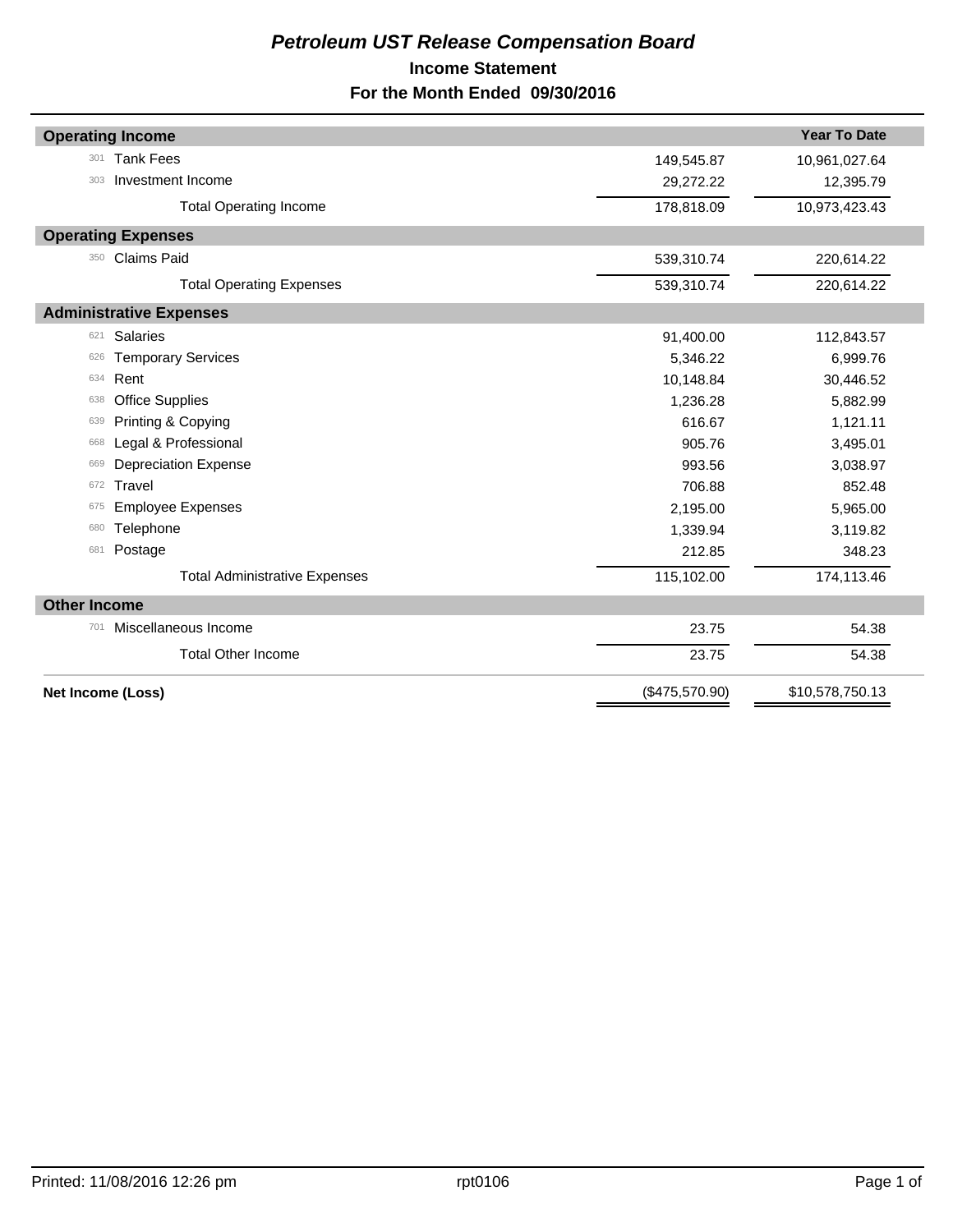# *Petroleum UST Release Compensation Board*

## Income Statement

## For the Month Ended 09/30/2016

| | | | Year To Date |
|---|---|---|---|
| **Operating Income** | | | |
| 301 | Tank Fees | 149,545.87 | 10,961,027.64 |
| 303 | Investment Income | 29,272.22 | 12,395.79 |
| | Total Operating Income | 178,818.09 | 10,973,423.43 |
| **Operating Expenses** | | | |
| 350 | Claims Paid | 539,310.74 | 220,614.22 |
| | Total Operating Expenses | 539,310.74 | 220,614.22 |
| **Administrative Expenses** | | | |
| 621 | Salaries | 91,400.00 | 112,843.57 |
| 626 | Temporary Services | 5,346.22 | 6,999.76 |
| 634 | Rent | 10,148.84 | 30,446.52 |
| 638 | Office Supplies | 1,236.28 | 5,882.99 |
| 639 | Printing & Copying | 616.67 | 1,121.11 |
| 668 | Legal & Professional | 905.76 | 3,495.01 |
| 669 | Depreciation Expense | 993.56 | 3,038.97 |
| 672 | Travel | 706.88 | 852.48 |
| 675 | Employee Expenses | 2,195.00 | 5,965.00 |
| 680 | Telephone | 1,339.94 | 3,119.82 |
| 681 | Postage | 212.85 | 348.23 |
| | Total Administrative Expenses | 115,102.00 | 174,113.46 |
| **Other Income** | | | |
| 701 | Miscellaneous Income | 23.75 | 54.38 |
| | Total Other Income | 23.75 | 54.38 |
| **Net Income (Loss)** | | ($475,570.90) | $10,578,750.13 |

Printed: 11/08/2016 12:26 pm rpt0106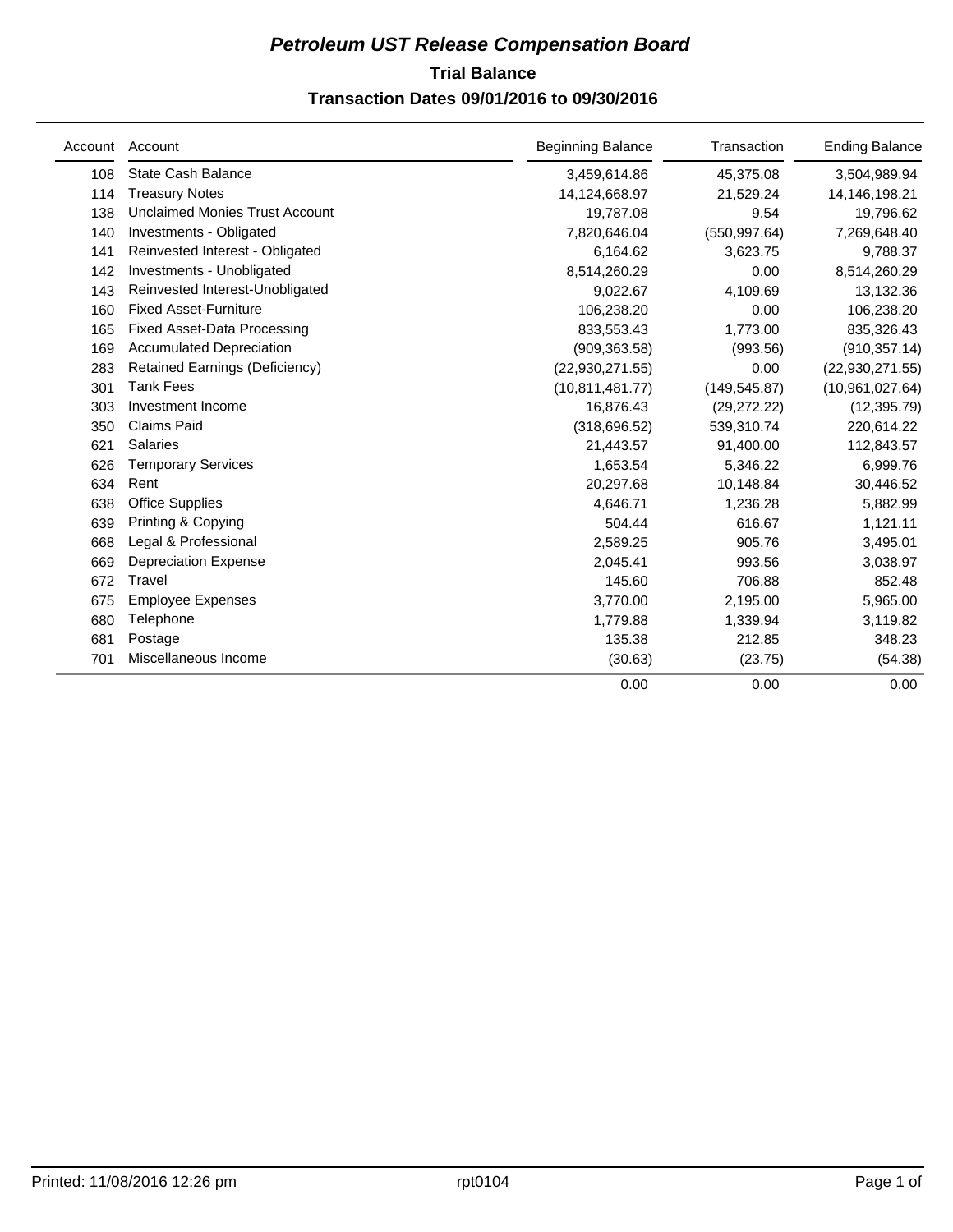# *Petroleum UST Release Compensation Board*

## Trial Balance

### Transaction Dates 09/01/2016 to 09/30/2016

| Account | Account | Beginning Balance | Transaction | Ending Balance |
|---|---|---|---|---|
| 108 | State Cash Balance | 3,459,614.86 | 45,375.08 | 3,504,989.94 |
| 114 | Treasury Notes | 14,124,668.97 | 21,529.24 | 14,146,198.21 |
| 138 | Unclaimed Monies Trust Account | 19,787.08 | 9.54 | 19,796.62 |
| 140 | Investments - Obligated | 7,820,646.04 | (550,997.64) | 7,269,648.40 |
| 141 | Reinvested Interest - Obligated | 6,164.62 | 3,623.75 | 9,788.37 |
| 142 | Investments - Unobligated | 8,514,260.29 | 0.00 | 8,514,260.29 |
| 143 | Reinvested Interest-Unobligated | 9,022.67 | 4,109.69 | 13,132.36 |
| 160 | Fixed Asset-Furniture | 106,238.20 | 0.00 | 106,238.20 |
| 165 | Fixed Asset-Data Processing | 833,553.43 | 1,773.00 | 835,326.43 |
| 169 | Accumulated Depreciation | (909,363.58) | (993.56) | (910,357.14) |
| 283 | Retained Earnings (Deficiency) | (22,930,271.55) | 0.00 | (22,930,271.55) |
| 301 | Tank Fees | (10,811,481.77) | (149,545.87) | (10,961,027.64) |
| 303 | Investment Income | 16,876.43 | (29,272.22) | (12,395.79) |
| 350 | Claims Paid | (318,696.52) | 539,310.74 | 220,614.22 |
| 621 | Salaries | 21,443.57 | 91,400.00 | 112,843.57 |
| 626 | Temporary Services | 1,653.54 | 5,346.22 | 6,999.76 |
| 634 | Rent | 20,297.68 | 10,148.84 | 30,446.52 |
| 638 | Office Supplies | 4,646.71 | 1,236.28 | 5,882.99 |
| 639 | Printing & Copying | 504.44 | 616.67 | 1,121.11 |
| 668 | Legal & Professional | 2,589.25 | 905.76 | 3,495.01 |
| 669 | Depreciation Expense | 2,045.41 | 993.56 | 3,038.97 |
| 672 | Travel | 145.60 | 706.88 | 852.48 |
| 675 | Employee Expenses | 3,770.00 | 2,195.00 | 5,965.00 |
| 680 | Telephone | 1,779.88 | 1,339.94 | 3,119.82 |
| 681 | Postage | 135.38 | 212.85 | 348.23 |
| 701 | Miscellaneous Income | (30.63) | (23.75) | (54.38) |
| | | 0.00 | 0.00 | 0.00 |

Printed: 11/08/2016 12:26 pm rpt0104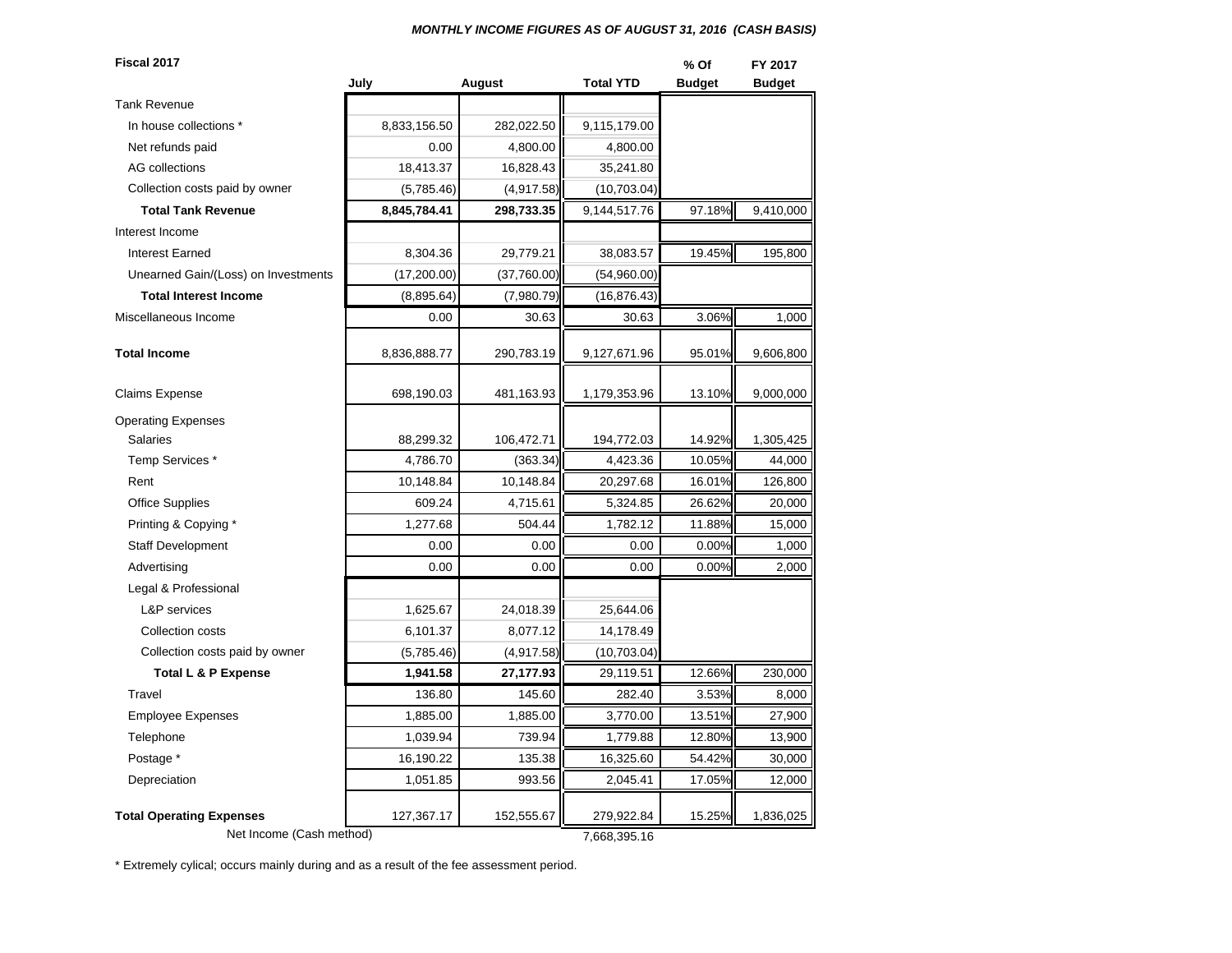***MONTHLY INCOME FIGURES AS OF AUGUST 31, 2016 (CASH BASIS)***

| **Fiscal 2017** | **July** | **August** | **Total YTD** | **% Of Budget** | **FY 2017 Budget** |
|---|---|---|---|---|---|
| Tank Revenue | | | | | |
| In house collections * | 8,833,156.50 | 282,022.50 | 9,115,179.00 | | |
| Net refunds paid | 0.00 | 4,800.00 | 4,800.00 | | |
| AG collections | 18,413.37 | 16,828.43 | 35,241.80 | | |
| Collection costs paid by owner | (5,785.46) | (4,917.58) | (10,703.04) | | |
| **Total Tank Revenue** | **8,845,784.41** | **298,733.35** | 9,144,517.76 | 97.18% | 9,410,000 |
| Interest Income | | | | | |
| Interest Earned | 8,304.36 | 29,779.21 | 38,083.57 | 19.45% | 195,800 |
| Unearned Gain/(Loss) on Investments | (17,200.00) | (37,760.00) | (54,960.00) | | |
| **Total Interest Income** | (8,895.64) | (7,980.79) | (16,876.43) | | |
| Miscellaneous Income | 0.00 | 30.63 | 30.63 | 3.06% | 1,000 |
| **Total Income** | 8,836,888.77 | 290,783.19 | 9,127,671.96 | 95.01% | 9,606,800 |
| Claims Expense | 698,190.03 | 481,163.93 | 1,179,353.96 | 13.10% | 9,000,000 |
| Operating Expenses | | | | | |
| Salaries | 88,299.32 | 106,472.71 | 194,772.03 | 14.92% | 1,305,425 |
| Temp Services * | 4,786.70 | (363.34) | 4,423.36 | 10.05% | 44,000 |
| Rent | 10,148.84 | 10,148.84 | 20,297.68 | 16.01% | 126,800 |
| Office Supplies | 609.24 | 4,715.61 | 5,324.85 | 26.62% | 20,000 |
| Printing & Copying * | 1,277.68 | 504.44 | 1,782.12 | 11.88% | 15,000 |
| Staff Development | 0.00 | 0.00 | 0.00 | 0.00% | 1,000 |
| Advertising | 0.00 | 0.00 | 0.00 | 0.00% | 2,000 |
| Legal & Professional | | | | | |
| L&P services | 1,625.67 | 24,018.39 | 25,644.06 | | |
| Collection costs | 6,101.37 | 8,077.12 | 14,178.49 | | |
| Collection costs paid by owner | (5,785.46) | (4,917.58) | (10,703.04) | | |
| **Total L & P Expense** | **1,941.58** | **27,177.93** | 29,119.51 | 12.66% | 230,000 |
| Travel | 136.80 | 145.60 | 282.40 | 3.53% | 8,000 |
| Employee Expenses | 1,885.00 | 1,885.00 | 3,770.00 | 13.51% | 27,900 |
| Telephone | 1,039.94 | 739.94 | 1,779.88 | 12.80% | 13,900 |
| Postage * | 16,190.22 | 135.38 | 16,325.60 | 54.42% | 30,000 |
| Depreciation | 1,051.85 | 993.56 | 2,045.41 | 17.05% | 12,000 |
| **Total Operating Expenses** | 127,367.17 | 152,555.67 | 279,922.84 | 15.25% | 1,836,025 |
| Net Income (Cash method) | | | 7,668,395.16 | | |

* Extremely cylical; occurs mainly during and as a result of the fee assessment period.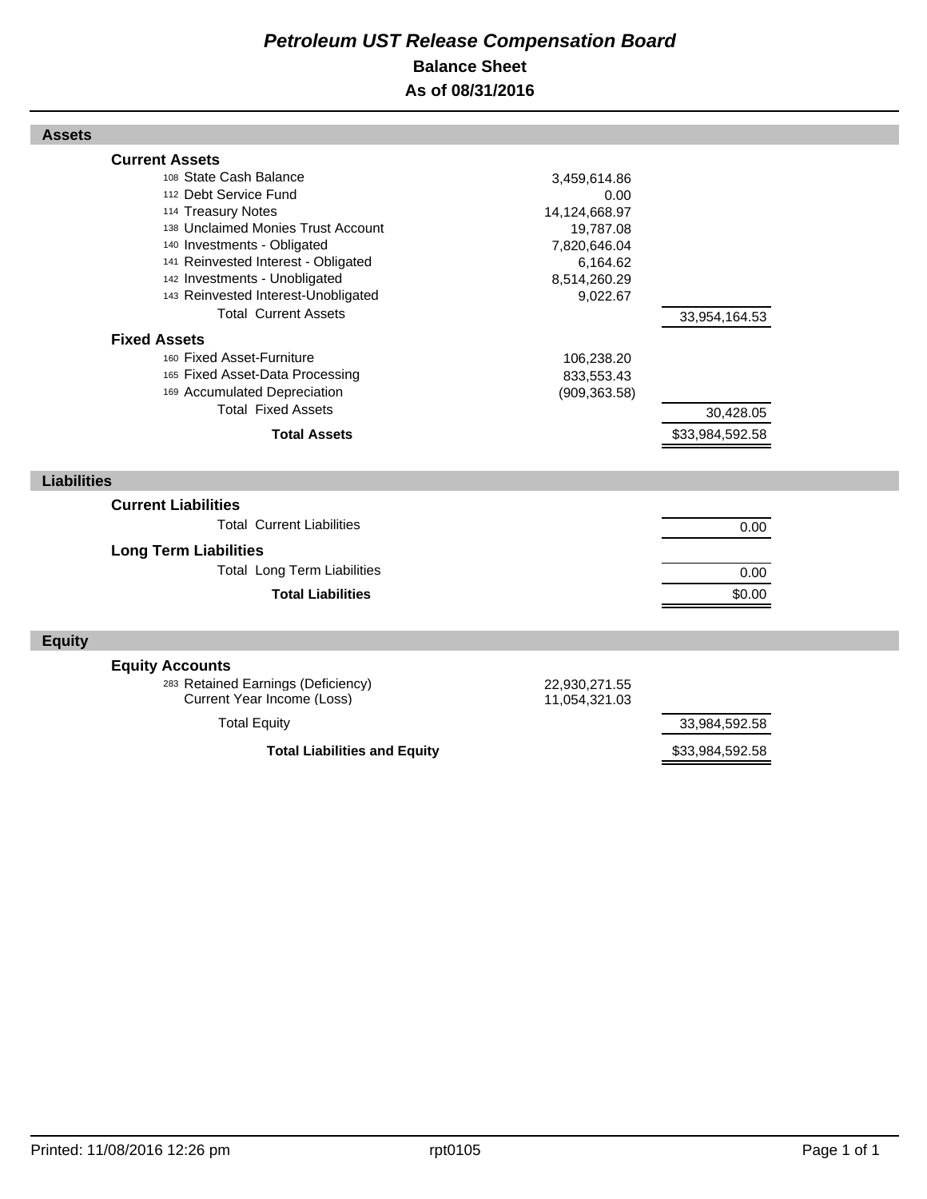# *Petroleum UST Release Compensation Board*

## Balance Sheet

## As of 08/31/2016

### Assets

| | | |
|---|---|---|
| **Current Assets** | | |
| 108 State Cash Balance | 3,459,614.86 | |
| 112 Debt Service Fund | 0.00 | |
| 114 Treasury Notes | 14,124,668.97 | |
| 138 Unclaimed Monies Trust Account | 19,787.08 | |
| 140 Investments - Obligated | 7,820,646.04 | |
| 141 Reinvested Interest - Obligated | 6,164.62 | |
| 142 Investments - Unobligated | 8,514,260.29 | |
| 143 Reinvested Interest-Unobligated | 9,022.67 | |
| Total Current Assets | | 33,954,164.53 |
| **Fixed Assets** | | |
| 160 Fixed Asset-Furniture | 106,238.20 | |
| 165 Fixed Asset-Data Processing | 833,553.43 | |
| 169 Accumulated Depreciation | (909,363.58) | |
| Total Fixed Assets | | 30,428.05 |
| **Total Assets** | | $33,984,592.58 |

### Liabilities

| | | |
|---|---|---|
| **Current Liabilities** | | |
| Total Current Liabilities | | 0.00 |
| **Long Term Liabilities** | | |
| Total Long Term Liabilities | | 0.00 |
| **Total Liabilities** | | $0.00 |

### Equity

| | | |
|---|---|---|
| **Equity Accounts** | | |
| 283 Retained Earnings (Deficiency) | 22,930,271.55 | |
| Current Year Income (Loss) | 11,054,321.03 | |
| Total Equity | | 33,984,592.58 |
| **Total Liabilities and Equity** | | $33,984,592.58 |

Printed: 11/08/2016 12:26 pm rpt0105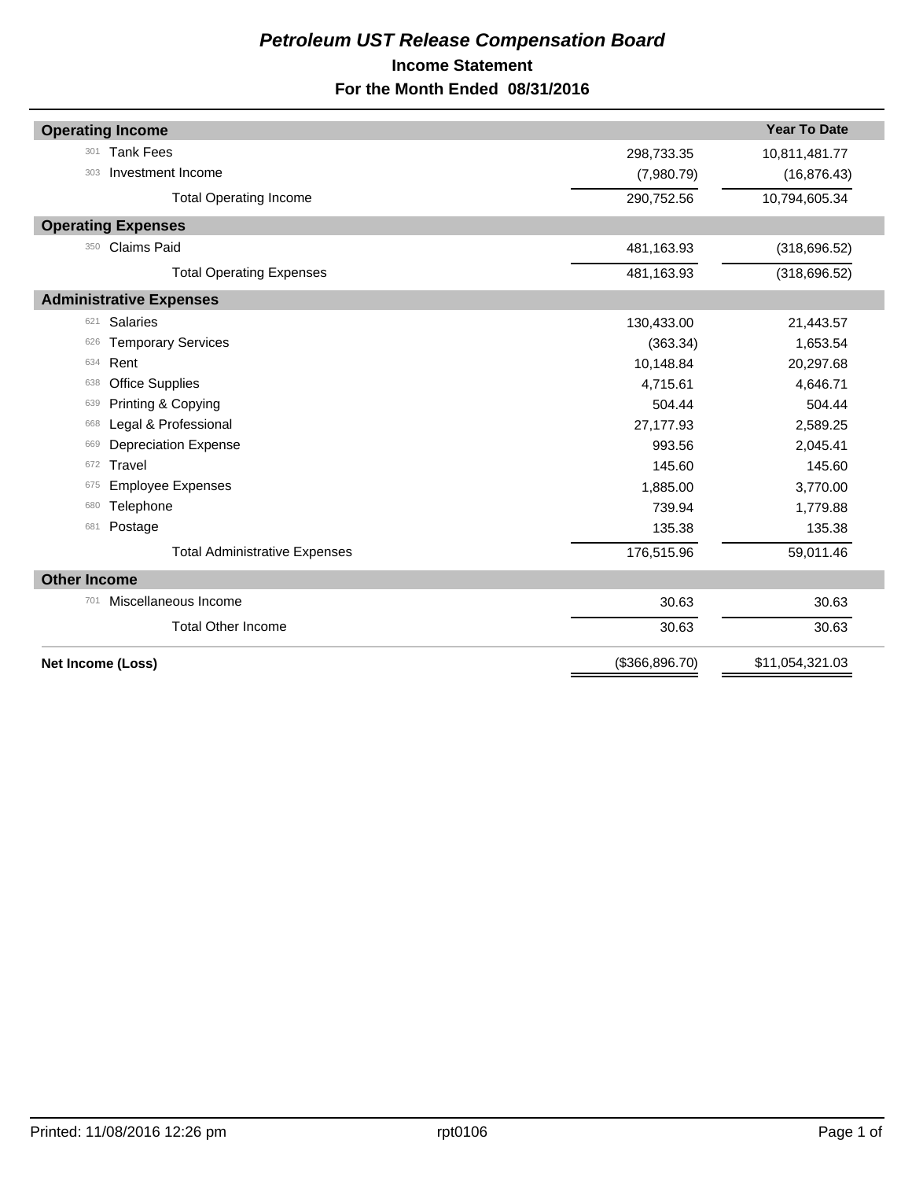# *Petroleum UST Release Compensation Board*

## Income Statement

## For the Month Ended 08/31/2016

| | | | Year To Date |
|---|---|---|---|
| **Operating Income** | | | |
| 301 | Tank Fees | 298,733.35 | 10,811,481.77 |
| 303 | Investment Income | (7,980.79) | (16,876.43) |
| | Total Operating Income | 290,752.56 | 10,794,605.34 |
| **Operating Expenses** | | | |
| 350 | Claims Paid | 481,163.93 | (318,696.52) |
| | Total Operating Expenses | 481,163.93 | (318,696.52) |
| **Administrative Expenses** | | | |
| 621 | Salaries | 130,433.00 | 21,443.57 |
| 626 | Temporary Services | (363.34) | 1,653.54 |
| 634 | Rent | 10,148.84 | 20,297.68 |
| 638 | Office Supplies | 4,715.61 | 4,646.71 |
| 639 | Printing & Copying | 504.44 | 504.44 |
| 668 | Legal & Professional | 27,177.93 | 2,589.25 |
| 669 | Depreciation Expense | 993.56 | 2,045.41 |
| 672 | Travel | 145.60 | 145.60 |
| 675 | Employee Expenses | 1,885.00 | 3,770.00 |
| 680 | Telephone | 739.94 | 1,779.88 |
| 681 | Postage | 135.38 | 135.38 |
| | Total Administrative Expenses | 176,515.96 | 59,011.46 |
| **Other Income** | | | |
| 701 | Miscellaneous Income | 30.63 | 30.63 |
| | Total Other Income | 30.63 | 30.63 |
| **Net Income (Loss)** | | ($366,896.70) | $11,054,321.03 |

Printed: 11/08/2016 12:26 pm rpt0106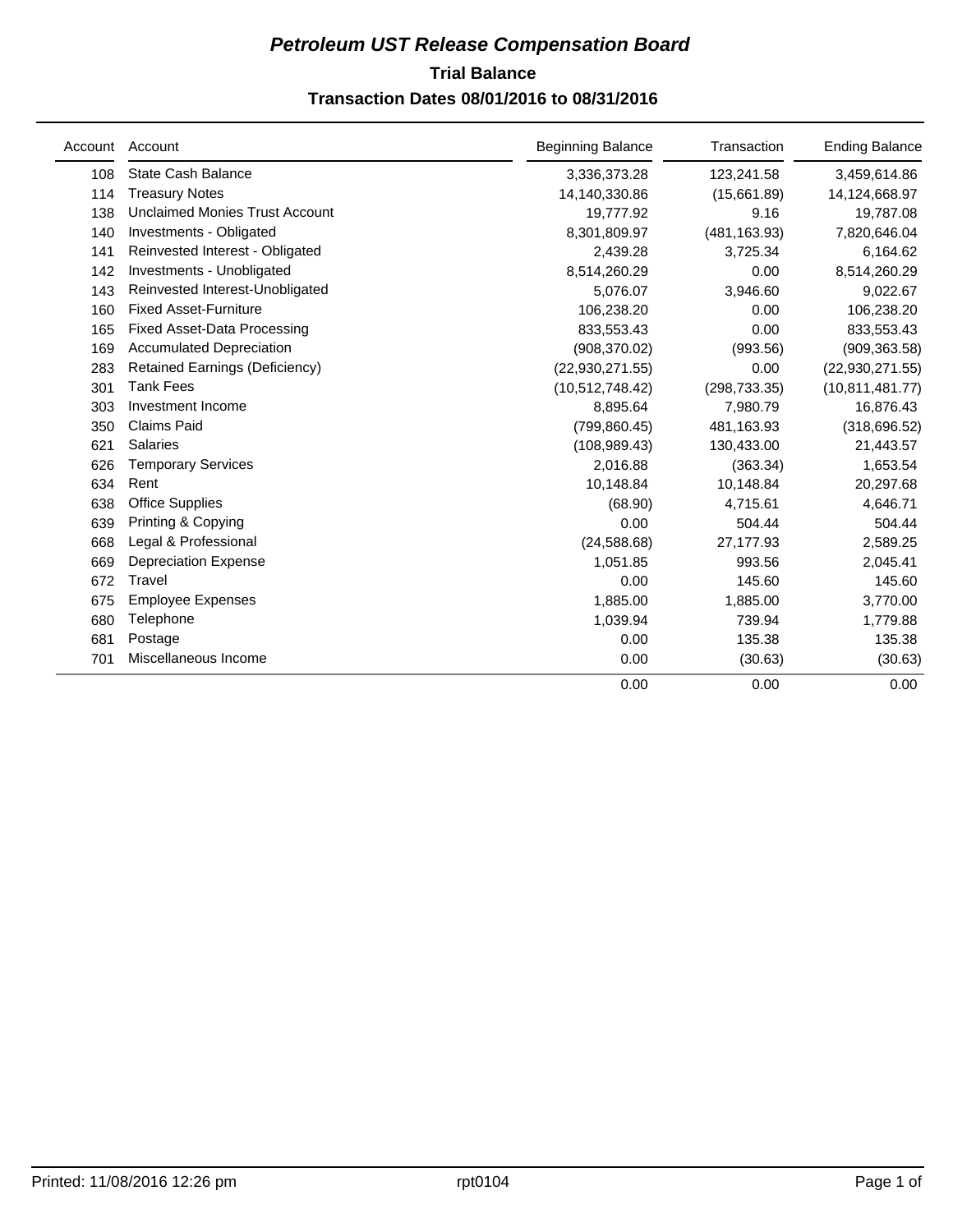# *Petroleum UST Release Compensation Board*

## Trial Balance

### Transaction Dates 08/01/2016 to 08/31/2016

| Account | Account | Beginning Balance | Transaction | Ending Balance |
|---|---|---|---|---|
| 108 | State Cash Balance | 3,336,373.28 | 123,241.58 | 3,459,614.86 |
| 114 | Treasury Notes | 14,140,330.86 | (15,661.89) | 14,124,668.97 |
| 138 | Unclaimed Monies Trust Account | 19,777.92 | 9.16 | 19,787.08 |
| 140 | Investments - Obligated | 8,301,809.97 | (481,163.93) | 7,820,646.04 |
| 141 | Reinvested Interest - Obligated | 2,439.28 | 3,725.34 | 6,164.62 |
| 142 | Investments - Unobligated | 8,514,260.29 | 0.00 | 8,514,260.29 |
| 143 | Reinvested Interest-Unobligated | 5,076.07 | 3,946.60 | 9,022.67 |
| 160 | Fixed Asset-Furniture | 106,238.20 | 0.00 | 106,238.20 |
| 165 | Fixed Asset-Data Processing | 833,553.43 | 0.00 | 833,553.43 |
| 169 | Accumulated Depreciation | (908,370.02) | (993.56) | (909,363.58) |
| 283 | Retained Earnings (Deficiency) | (22,930,271.55) | 0.00 | (22,930,271.55) |
| 301 | Tank Fees | (10,512,748.42) | (298,733.35) | (10,811,481.77) |
| 303 | Investment Income | 8,895.64 | 7,980.79 | 16,876.43 |
| 350 | Claims Paid | (799,860.45) | 481,163.93 | (318,696.52) |
| 621 | Salaries | (108,989.43) | 130,433.00 | 21,443.57 |
| 626 | Temporary Services | 2,016.88 | (363.34) | 1,653.54 |
| 634 | Rent | 10,148.84 | 10,148.84 | 20,297.68 |
| 638 | Office Supplies | (68.90) | 4,715.61 | 4,646.71 |
| 639 | Printing & Copying | 0.00 | 504.44 | 504.44 |
| 668 | Legal & Professional | (24,588.68) | 27,177.93 | 2,589.25 |
| 669 | Depreciation Expense | 1,051.85 | 993.56 | 2,045.41 |
| 672 | Travel | 0.00 | 145.60 | 145.60 |
| 675 | Employee Expenses | 1,885.00 | 1,885.00 | 3,770.00 |
| 680 | Telephone | 1,039.94 | 739.94 | 1,779.88 |
| 681 | Postage | 0.00 | 135.38 | 135.38 |
| 701 | Miscellaneous Income | 0.00 | (30.63) | (30.63) |
| | | 0.00 | 0.00 | 0.00 |

Printed: 11/08/2016 12:26 pm rpt0104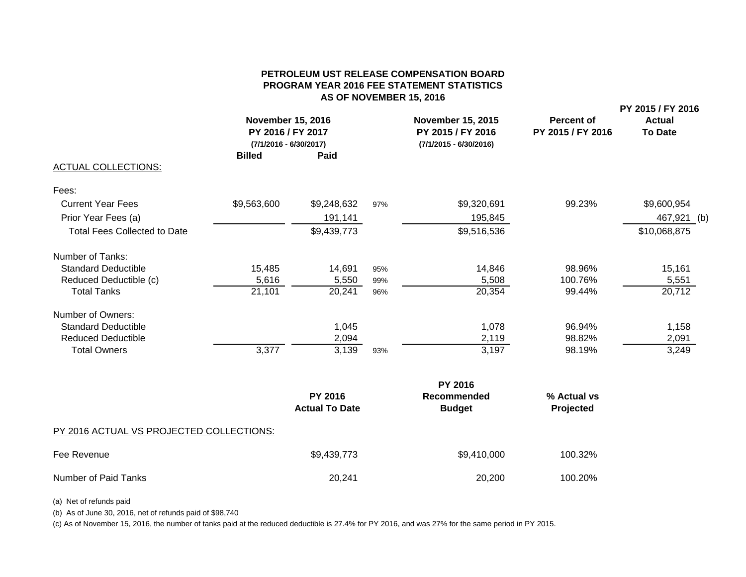**PETROLEUM UST RELEASE COMPENSATION BOARD**
**PROGRAM YEAR 2016 FEE STATEMENT STATISTICS**
**AS OF NOVEMBER 15, 2016**

| | November 15, 2016 PY 2016 / FY 2017 (7/1/2016 - 6/30/2017) | | | November 15, 2015 PY 2015 / FY 2016 (7/1/2015 - 6/30/2016) | Percent of PY 2015 / FY 2016 | PY 2015 / FY 2016 Actual To Date |
|---|---|---|---|---|---|---|
| | **Billed** | **Paid** | | | | |
| ACTUAL COLLECTIONS: | | | | | | |
| Fees: | | | | | | |
| Current Year Fees | $9,563,600 | $9,248,632 | 97% | $9,320,691 | 99.23% | $9,600,954 |
| Prior Year Fees (a) | | 191,141 | | 195,845 | | 467,921 (b) |
| Total Fees Collected to Date | | $9,439,773 | | $9,516,536 | | $10,068,875 |
| Number of Tanks: | | | | | | |
| Standard Deductible | 15,485 | 14,691 | 95% | 14,846 | 98.96% | 15,161 |
| Reduced Deductible (c) | 5,616 | 5,550 | 99% | 5,508 | 100.76% | 5,551 |
| Total Tanks | 21,101 | 20,241 | 96% | 20,354 | 99.44% | 20,712 |
| Number of Owners: | | | | | | |
| Standard Deductible | | 1,045 | | 1,078 | 96.94% | 1,158 |
| Reduced Deductible | | 2,094 | | 2,119 | 98.82% | 2,091 |
| Total Owners | 3,377 | 3,139 | 93% | 3,197 | 98.19% | 3,249 |

| PY 2016 ACTUAL VS PROJECTED COLLECTIONS: | PY 2016 Actual To Date | PY 2016 Recommended Budget | % Actual vs Projected |
|---|---|---|---|
| Fee Revenue | $9,439,773 | $9,410,000 | 100.32% |
| Number of Paid Tanks | 20,241 | 20,200 | 100.20% |

(a) Net of refunds paid

(b) As of June 30, 2016, net of refunds paid of $98,740

(c) As of November 15, 2016, the number of tanks paid at the reduced deductible is 27.4% for PY 2016, and was 27% for the same period in PY 2015.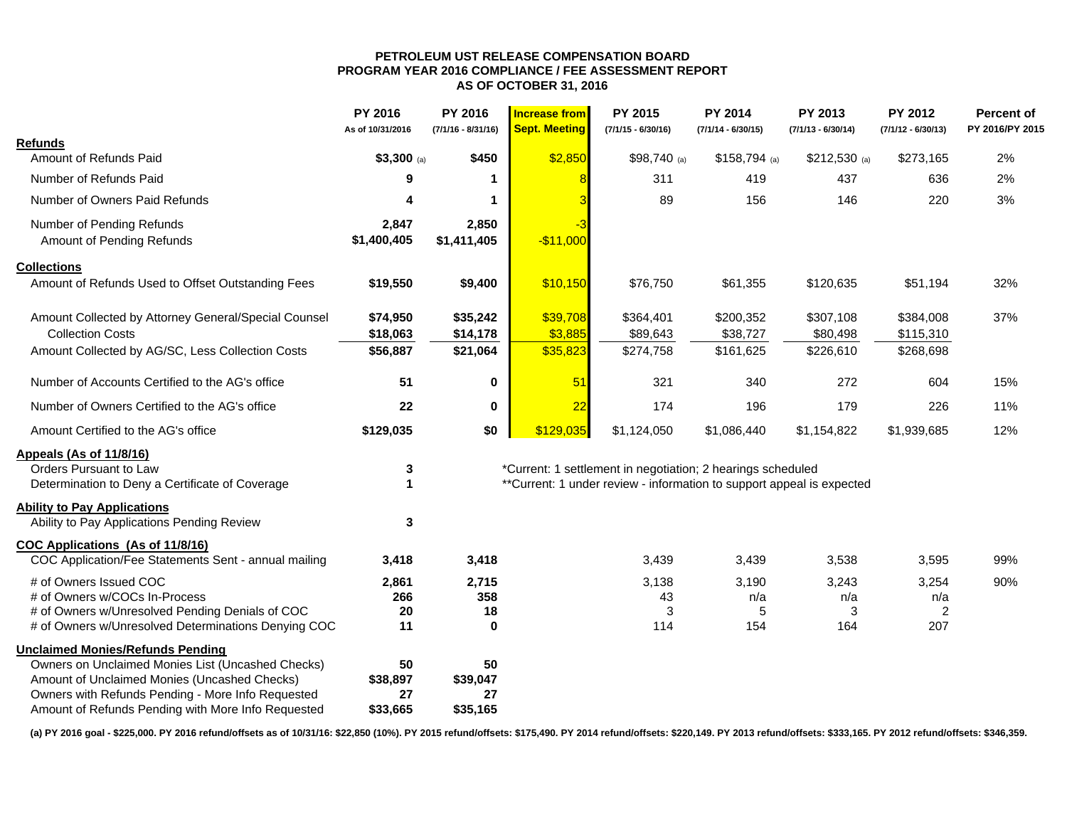**PETROLEUM UST RELEASE COMPENSATION BOARD**
**PROGRAM YEAR 2016 COMPLIANCE / FEE ASSESSMENT REPORT**
**AS OF OCTOBER 31, 2016**

| | PY 2016 As of 10/31/2016 | PY 2016 (7/1/16 - 8/31/16) | Increase from Sept. Meeting | PY 2015 (7/1/15 - 6/30/16) | PY 2014 (7/1/14 - 6/30/15) | PY 2013 (7/1/13 - 6/30/14) | PY 2012 (7/1/12 - 6/30/13) | Percent of PY 2016/PY 2015 |
|---|---|---|---|---|---|---|---|---|
| **Refunds** | | | | | | | | |
| Amount of Refunds Paid | **$3,300** (a) | **$450** | $2,850 | $98,740 (a) | $158,794 (a) | $212,530 (a) | $273,165 | 2% |
| Number of Refunds Paid | **9** | **1** | 8 | 311 | 419 | 437 | 636 | 2% |
| Number of Owners Paid Refunds | **4** | **1** | 3 | 89 | 156 | 146 | 220 | 3% |
| Number of Pending Refunds | **2,847** | **2,850** | -3 | | | | | |
| Amount of Pending Refunds | **$1,400,405** | **$1,411,405** | -$11,000 | | | | | |
| **Collections** | | | | | | | | |
| Amount of Refunds Used to Offset Outstanding Fees | **$19,550** | **$9,400** | $10,150 | $76,750 | $61,355 | $120,635 | $51,194 | 32% |
| Amount Collected by Attorney General/Special Counsel | **$74,950** | **$35,242** | $39,708 | $364,401 | $200,352 | $307,108 | $384,008 | 37% |
| Collection Costs | **$18,063** | **$14,178** | $3,885 | $89,643 | $38,727 | $80,498 | $115,310 | |
| Amount Collected by AG/SC, Less Collection Costs | **$56,887** | **$21,064** | $35,823 | $274,758 | $161,625 | $226,610 | $268,698 | |
| Number of Accounts Certified to the AG's office | **51** | **0** | 51 | 321 | 340 | 272 | 604 | 15% |
| Number of Owners Certified to the AG's office | **22** | **0** | 22 | 174 | 196 | 179 | 226 | 11% |
| Amount Certified to the AG's office | **$129,035** | **$0** | $129,035 | $1,124,050 | $1,086,440 | $1,154,822 | $1,939,685 | 12% |
| **Appeals (As of 11/8/16)** | | | | | | | | |
| Orders Pursuant to Law | **3** | | *Current: 1 settlement in negotiation; 2 hearings scheduled | | | | | |
| Determination to Deny a Certificate of Coverage | **1** | | **Current: 1 under review - information to support appeal is expected | | | | | |
| **Ability to Pay Applications** | | | | | | | | |
| Ability to Pay Applications Pending Review | **3** | | | | | | | |
| **COC Applications (As of 11/8/16)** | | | | | | | | |
| COC Application/Fee Statements Sent - annual mailing | **3,418** | **3,418** | | 3,439 | 3,439 | 3,538 | 3,595 | 99% |
| # of Owners Issued COC | **2,861** | **2,715** | | 3,138 | 3,190 | 3,243 | 3,254 | 90% |
| # of Owners w/COCs In-Process | **266** | **358** | | 43 | n/a | n/a | n/a | |
| # of Owners w/Unresolved Pending Denials of COC | **20** | **18** | | 3 | 5 | 3 | 2 | |
| # of Owners w/Unresolved Determinations Denying COC | **11** | **0** | | 114 | 154 | 164 | 207 | |
| **Unclaimed Monies/Refunds Pending** | | | | | | | | |
| Owners on Unclaimed Monies List (Uncashed Checks) | **50** | **50** | | | | | | |
| Amount of Unclaimed Monies (Uncashed Checks) | **$38,897** | **$39,047** | | | | | | |
| Owners with Refunds Pending - More Info Requested | **27** | **27** | | | | | | |
| Amount of Refunds Pending with More Info Requested | **$33,665** | **$35,165** | | | | | | |

**(a) PY 2016 goal - $225,000. PY 2016 refund/offsets as of 10/31/16: $22,850 (10%). PY 2015 refund/offsets: $175,490. PY 2014 refund/offsets: $220,149. PY 2013 refund/offsets: $333,165. PY 2012 refund/offsets: $346,359.**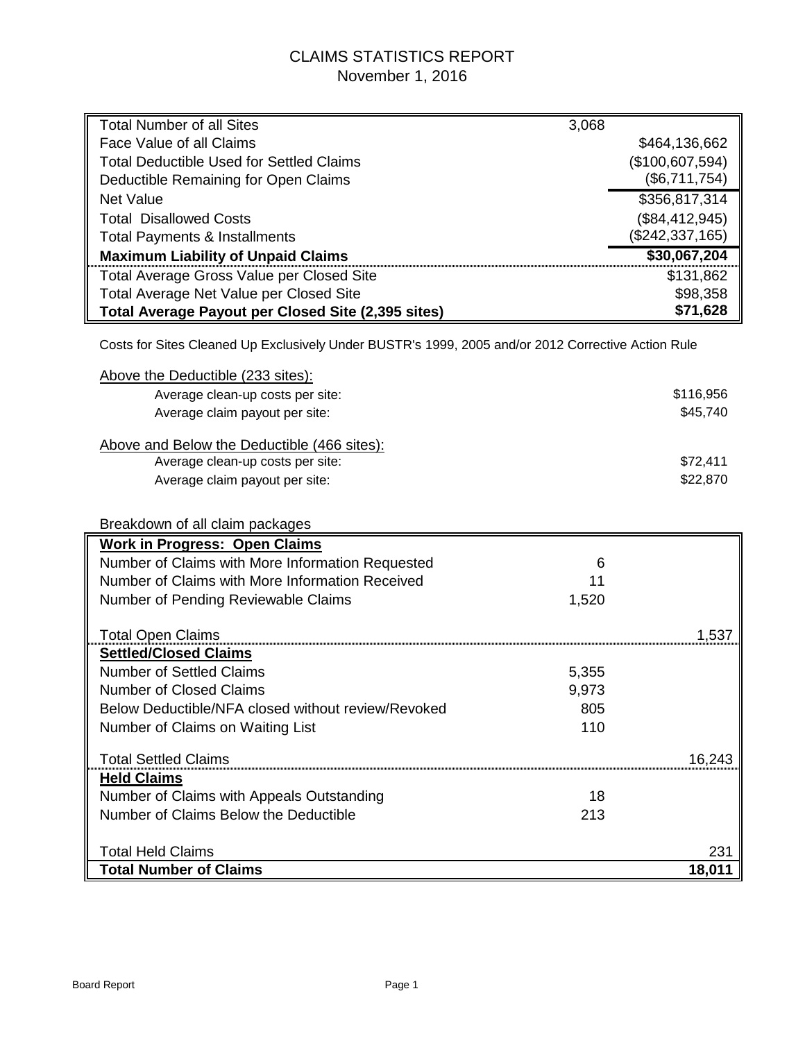# CLAIMS STATISTICS REPORT
November 1, 2016

| | | |
|---|---|---|
| Total Number of all Sites | 3,068 | |
| Face Value of all Claims | | $464,136,662 |
| Total Deductible Used for Settled Claims | | ($100,607,594) |
| Deductible Remaining for Open Claims | | ($6,711,754) |
| Net Value | | $356,817,314 |
| Total Disallowed Costs | | ($84,412,945) |
| Total Payments & Installments | | ($242,337,165) |
| **Maximum Liability of Unpaid Claims** | | **$30,067,204** |
| Total Average Gross Value per Closed Site | | $131,862 |
| Total Average Net Value per Closed Site | | $98,358 |
| **Total Average Payout per Closed Site (2,395 sites)** | | **$71,628** |

Costs for Sites Cleaned Up Exclusively Under BUSTR's 1999, 2005 and/or 2012 Corrective Action Rule

Above the Deductible (233 sites):

| | |
|---|---|
| Average clean-up costs per site: | $116,956 |
| Average claim payout per site: | $45,740 |

Above and Below the Deductible (466 sites):

| | |
|---|---|
| Average clean-up costs per site: | $72,411 |
| Average claim payout per site: | $22,870 |

Breakdown of all claim packages

| | | |
|---|---|---|
| **Work in Progress: Open Claims** | | |
| Number of Claims with More Information Requested | 6 | |
| Number of Claims with More Information Received | 11 | |
| Number of Pending Reviewable Claims | 1,520 | |
| Total Open Claims | | 1,537 |
| **Settled/Closed Claims** | | |
| Number of Settled Claims | 5,355 | |
| Number of Closed Claims | 9,973 | |
| Below Deductible/NFA closed without review/Revoked | 805 | |
| Number of Claims on Waiting List | 110 | |
| Total Settled Claims | | 16,243 |
| **Held Claims** | | |
| Number of Claims with Appeals Outstanding | 18 | |
| Number of Claims Below the Deductible | 213 | |
| Total Held Claims | | 231 |
| **Total Number of Claims** | | **18,011** |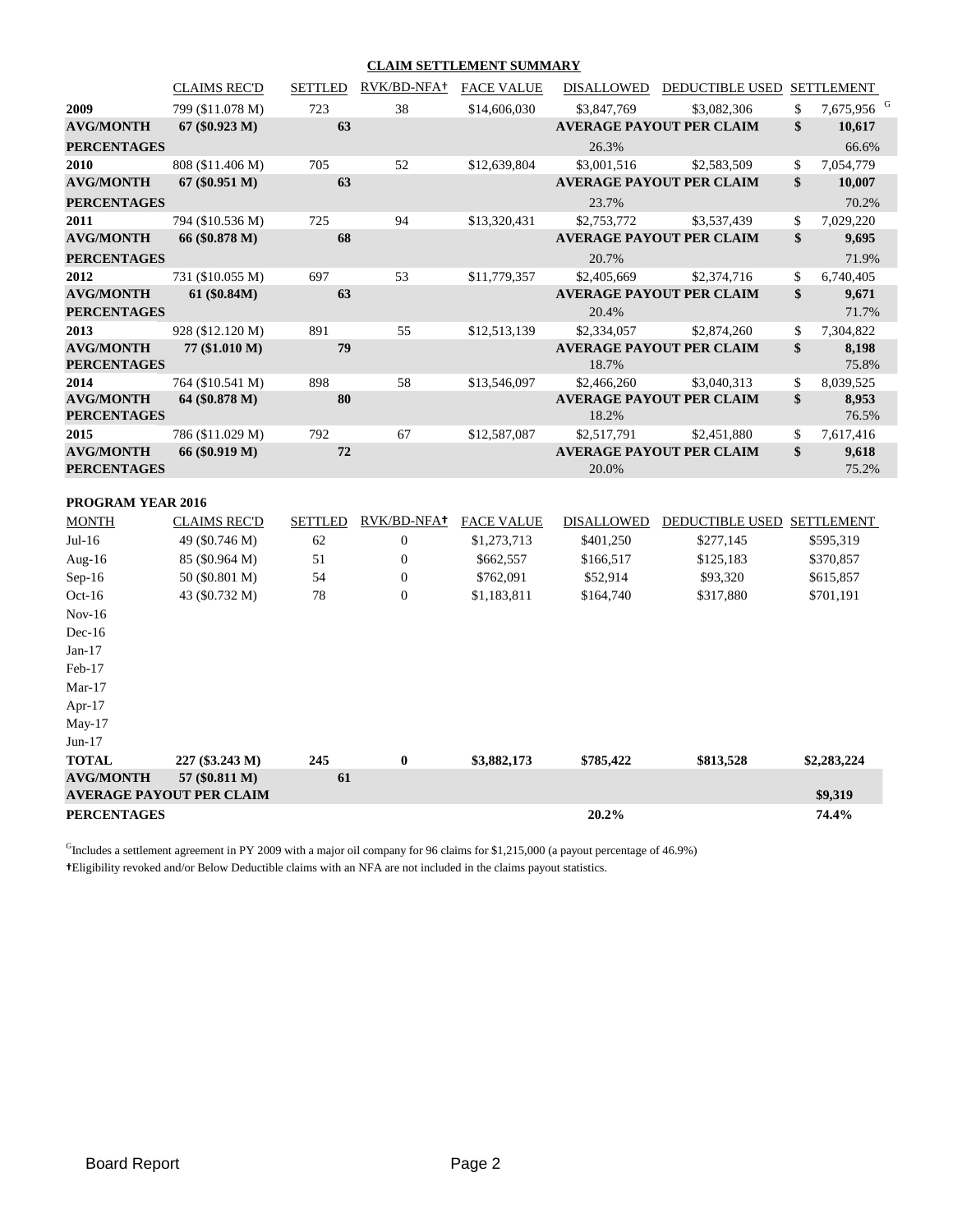## CLAIM SETTLEMENT SUMMARY

| | CLAIMS REC'D | SETTLED | RVK/BD-NFA† | FACE VALUE | DISALLOWED | DEDUCTIBLE USED | SETTLEMENT |
|---|---|---|---|---|---|---|---|
| **2009** | 799 ($11.078 M) | 723 | 38 | $14,606,030 | $3,847,769 | $3,082,306 | $ 7,675,956 [G] |
| **AVG/MONTH** | **67 ($0.923 M)** | **63** | | | **AVERAGE PAYOUT PER CLAIM** | | **$ 10,617** |
| **PERCENTAGES** | | | | | 26.3% | | 66.6% |
| **2010** | 808 ($11.406 M) | 705 | 52 | $12,639,804 | $3,001,516 | $2,583,509 | $ 7,054,779 |
| **AVG/MONTH** | **67 ($0.951 M)** | **63** | | | **AVERAGE PAYOUT PER CLAIM** | | **$ 10,007** |
| **PERCENTAGES** | | | | | 23.7% | | 70.2% |
| **2011** | 794 ($10.536 M) | 725 | 94 | $13,320,431 | $2,753,772 | $3,537,439 | $ 7,029,220 |
| **AVG/MONTH** | **66 ($0.878 M)** | **68** | | | **AVERAGE PAYOUT PER CLAIM** | | **$ 9,695** |
| **PERCENTAGES** | | | | | 20.7% | | 71.9% |
| **2012** | 731 ($10.055 M) | 697 | 53 | $11,779,357 | $2,405,669 | $2,374,716 | $ 6,740,405 |
| **AVG/MONTH** | **61 ($0.84M)** | **63** | | | **AVERAGE PAYOUT PER CLAIM** | | **$ 9,671** |
| **PERCENTAGES** | | | | | 20.4% | | 71.7% |
| **2013** | 928 ($12.120 M) | 891 | 55 | $12,513,139 | $2,334,057 | $2,874,260 | $ 7,304,822 |
| **AVG/MONTH** | **77 ($1.010 M)** | **79** | | | **AVERAGE PAYOUT PER CLAIM** | | **$ 8,198** |
| **PERCENTAGES** | | | | | 18.7% | | 75.8% |
| **2014** | 764 ($10.541 M) | 898 | 58 | $13,546,097 | $2,466,260 | $3,040,313 | $ 8,039,525 |
| **AVG/MONTH** | **64 ($0.878 M)** | **80** | | | **AVERAGE PAYOUT PER CLAIM** | | **$ 8,953** |
| **PERCENTAGES** | | | | | 18.2% | | 76.5% |
| **2015** | 786 ($11.029 M) | 792 | 67 | $12,587,087 | $2,517,791 | $2,451,880 | $ 7,617,416 |
| **AVG/MONTH** | **66 ($0.919 M)** | **72** | | | **AVERAGE PAYOUT PER CLAIM** | | **$ 9,618** |
| **PERCENTAGES** | | | | | 20.0% | | 75.2% |

**PROGRAM YEAR 2016**

| MONTH | CLAIMS REC'D | SETTLED | RVK/BD-NFA† | FACE VALUE | DISALLOWED | DEDUCTIBLE USED | SETTLEMENT |
|---|---|---|---|---|---|---|---|
| Jul-16 | 49 ($0.746 M) | 62 | 0 | $1,273,713 | $401,250 | $277,145 | $595,319 |
| Aug-16 | 85 ($0.964 M) | 51 | 0 | $662,557 | $166,517 | $125,183 | $370,857 |
| Sep-16 | 50 ($0.801 M) | 54 | 0 | $762,091 | $52,914 | $93,320 | $615,857 |
| Oct-16 | 43 ($0.732 M) | 78 | 0 | $1,183,811 | $164,740 | $317,880 | $701,191 |
| Nov-16 | | | | | | | |
| Dec-16 | | | | | | | |
| Jan-17 | | | | | | | |
| Feb-17 | | | | | | | |
| Mar-17 | | | | | | | |
| Apr-17 | | | | | | | |
| May-17 | | | | | | | |
| Jun-17 | | | | | | | |
| **TOTAL** | **227 ($3.243 M)** | **245** | **0** | **$3,882,173** | **$785,422** | **$813,528** | **$2,283,224** |
| **AVG/MONTH** | **57 ($0.811 M)** | **61** | | | | | |
| **AVERAGE PAYOUT PER CLAIM** | | | | | | | **$9,319** |
| **PERCENTAGES** | | | | | **20.2%** | | **74.4%** |

[G]Includes a settlement agreement in PY 2009 with a major oil company for 96 claims for $1,215,000 (a payout percentage of 46.9%)

†Eligibility revoked and/or Below Deductible claims with an NFA are not included in the claims payout statistics.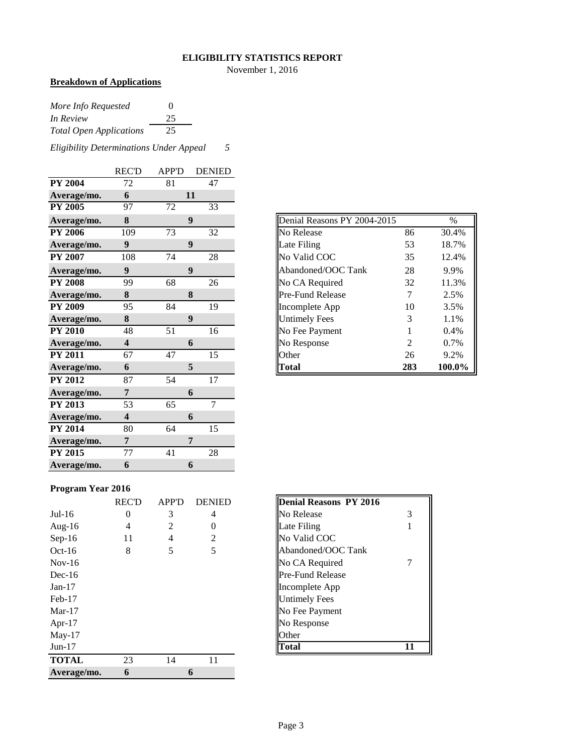# ELIGIBILITY STATISTICS REPORT

November 1, 2016

**Breakdown of Applications**

| | |
|---|---|
| *More Info Requested* | 0 |
| *In Review* | 25 |
| *Total Open Applications* | 25 |

*Eligibility Determinations Under Appeal* 5

| | REC'D | APP'D | DENIED |
|---|---|---|---|
| **PY 2004** | 72 | 81 | 47 |
| **Average/mo.** | **6** | **11** | |
| **PY 2005** | 97 | 72 | 33 |
| **Average/mo.** | **8** | **9** | |
| **PY 2006** | 109 | 73 | 32 |
| **Average/mo.** | **9** | **9** | |
| **PY 2007** | 108 | 74 | 28 |
| **Average/mo.** | **9** | **9** | |
| **PY 2008** | 99 | 68 | 26 |
| **Average/mo.** | **8** | **8** | |
| **PY 2009** | 95 | 84 | 19 |
| **Average/mo.** | **8** | **9** | |
| **PY 2010** | 48 | 51 | 16 |
| **Average/mo.** | **4** | **6** | |
| **PY 2011** | 67 | 47 | 15 |
| **Average/mo.** | **6** | **5** | |
| **PY 2012** | 87 | 54 | 17 |
| **Average/mo.** | **7** | **6** | |
| **PY 2013** | 53 | 65 | 7 |
| **Average/mo.** | **4** | **6** | |
| **PY 2014** | 80 | 64 | 15 |
| **Average/mo.** | **7** | **7** | |
| **PY 2015** | 77 | 41 | 28 |
| **Average/mo.** | **6** | **6** | |

| Denial Reasons PY 2004-2015 | | % |
|---|---|---|
| No Release | 86 | 30.4% |
| Late Filing | 53 | 18.7% |
| No Valid COC | 35 | 12.4% |
| Abandoned/OOC Tank | 28 | 9.9% |
| No CA Required | 32 | 11.3% |
| Pre-Fund Release | 7 | 2.5% |
| Incomplete App | 10 | 3.5% |
| Untimely Fees | 3 | 1.1% |
| No Fee Payment | 1 | 0.4% |
| No Response | 2 | 0.7% |
| Other | 26 | 9.2% |
| **Total** | **283** | **100.0%** |

**Program Year 2016**

| | REC'D | APP'D | DENIED |
|---|---|---|---|
| Jul-16 | 0 | 3 | 4 |
| Aug-16 | 4 | 2 | 0 |
| Sep-16 | 11 | 4 | 2 |
| Oct-16 | 8 | 5 | 5 |
| Nov-16 | | | |
| Dec-16 | | | |
| Jan-17 | | | |
| Feb-17 | | | |
| Mar-17 | | | |
| Apr-17 | | | |
| May-17 | | | |
| Jun-17 | | | |
| **TOTAL** | 23 | 14 | 11 |
| **Average/mo.** | **6** | **6** | |

| **Denial Reasons PY 2016** | |
|---|---|
| No Release | 3 |
| Late Filing | 1 |
| No Valid COC | |
| Abandoned/OOC Tank | |
| No CA Required | 7 |
| Pre-Fund Release | |
| Incomplete App | |
| Untimely Fees | |
| No Fee Payment | |
| No Response | |
| Other | |
| **Total** | **11** |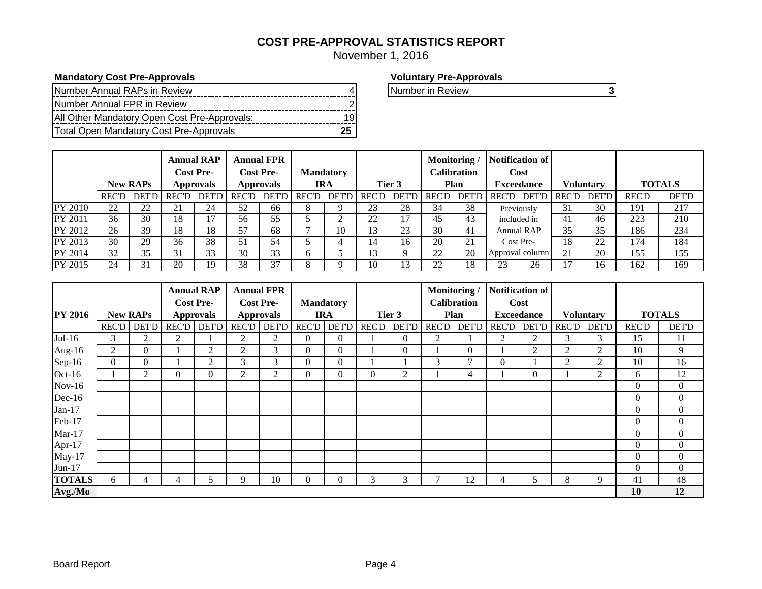# COST PRE-APPROVAL STATISTICS REPORT

November 1, 2016

**Mandatory Cost Pre-Approvals**

| | |
|---|---|
| Number Annual RAPs in Review | 4 |
| Number Annual FPR in Review | 2 |
| All Other Mandatory Open Cost Pre-Approvals: | 19 |
| Total Open Mandatory Cost Pre-Approvals | **25** |

**Voluntary Pre-Approvals**

| | |
|---|---|
| Number in Review | **3** |

| | New RAPs | | Annual RAP Cost Pre-Approvals | | Annual FPR Cost Pre-Approvals | | Mandatory IRA | | Tier 3 | | Monitoring / Calibration Plan | | Notification of Cost Exceedance | | Voluntary | | TOTALS | |
|---|---|---|---|---|---|---|---|---|---|---|---|---|---|---|---|---|---|---|
| | REC'D | DET'D | REC'D | DET'D | REC'D | DET'D | REC'D | DET'D | REC'D | DET'D | REC'D | DET'D | REC'D | DET'D | REC'D | DET'D | REC'D | DET'D |
| PY 2010 | 22 | 22 | 21 | 24 | 52 | 66 | 8 | 9 | 23 | 28 | 34 | 38 | Previously included in Annual RAP Cost Pre-Approval column | | 31 | 30 | 191 | 217 |
| PY 2011 | 36 | 30 | 18 | 17 | 56 | 55 | 5 | 2 | 22 | 17 | 45 | 43 | | | 41 | 46 | 223 | 210 |
| PY 2012 | 26 | 39 | 18 | 18 | 57 | 68 | 7 | 10 | 13 | 23 | 30 | 41 | | | 35 | 35 | 186 | 234 |
| PY 2013 | 30 | 29 | 36 | 38 | 51 | 54 | 5 | 4 | 14 | 16 | 20 | 21 | | | 18 | 22 | 174 | 184 |
| PY 2014 | 32 | 35 | 31 | 33 | 30 | 33 | 6 | 5 | 13 | 9 | 22 | 20 | | | 21 | 20 | 155 | 155 |
| PY 2015 | 24 | 31 | 20 | 19 | 38 | 37 | 8 | 9 | 10 | 13 | 22 | 18 | 23 | 26 | 17 | 16 | 162 | 169 |

| PY 2016 | New RAPs | | Annual RAP Cost Pre-Approvals | | Annual FPR Cost Pre-Approvals | | Mandatory IRA | | Tier 3 | | Monitoring / Calibration Plan | | Notification of Cost Exceedance | | Voluntary | | TOTALS | |
|---|---|---|---|---|---|---|---|---|---|---|---|---|---|---|---|---|---|---|
| | REC'D | DET'D | REC'D | DET'D | REC'D | DET'D | REC'D | DET'D | REC'D | DET'D | REC'D | DET'D | REC'D | DET'D | REC'D | DET'D | REC'D | DET'D |
| Jul-16 | 3 | 2 | 2 | 1 | 2 | 2 | 0 | 0 | 1 | 0 | 2 | 1 | 2 | 2 | 3 | 3 | 15 | 11 |
| Aug-16 | 2 | 0 | 1 | 2 | 2 | 3 | 0 | 0 | 1 | 0 | 1 | 0 | 1 | 2 | 2 | 2 | 10 | 9 |
| Sep-16 | 0 | 0 | 1 | 2 | 3 | 3 | 0 | 0 | 1 | 1 | 3 | 7 | 0 | 1 | 2 | 2 | 10 | 16 |
| Oct-16 | 1 | 2 | 0 | 0 | 2 | 2 | 0 | 0 | 0 | 2 | 1 | 4 | 1 | 0 | 1 | 2 | 6 | 12 |
| Nov-16 | | | | | | | | | | | | | | | | | 0 | 0 |
| Dec-16 | | | | | | | | | | | | | | | | | 0 | 0 |
| Jan-17 | | | | | | | | | | | | | | | | | 0 | 0 |
| Feb-17 | | | | | | | | | | | | | | | | | 0 | 0 |
| Mar-17 | | | | | | | | | | | | | | | | | 0 | 0 |
| Apr-17 | | | | | | | | | | | | | | | | | 0 | 0 |
| May-17 | | | | | | | | | | | | | | | | | 0 | 0 |
| Jun-17 | | | | | | | | | | | | | | | | | 0 | 0 |
| **TOTALS** | 6 | 4 | 4 | 5 | 9 | 10 | 0 | 0 | 3 | 3 | 7 | 12 | 4 | 5 | 8 | 9 | 41 | 48 |
| **Avg./Mo** | | | | | | | | | | | | | | | | | **10** | **12** |

Board Report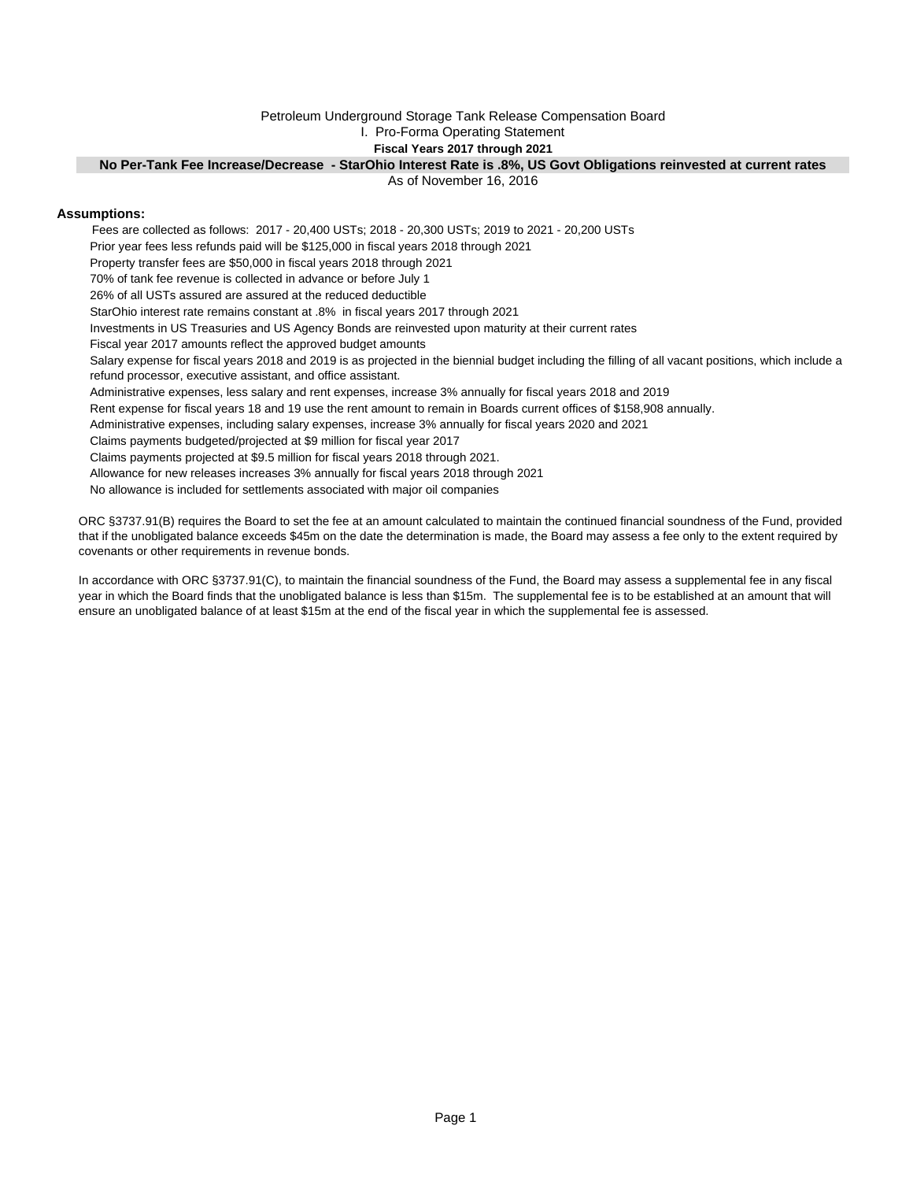Petroleum Underground Storage Tank Release Compensation Board

I. Pro-Forma Operating Statement

**Fiscal Years 2017 through 2021**

**No Per-Tank Fee Increase/Decrease - StarOhio Interest Rate is .8%, US Govt Obligations reinvested at current rates**

As of November 16, 2016

**Assumptions:**

Fees are collected as follows: 2017 - 20,400 USTs; 2018 - 20,300 USTs; 2019 to 2021 - 20,200 USTs

Prior year fees less refunds paid will be $125,000 in fiscal years 2018 through 2021

Property transfer fees are $50,000 in fiscal years 2018 through 2021

70% of tank fee revenue is collected in advance or before July 1

26% of all USTs assured are assured at the reduced deductible

StarOhio interest rate remains constant at .8% in fiscal years 2017 through 2021

Investments in US Treasuries and US Agency Bonds are reinvested upon maturity at their current rates

Fiscal year 2017 amounts reflect the approved budget amounts

Salary expense for fiscal years 2018 and 2019 is as projected in the biennial budget including the filling of all vacant positions, which include a refund processor, executive assistant, and office assistant.

Administrative expenses, less salary and rent expenses, increase 3% annually for fiscal years 2018 and 2019

Rent expense for fiscal years 18 and 19 use the rent amount to remain in Boards current offices of $158,908 annually.

Administrative expenses, including salary expenses, increase 3% annually for fiscal years 2020 and 2021

Claims payments budgeted/projected at $9 million for fiscal year 2017

Claims payments projected at $9.5 million for fiscal years 2018 through 2021.

Allowance for new releases increases 3% annually for fiscal years 2018 through 2021

No allowance is included for settlements associated with major oil companies

ORC §3737.91(B) requires the Board to set the fee at an amount calculated to maintain the continued financial soundness of the Fund, provided that if the unobligated balance exceeds $45m on the date the determination is made, the Board may assess a fee only to the extent required by covenants or other requirements in revenue bonds.

In accordance with ORC §3737.91(C), to maintain the financial soundness of the Fund, the Board may assess a supplemental fee in any fiscal year in which the Board finds that the unobligated balance is less than $15m. The supplemental fee is to be established at an amount that will ensure an unobligated balance of at least $15m at the end of the fiscal year in which the supplemental fee is assessed.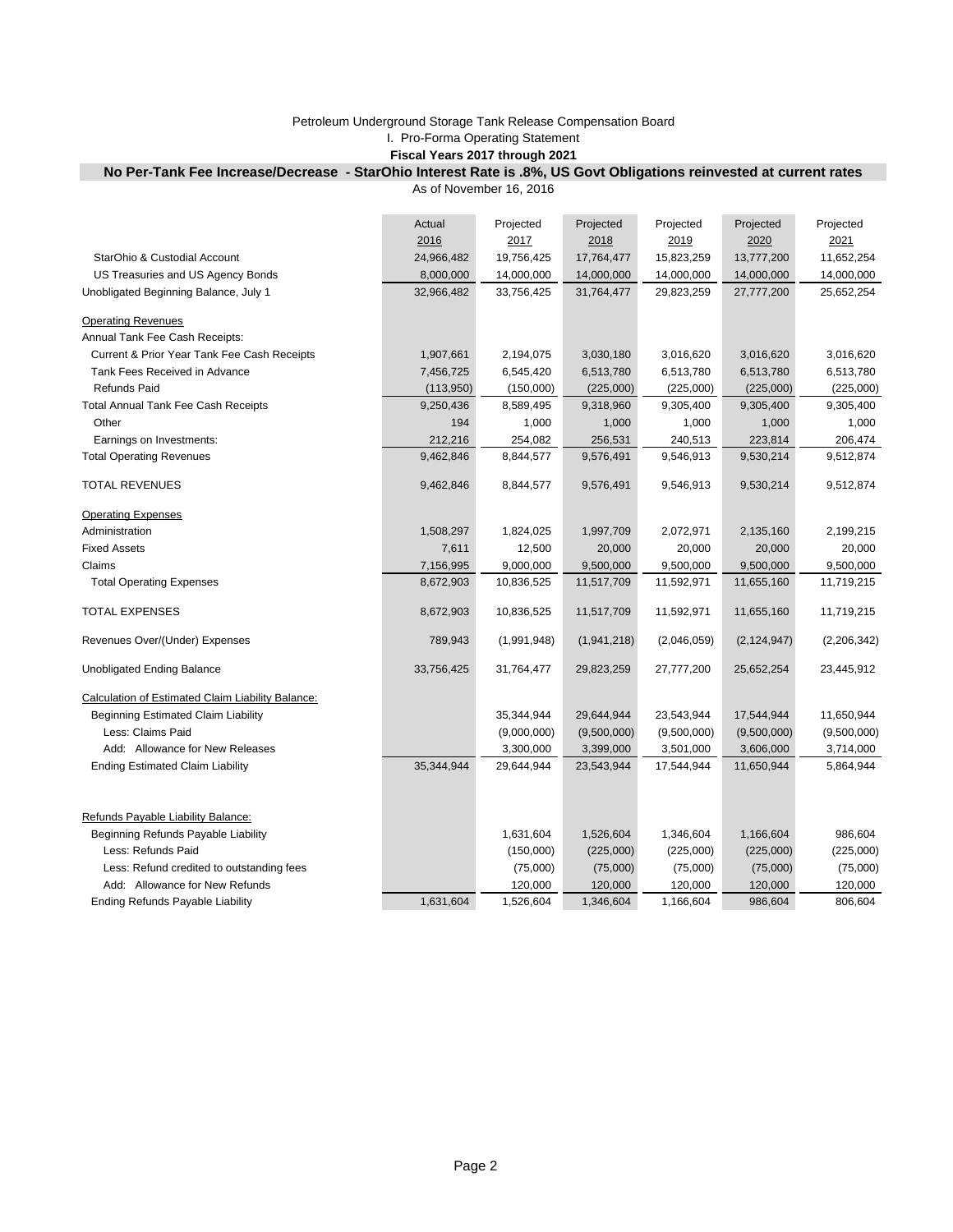Petroleum Underground Storage Tank Release Compensation Board

I. Pro-Forma Operating Statement

**Fiscal Years 2017 through 2021**

**No Per-Tank Fee Increase/Decrease - StarOhio Interest Rate is .8%, US Govt Obligations reinvested at current rates**

As of November 16, 2016

| | Actual 2016 | Projected 2017 | Projected 2018 | Projected 2019 | Projected 2020 | Projected 2021 |
|---|---|---|---|---|---|---|
| StarOhio & Custodial Account | 24,966,482 | 19,756,425 | 17,764,477 | 15,823,259 | 13,777,200 | 11,652,254 |
| US Treasuries and US Agency Bonds | 8,000,000 | 14,000,000 | 14,000,000 | 14,000,000 | 14,000,000 | 14,000,000 |
| Unobligated Beginning Balance, July 1 | 32,966,482 | 33,756,425 | 31,764,477 | 29,823,259 | 27,777,200 | 25,652,254 |
| Operating Revenues | | | | | | |
| Annual Tank Fee Cash Receipts: | | | | | | |
| Current & Prior Year Tank Fee Cash Receipts | 1,907,661 | 2,194,075 | 3,030,180 | 3,016,620 | 3,016,620 | 3,016,620 |
| Tank Fees Received in Advance | 7,456,725 | 6,545,420 | 6,513,780 | 6,513,780 | 6,513,780 | 6,513,780 |
| Refunds Paid | (113,950) | (150,000) | (225,000) | (225,000) | (225,000) | (225,000) |
| Total Annual Tank Fee Cash Receipts | 9,250,436 | 8,589,495 | 9,318,960 | 9,305,400 | 9,305,400 | 9,305,400 |
| Other | 194 | 1,000 | 1,000 | 1,000 | 1,000 | 1,000 |
| Earnings on Investments: | 212,216 | 254,082 | 256,531 | 240,513 | 223,814 | 206,474 |
| Total Operating Revenues | 9,462,846 | 8,844,577 | 9,576,491 | 9,546,913 | 9,530,214 | 9,512,874 |
| TOTAL REVENUES | 9,462,846 | 8,844,577 | 9,576,491 | 9,546,913 | 9,530,214 | 9,512,874 |
| Operating Expenses | | | | | | |
| Administration | 1,508,297 | 1,824,025 | 1,997,709 | 2,072,971 | 2,135,160 | 2,199,215 |
| Fixed Assets | 7,611 | 12,500 | 20,000 | 20,000 | 20,000 | 20,000 |
| Claims | 7,156,995 | 9,000,000 | 9,500,000 | 9,500,000 | 9,500,000 | 9,500,000 |
| Total Operating Expenses | 8,672,903 | 10,836,525 | 11,517,709 | 11,592,971 | 11,655,160 | 11,719,215 |
| TOTAL EXPENSES | 8,672,903 | 10,836,525 | 11,517,709 | 11,592,971 | 11,655,160 | 11,719,215 |
| Revenues Over/(Under) Expenses | 789,943 | (1,991,948) | (1,941,218) | (2,046,059) | (2,124,947) | (2,206,342) |
| Unobligated Ending Balance | 33,756,425 | 31,764,477 | 29,823,259 | 27,777,200 | 25,652,254 | 23,445,912 |
| Calculation of Estimated Claim Liability Balance: | | | | | | |
| Beginning Estimated Claim Liability | | 35,344,944 | 29,644,944 | 23,543,944 | 17,544,944 | 11,650,944 |
| Less: Claims Paid | | (9,000,000) | (9,500,000) | (9,500,000) | (9,500,000) | (9,500,000) |
| Add: Allowance for New Releases | | 3,300,000 | 3,399,000 | 3,501,000 | 3,606,000 | 3,714,000 |
| Ending Estimated Claim Liability | 35,344,944 | 29,644,944 | 23,543,944 | 17,544,944 | 11,650,944 | 5,864,944 |
| Refunds Payable Liability Balance: | | | | | | |
| Beginning Refunds Payable Liability | | 1,631,604 | 1,526,604 | 1,346,604 | 1,166,604 | 986,604 |
| Less: Refunds Paid | | (150,000) | (225,000) | (225,000) | (225,000) | (225,000) |
| Less: Refund credited to outstanding fees | | (75,000) | (75,000) | (75,000) | (75,000) | (75,000) |
| Add: Allowance for New Refunds | | 120,000 | 120,000 | 120,000 | 120,000 | 120,000 |
| Ending Refunds Payable Liability | 1,631,604 | 1,526,604 | 1,346,604 | 1,166,604 | 986,604 | 806,604 |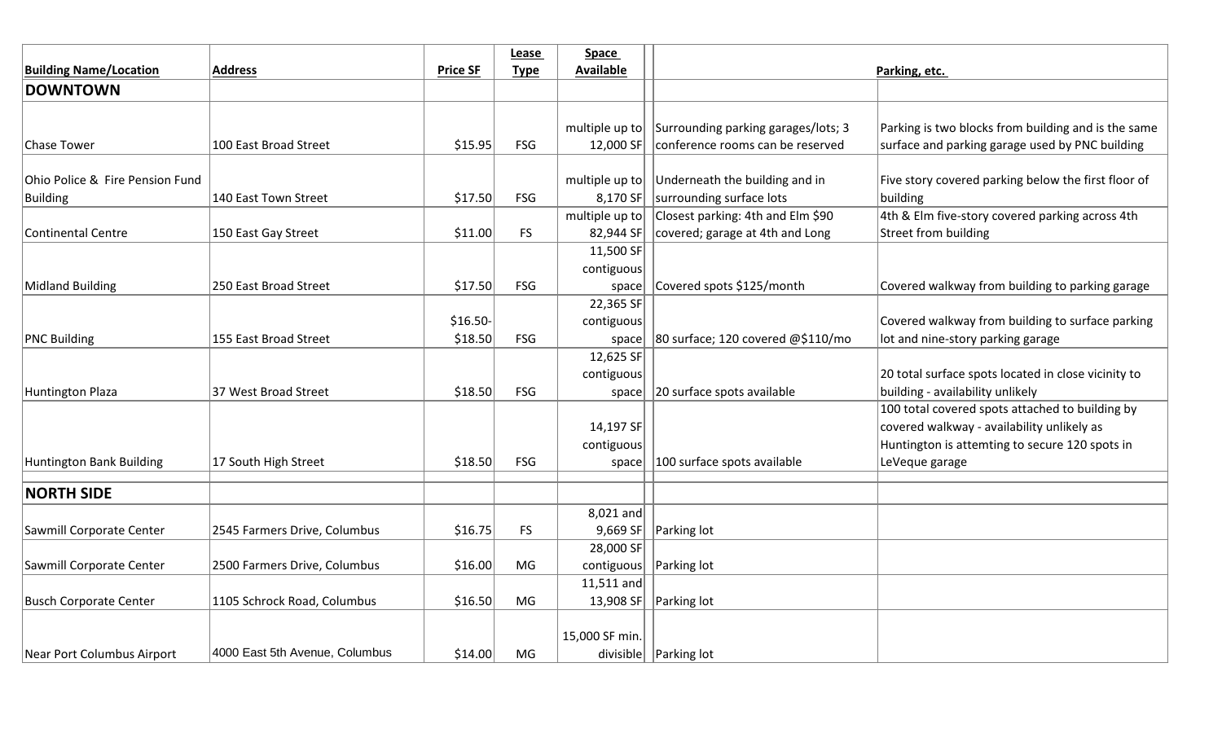| Building Name/Location | Address | Price SF | Lease Type | Space Available | Parking, etc. | |
|---|---|---|---|---|---|---|
| **DOWNTOWN** | | | | | | |
| Chase Tower | 100 East Broad Street | $15.95 | FSG | multiple up to 12,000 SF | Surrounding parking garages/lots; 3 conference rooms can be reserved | Parking is two blocks from building and is the same surface and parking garage used by PNC building |
| Ohio Police & Fire Pension Fund Building | 140 East Town Street | $17.50 | FSG | multiple up to 8,170 SF | Underneath the building and in surrounding surface lots | Five story covered parking below the first floor of building |
| Continental Centre | 150 East Gay Street | $11.00 | FS | multiple up to 82,944 SF | Closest parking: 4th and Elm $90 covered; garage at 4th and Long | 4th & Elm five-story covered parking across 4th Street from building |
| Midland Building | 250 East Broad Street | $17.50 | FSG | 11,500 SF contiguous space | Covered spots $125/month | Covered walkway from building to parking garage |
| PNC Building | 155 East Broad Street | $16.50-$18.50 | FSG | 22,365 SF contiguous space | 80 surface; 120 covered @$110/mo | Covered walkway from building to surface parking lot and nine-story parking garage |
| Huntington Plaza | 37 West Broad Street | $18.50 | FSG | 12,625 SF contiguous space | 20 surface spots available | 20 total surface spots located in close vicinity to building - availability unlikely |
| Huntington Bank Building | 17 South High Street | $18.50 | FSG | 14,197 SF contiguous space | 100 surface spots available | 100 total covered spots attached to building by covered walkway - availability unlikely as Huntington is attemting to secure 120 spots in LeVeque garage |
| **NORTH SIDE** | | | | | | |
| Sawmill Corporate Center | 2545 Farmers Drive, Columbus | $16.75 | FS | 8,021 and 9,669 SF | Parking lot | |
| Sawmill Corporate Center | 2500 Farmers Drive, Columbus | $16.00 | MG | 28,000 SF contiguous | Parking lot | |
| Busch Corporate Center | 1105 Schrock Road, Columbus | $16.50 | MG | 11,511 and 13,908 SF | Parking lot | |
| Near Port Columbus Airport | 4000 East 5th Avenue, Columbus | $14.00 | MG | 15,000 SF min. divisible | Parking lot | |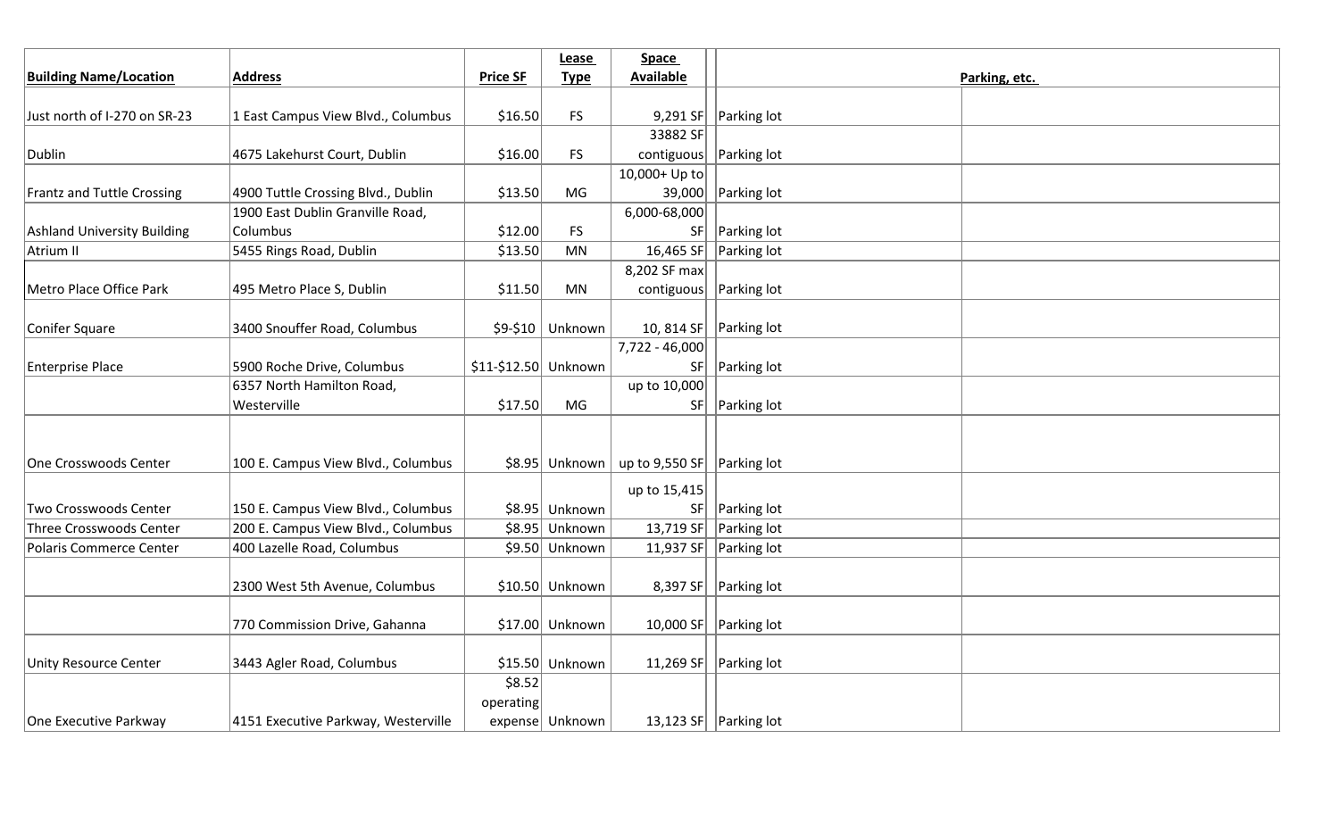| Building Name/Location | Address | Price SF | Lease Type | Space Available | Parking, etc. | |
|---|---|---|---|---|---|---|
| Just north of I-270 on SR-23 | 1 East Campus View Blvd., Columbus | $16.50 | FS | 9,291 SF | Parking lot | |
| Dublin | 4675 Lakehurst Court, Dublin | $16.00 | FS | 33882 SF contiguous | Parking lot | |
| Frantz and Tuttle Crossing | 4900 Tuttle Crossing Blvd., Dublin | $13.50 | MG | 10,000+ Up to 39,000 | Parking lot | |
| Ashland University Building | 1900 East Dublin Granville Road, Columbus | $12.00 | FS | 6,000-68,000 SF | Parking lot | |
| Atrium II | 5455 Rings Road, Dublin | $13.50 | MN | 16,465 SF | Parking lot | |
| Metro Place Office Park | 495 Metro Place S, Dublin | $11.50 | MN | 8,202 SF max contiguous | Parking lot | |
| Conifer Square | 3400 Snouffer Road, Columbus | $9-$10 | Unknown | 10, 814 SF | Parking lot | |
| Enterprise Place | 5900 Roche Drive, Columbus | $11-$12.50 | Unknown | 7,722 - 46,000 SF | Parking lot | |
| | 6357 North Hamilton Road, Westerville | $17.50 | MG | up to 10,000 SF | Parking lot | |
| One Crosswoods Center | 100 E. Campus View Blvd., Columbus | $8.95 | Unknown | up to 9,550 SF | Parking lot | |
| Two Crosswoods Center | 150 E. Campus View Blvd., Columbus | $8.95 | Unknown | up to 15,415 SF | Parking lot | |
| Three Crosswoods Center | 200 E. Campus View Blvd., Columbus | $8.95 | Unknown | 13,719 SF | Parking lot | |
| Polaris Commerce Center | 400 Lazelle Road, Columbus | $9.50 | Unknown | 11,937 SF | Parking lot | |
| | 2300 West 5th Avenue, Columbus | $10.50 | Unknown | 8,397 SF | Parking lot | |
| | 770 Commission Drive, Gahanna | $17.00 | Unknown | 10,000 SF | Parking lot | |
| Unity Resource Center | 3443 Agler Road, Columbus | $15.50 | Unknown | 11,269 SF | Parking lot | |
| One Executive Parkway | 4151 Executive Parkway, Westerville | $8.52 operating expense | Unknown | 13,123 SF | Parking lot | |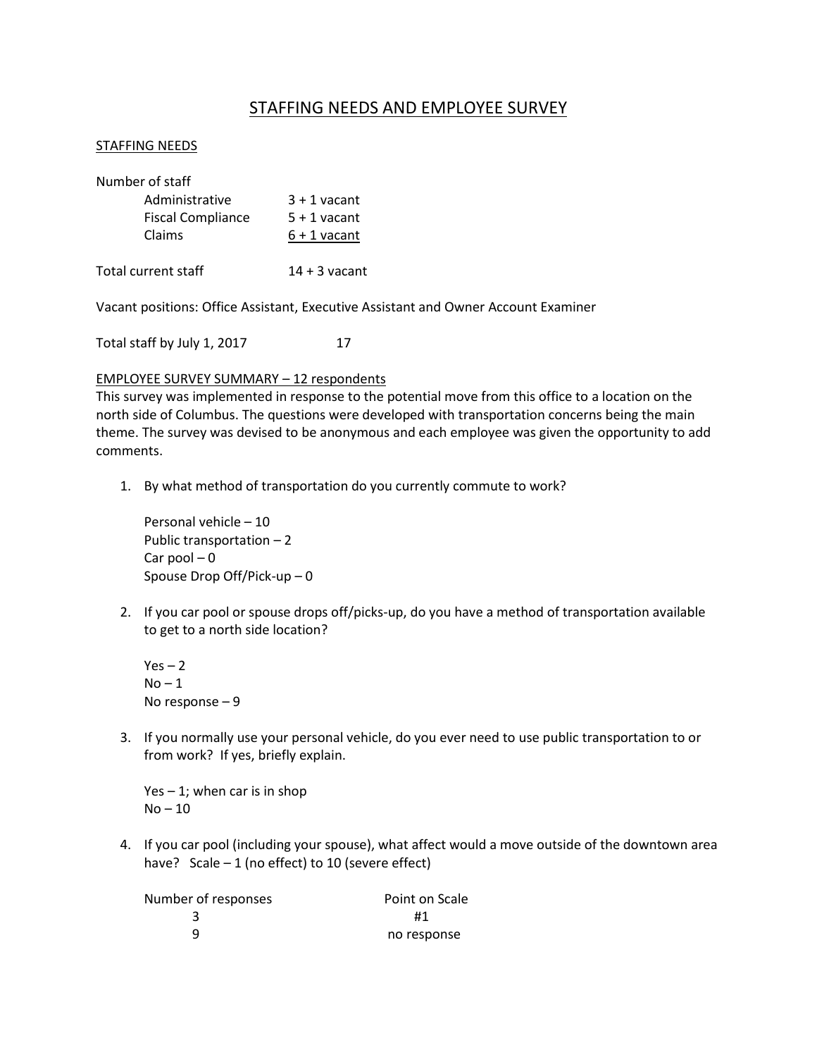# STAFFING NEEDS AND EMPLOYEE SURVEY

## STAFFING NEEDS

Number of staff

| | |
|---|---|
| Administrative | 3 + 1 vacant |
| Fiscal Compliance | 5 + 1 vacant |
| Claims | 6 + 1 vacant |

Total current staff 14 + 3 vacant

Vacant positions: Office Assistant, Executive Assistant and Owner Account Examiner

Total staff by July 1, 2017 17

## EMPLOYEE SURVEY SUMMARY – 12 respondents

This survey was implemented in response to the potential move from this office to a location on the north side of Columbus. The questions were developed with transportation concerns being the main theme. The survey was devised to be anonymous and each employee was given the opportunity to add comments.

1. By what method of transportation do you currently commute to work?

   Personal vehicle – 10
   Public transportation – 2
   Car pool – 0
   Spouse Drop Off/Pick-up – 0

2. If you car pool or spouse drops off/picks-up, do you have a method of transportation available to get to a north side location?

   Yes – 2
   No – 1
   No response – 9

3. If you normally use your personal vehicle, do you ever need to use public transportation to or from work? If yes, briefly explain.

   Yes – 1; when car is in shop
   No – 10

4. If you car pool (including your spouse), what affect would a move outside of the downtown area have? Scale – 1 (no effect) to 10 (severe effect)

   | Number of responses | Point on Scale |
   |---|---|
   | 3 | #1 |
   | 9 | no response |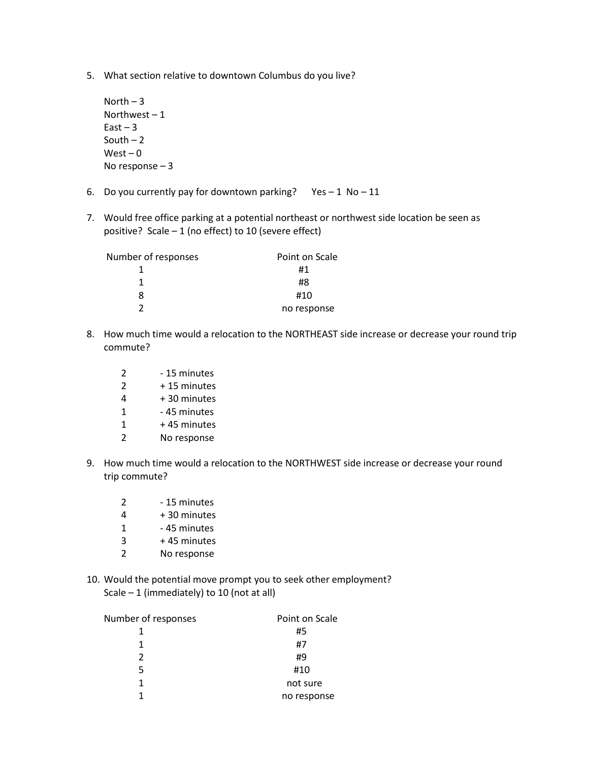5. What section relative to downtown Columbus do you live?

   North – 3
   Northwest – 1
   East – 3
   South – 2
   West – 0
   No response – 3

6. Do you currently pay for downtown parking? Yes – 1 No – 11

7. Would free office parking at a potential northeast or northwest side location be seen as positive? Scale – 1 (no effect) to 10 (severe effect)

| Number of responses | Point on Scale |
| --- | --- |
| 1 | #1 |
| 1 | #8 |
| 8 | #10 |
| 2 | no response |

8. How much time would a relocation to the NORTHEAST side increase or decrease your round trip commute?

| | |
| --- | --- |
| 2 | - 15 minutes |
| 2 | + 15 minutes |
| 4 | + 30 minutes |
| 1 | - 45 minutes |
| 1 | + 45 minutes |
| 2 | No response |

9. How much time would a relocation to the NORTHWEST side increase or decrease your round trip commute?

| | |
| --- | --- |
| 2 | - 15 minutes |
| 4 | + 30 minutes |
| 1 | - 45 minutes |
| 3 | + 45 minutes |
| 2 | No response |

10. Would the potential move prompt you to seek other employment?
    Scale – 1 (immediately) to 10 (not at all)

| Number of responses | Point on Scale |
| --- | --- |
| 1 | #5 |
| 1 | #7 |
| 2 | #9 |
| 5 | #10 |
| 1 | not sure |
| 1 | no response |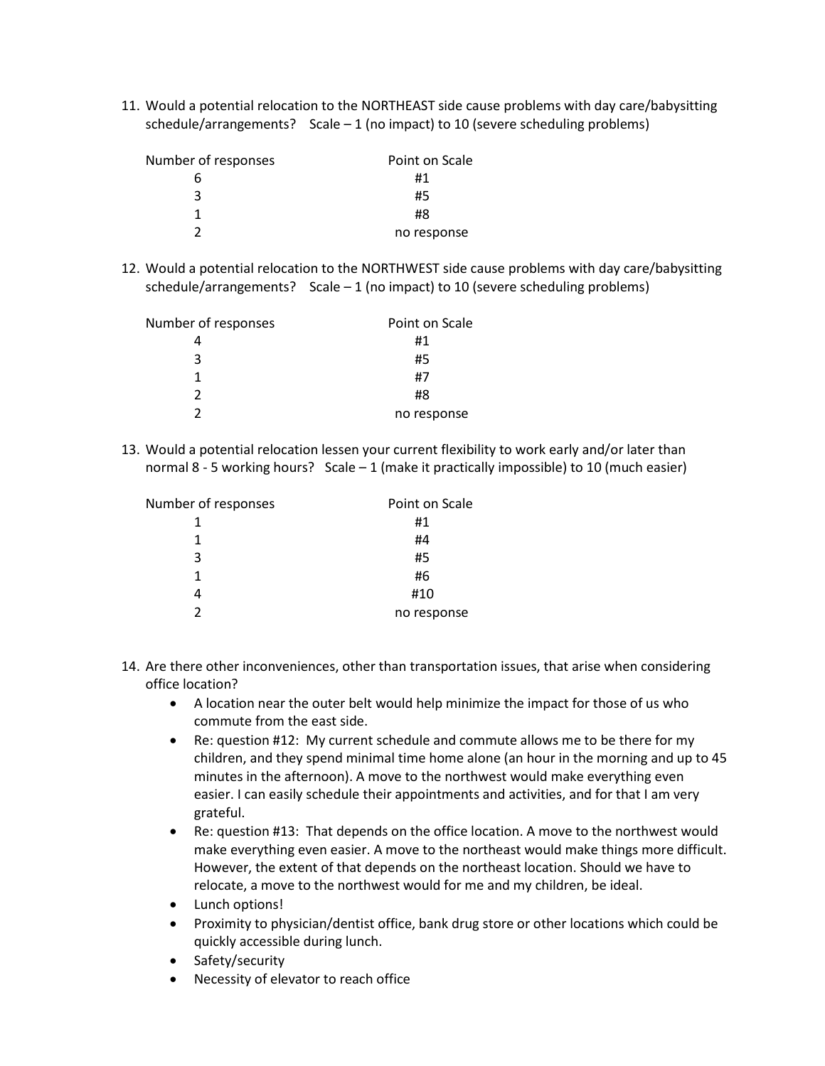11. Would a potential relocation to the NORTHEAST side cause problems with day care/babysitting schedule/arrangements? Scale – 1 (no impact) to 10 (severe scheduling problems)

| Number of responses | Point on Scale |
|---|---|
| 6 | #1 |
| 3 | #5 |
| 1 | #8 |
| 2 | no response |

12. Would a potential relocation to the NORTHWEST side cause problems with day care/babysitting schedule/arrangements? Scale – 1 (no impact) to 10 (severe scheduling problems)

| Number of responses | Point on Scale |
|---|---|
| 4 | #1 |
| 3 | #5 |
| 1 | #7 |
| 2 | #8 |
| 2 | no response |

13. Would a potential relocation lessen your current flexibility to work early and/or later than normal 8 - 5 working hours? Scale – 1 (make it practically impossible) to 10 (much easier)

| Number of responses | Point on Scale |
|---|---|
| 1 | #1 |
| 1 | #4 |
| 3 | #5 |
| 1 | #6 |
| 4 | #10 |
| 2 | no response |

14. Are there other inconveniences, other than transportation issues, that arise when considering office location?
    - A location near the outer belt would help minimize the impact for those of us who commute from the east side.
    - Re: question #12: My current schedule and commute allows me to be there for my children, and they spend minimal time home alone (an hour in the morning and up to 45 minutes in the afternoon). A move to the northwest would make everything even easier. I can easily schedule their appointments and activities, and for that I am very grateful.
    - Re: question #13: That depends on the office location. A move to the northwest would make everything even easier. A move to the northeast would make things more difficult. However, the extent of that depends on the northeast location. Should we have to relocate, a move to the northwest would for me and my children, be ideal.
    - Lunch options!
    - Proximity to physician/dentist office, bank drug store or other locations which could be quickly accessible during lunch.
    - Safety/security
    - Necessity of elevator to reach office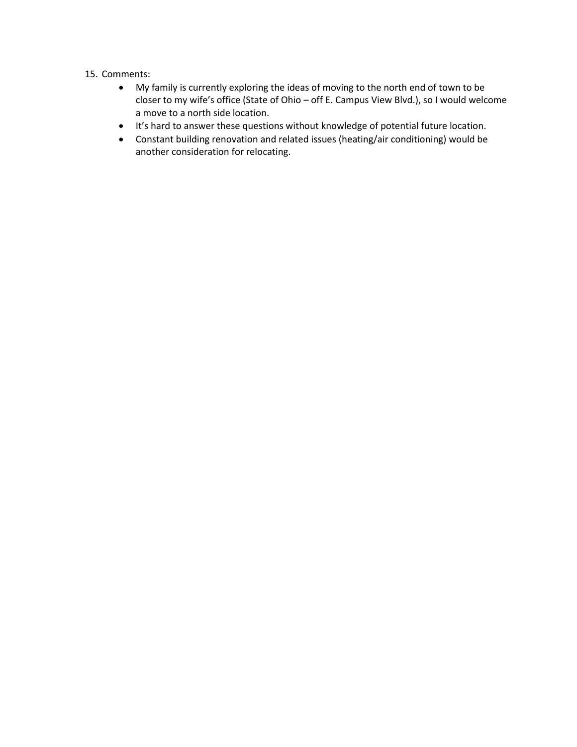15. Comments:
    - My family is currently exploring the ideas of moving to the north end of town to be closer to my wife's office (State of Ohio – off E. Campus View Blvd.), so I would welcome a move to a north side location.
    - It's hard to answer these questions without knowledge of potential future location.
    - Constant building renovation and related issues (heating/air conditioning) would be another consideration for relocating.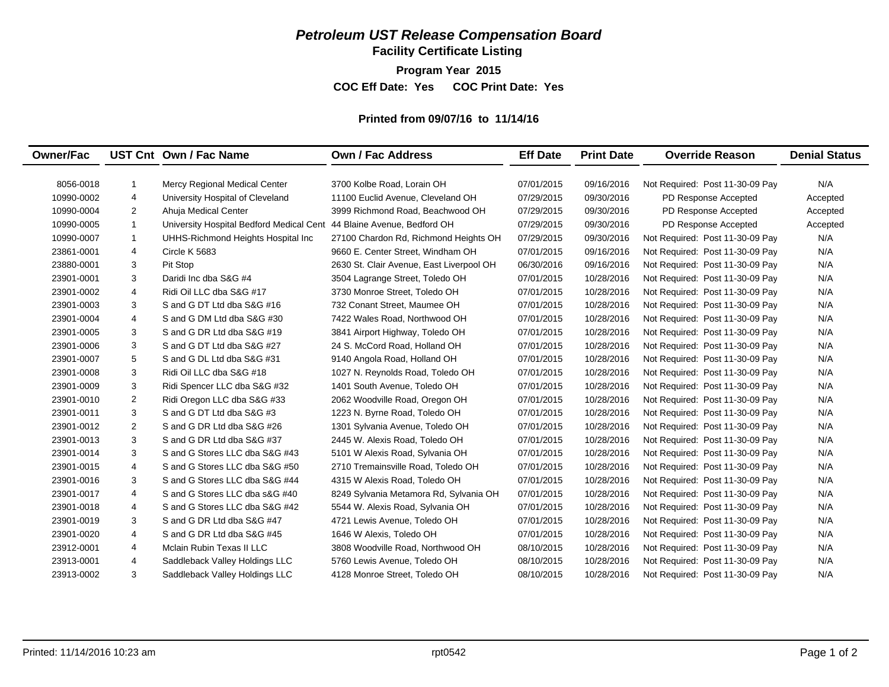# ***Petroleum UST Release Compensation Board***

## Facility Certificate Listing

**Program Year 2015**

**COC Eff Date: Yes COC Print Date: Yes**

**Printed from 09/07/16 to 11/14/16**

| Owner/Fac | UST Cnt | Own / Fac Name | Own / Fac Address | Eff Date | Print Date | Override Reason | Denial Status |
|---|---|---|---|---|---|---|---|
| 8056-0018 | 1 | Mercy Regional Medical Center | 3700 Kolbe Road, Lorain OH | 07/01/2015 | 09/16/2016 | Not Required: Post 11-30-09 Pay | N/A |
| 10990-0002 | 4 | University Hospital of Cleveland | 11100 Euclid Avenue, Cleveland OH | 07/29/2015 | 09/30/2016 | PD Response Accepted | Accepted |
| 10990-0004 | 2 | Ahuja Medical Center | 3999 Richmond Road, Beachwood OH | 07/29/2015 | 09/30/2016 | PD Response Accepted | Accepted |
| 10990-0005 | 1 | University Hospital Bedford Medical Cent | 44 Blaine Avenue, Bedford OH | 07/29/2015 | 09/30/2016 | PD Response Accepted | Accepted |
| 10990-0007 | 1 | UHHS-Richmond Heights Hospital Inc | 27100 Chardon Rd, Richmond Heights OH | 07/29/2015 | 09/30/2016 | Not Required: Post 11-30-09 Pay | N/A |
| 23861-0001 | 4 | Circle K 5683 | 9660 E. Center Street, Windham OH | 07/01/2015 | 09/16/2016 | Not Required: Post 11-30-09 Pay | N/A |
| 23880-0001 | 3 | Pit Stop | 2630 St. Clair Avenue, East Liverpool OH | 06/30/2016 | 09/16/2016 | Not Required: Post 11-30-09 Pay | N/A |
| 23901-0001 | 3 | Daridi Inc dba S&G #4 | 3504 Lagrange Street, Toledo OH | 07/01/2015 | 10/28/2016 | Not Required: Post 11-30-09 Pay | N/A |
| 23901-0002 | 4 | Ridi Oil LLC dba S&G #17 | 3730 Monroe Street, Toledo OH | 07/01/2015 | 10/28/2016 | Not Required: Post 11-30-09 Pay | N/A |
| 23901-0003 | 3 | S and G DT Ltd dba S&G #16 | 732 Conant Street, Maumee OH | 07/01/2015 | 10/28/2016 | Not Required: Post 11-30-09 Pay | N/A |
| 23901-0004 | 4 | S and G DM Ltd dba S&G #30 | 7422 Wales Road, Northwood OH | 07/01/2015 | 10/28/2016 | Not Required: Post 11-30-09 Pay | N/A |
| 23901-0005 | 3 | S and G DR Ltd dba S&G #19 | 3841 Airport Highway, Toledo OH | 07/01/2015 | 10/28/2016 | Not Required: Post 11-30-09 Pay | N/A |
| 23901-0006 | 3 | S and G DT Ltd dba S&G #27 | 24 S. McCord Road, Holland OH | 07/01/2015 | 10/28/2016 | Not Required: Post 11-30-09 Pay | N/A |
| 23901-0007 | 5 | S and G DL Ltd dba S&G #31 | 9140 Angola Road, Holland OH | 07/01/2015 | 10/28/2016 | Not Required: Post 11-30-09 Pay | N/A |
| 23901-0008 | 3 | Ridi Oil LLC dba S&G #18 | 1027 N. Reynolds Road, Toledo OH | 07/01/2015 | 10/28/2016 | Not Required: Post 11-30-09 Pay | N/A |
| 23901-0009 | 3 | Ridi Spencer LLC dba S&G #32 | 1401 South Avenue, Toledo OH | 07/01/2015 | 10/28/2016 | Not Required: Post 11-30-09 Pay | N/A |
| 23901-0010 | 2 | Ridi Oregon LLC dba S&G #33 | 2062 Woodville Road, Oregon OH | 07/01/2015 | 10/28/2016 | Not Required: Post 11-30-09 Pay | N/A |
| 23901-0011 | 3 | S and G DT Ltd dba S&G #3 | 1223 N. Byrne Road, Toledo OH | 07/01/2015 | 10/28/2016 | Not Required: Post 11-30-09 Pay | N/A |
| 23901-0012 | 2 | S and G DR Ltd dba S&G #26 | 1301 Sylvania Avenue, Toledo OH | 07/01/2015 | 10/28/2016 | Not Required: Post 11-30-09 Pay | N/A |
| 23901-0013 | 3 | S and G DR Ltd dba S&G #37 | 2445 W. Alexis Road, Toledo OH | 07/01/2015 | 10/28/2016 | Not Required: Post 11-30-09 Pay | N/A |
| 23901-0014 | 3 | S and G Stores LLC dba S&G #43 | 5101 W Alexis Road, Sylvania OH | 07/01/2015 | 10/28/2016 | Not Required: Post 11-30-09 Pay | N/A |
| 23901-0015 | 4 | S and G Stores LLC dba S&G #50 | 2710 Tremainsville Road, Toledo OH | 07/01/2015 | 10/28/2016 | Not Required: Post 11-30-09 Pay | N/A |
| 23901-0016 | 3 | S and G Stores LLC dba S&G #44 | 4315 W Alexis Road, Toledo OH | 07/01/2015 | 10/28/2016 | Not Required: Post 11-30-09 Pay | N/A |
| 23901-0017 | 4 | S and G Stores LLC dba s&G #40 | 8249 Sylvania Metamora Rd, Sylvania OH | 07/01/2015 | 10/28/2016 | Not Required: Post 11-30-09 Pay | N/A |
| 23901-0018 | 4 | S and G Stores LLC dba S&G #42 | 5544 W. Alexis Road, Sylvania OH | 07/01/2015 | 10/28/2016 | Not Required: Post 11-30-09 Pay | N/A |
| 23901-0019 | 3 | S and G DR Ltd dba S&G #47 | 4721 Lewis Avenue, Toledo OH | 07/01/2015 | 10/28/2016 | Not Required: Post 11-30-09 Pay | N/A |
| 23901-0020 | 4 | S and G DR Ltd dba S&G #45 | 1646 W Alexis, Toledo OH | 07/01/2015 | 10/28/2016 | Not Required: Post 11-30-09 Pay | N/A |
| 23912-0001 | 4 | Mclain Rubin Texas II LLC | 3808 Woodville Road, Northwood OH | 08/10/2015 | 10/28/2016 | Not Required: Post 11-30-09 Pay | N/A |
| 23913-0001 | 4 | Saddleback Valley Holdings LLC | 5760 Lewis Avenue, Toledo OH | 08/10/2015 | 10/28/2016 | Not Required: Post 11-30-09 Pay | N/A |
| 23913-0002 | 3 | Saddleback Valley Holdings LLC | 4128 Monroe Street, Toledo OH | 08/10/2015 | 10/28/2016 | Not Required: Post 11-30-09 Pay | N/A |

Printed: 11/14/2016 10:23 am rpt0542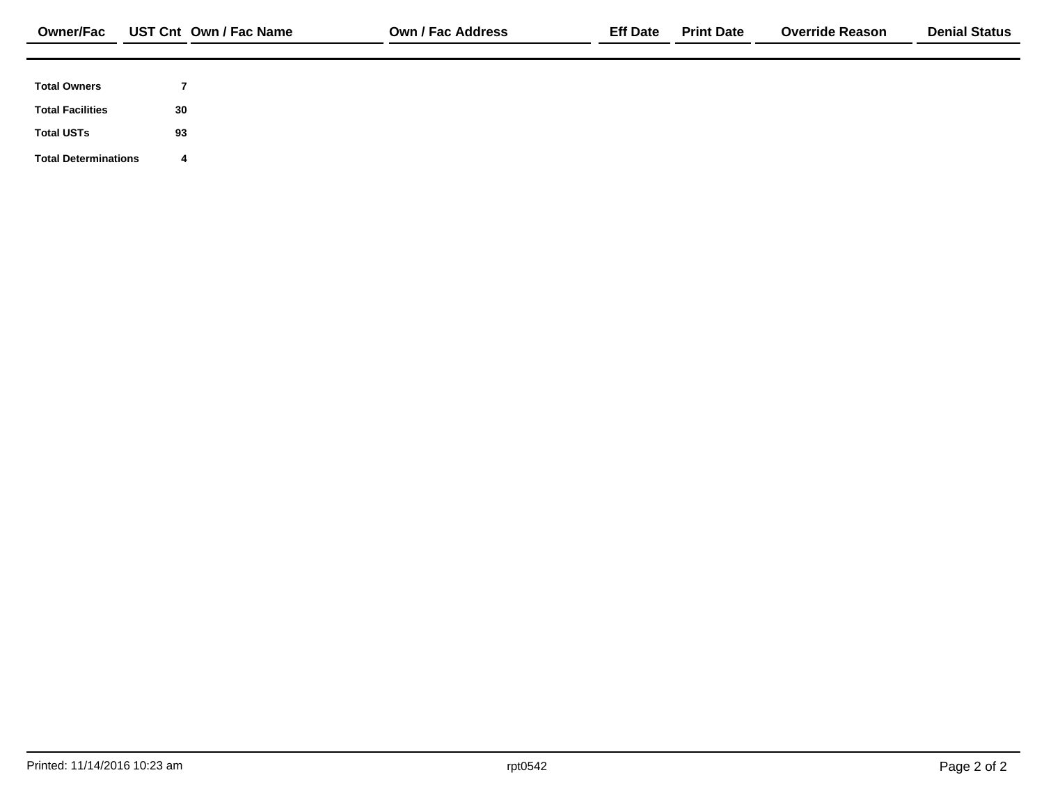| Owner/Fac | UST Cnt | Own / Fac Name | Own / Fac Address | Eff Date | Print Date | Override Reason | Denial Status |
|---|---|---|---|---|---|---|---|

| | |
|---|---|
| **Total Owners** | **7** |
| **Total Facilities** | **30** |
| **Total USTs** | **93** |
| **Total Determinations** | **4** |

Printed: 11/14/2016 10:23 am

rpt0542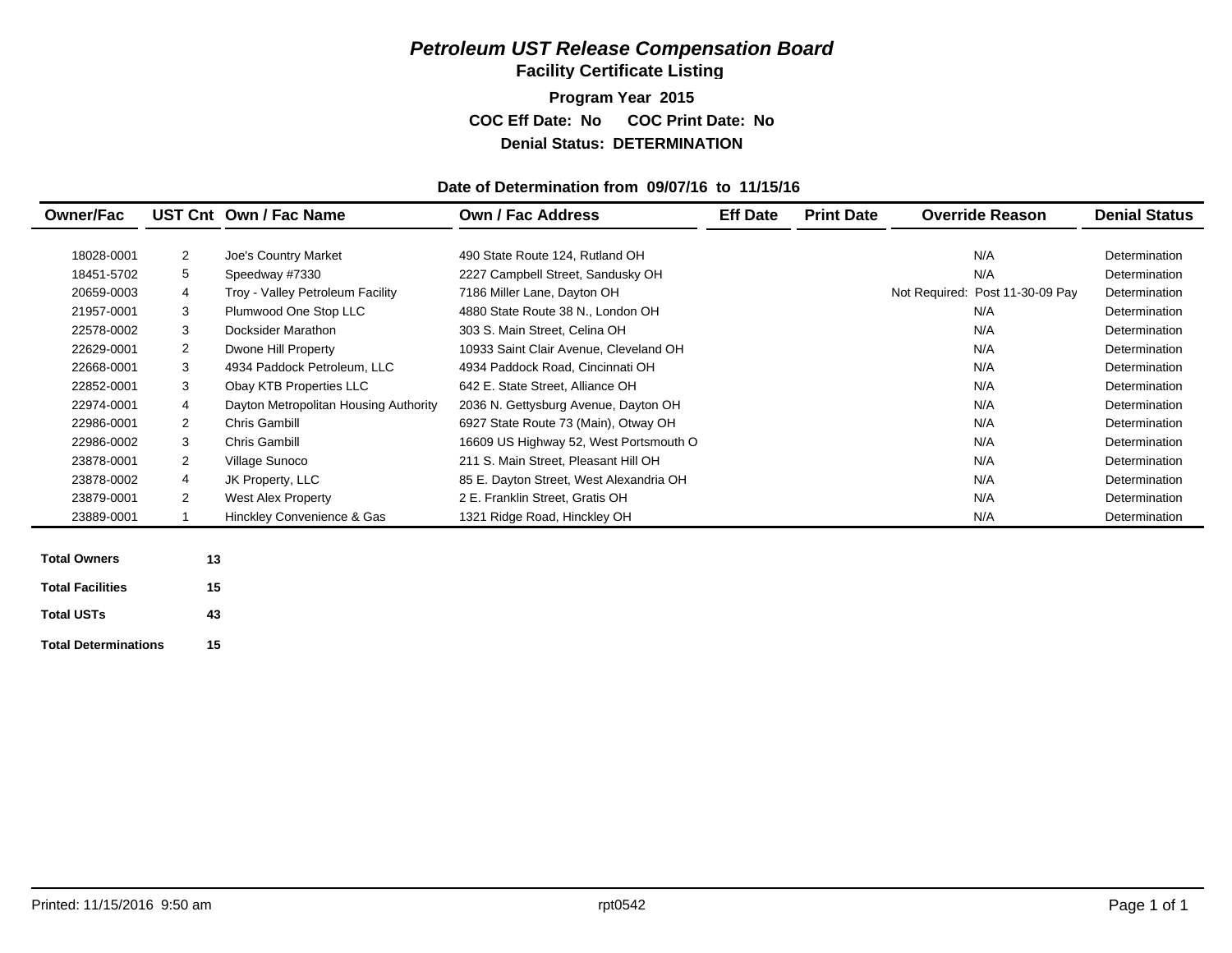# *Petroleum UST Release Compensation Board*

## Facility Certificate Listing

**Program Year 2015**

**COC Eff Date: No COC Print Date: No**

**Denial Status: DETERMINATION**

**Date of Determination from 09/07/16 to 11/15/16**

| Owner/Fac | UST Cnt | Own / Fac Name | Own / Fac Address | Eff Date | Print Date | Override Reason | Denial Status |
|---|---|---|---|---|---|---|---|
| 18028-0001 | 2 | Joe's Country Market | 490 State Route 124, Rutland OH | | | N/A | Determination |
| 18451-5702 | 5 | Speedway #7330 | 2227 Campbell Street, Sandusky OH | | | N/A | Determination |
| 20659-0003 | 4 | Troy - Valley Petroleum Facility | 7186 Miller Lane, Dayton OH | | | Not Required: Post 11-30-09 Pay | Determination |
| 21957-0001 | 3 | Plumwood One Stop LLC | 4880 State Route 38 N., London OH | | | N/A | Determination |
| 22578-0002 | 3 | Docksider Marathon | 303 S. Main Street, Celina OH | | | N/A | Determination |
| 22629-0001 | 2 | Dwone Hill Property | 10933 Saint Clair Avenue, Cleveland OH | | | N/A | Determination |
| 22668-0001 | 3 | 4934 Paddock Petroleum, LLC | 4934 Paddock Road, Cincinnati OH | | | N/A | Determination |
| 22852-0001 | 3 | Obay KTB Properties LLC | 642 E. State Street, Alliance OH | | | N/A | Determination |
| 22974-0001 | 4 | Dayton Metropolitan Housing Authority | 2036 N. Gettysburg Avenue, Dayton OH | | | N/A | Determination |
| 22986-0001 | 2 | Chris Gambill | 6927 State Route 73 (Main), Otway OH | | | N/A | Determination |
| 22986-0002 | 3 | Chris Gambill | 16609 US Highway 52, West Portsmouth O | | | N/A | Determination |
| 23878-0001 | 2 | Village Sunoco | 211 S. Main Street, Pleasant Hill OH | | | N/A | Determination |
| 23878-0002 | 4 | JK Property, LLC | 85 E. Dayton Street, West Alexandria OH | | | N/A | Determination |
| 23879-0001 | 2 | West Alex Property | 2 E. Franklin Street, Gratis OH | | | N/A | Determination |
| 23889-0001 | 1 | Hinckley Convenience & Gas | 1321 Ridge Road, Hinckley OH | | | N/A | Determination |

| | |
|---|---|
| **Total Owners** | **13** |
| **Total Facilities** | **15** |
| **Total USTs** | **43** |
| **Total Determinations** | **15** |

Printed: 11/15/2016 9:50 am rpt0542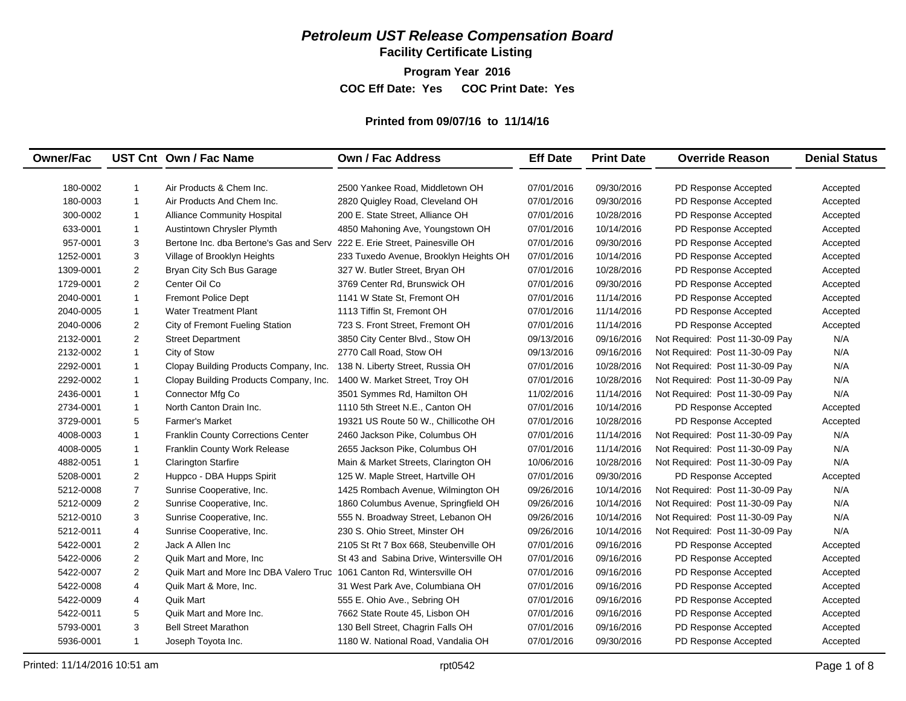# *Petroleum UST Release Compensation Board*

## Facility Certificate Listing

**Program Year 2016**

**COC Eff Date: Yes COC Print Date: Yes**

**Printed from 09/07/16 to 11/14/16**

| Owner/Fac | UST Cnt | Own / Fac Name | Own / Fac Address | Eff Date | Print Date | Override Reason | Denial Status |
|---|---|---|---|---|---|---|---|
| 180-0002 | 1 | Air Products & Chem Inc. | 2500 Yankee Road, Middletown OH | 07/01/2016 | 09/30/2016 | PD Response Accepted | Accepted |
| 180-0003 | 1 | Air Products And Chem Inc. | 2820 Quigley Road, Cleveland OH | 07/01/2016 | 09/30/2016 | PD Response Accepted | Accepted |
| 300-0002 | 1 | Alliance Community Hospital | 200 E. State Street, Alliance OH | 07/01/2016 | 10/28/2016 | PD Response Accepted | Accepted |
| 633-0001 | 1 | Austintown Chrysler Plymth | 4850 Mahoning Ave, Youngstown OH | 07/01/2016 | 10/14/2016 | PD Response Accepted | Accepted |
| 957-0001 | 3 | Bertone Inc. dba Bertone's Gas and Serv | 222 E. Erie Street, Painesville OH | 07/01/2016 | 09/30/2016 | PD Response Accepted | Accepted |
| 1252-0001 | 3 | Village of Brooklyn Heights | 233 Tuxedo Avenue, Brooklyn Heights OH | 07/01/2016 | 10/14/2016 | PD Response Accepted | Accepted |
| 1309-0001 | 2 | Bryan City Sch Bus Garage | 327 W. Butler Street, Bryan OH | 07/01/2016 | 10/28/2016 | PD Response Accepted | Accepted |
| 1729-0001 | 2 | Center Oil Co | 3769 Center Rd, Brunswick OH | 07/01/2016 | 09/30/2016 | PD Response Accepted | Accepted |
| 2040-0001 | 1 | Fremont Police Dept | 1141 W State St, Fremont OH | 07/01/2016 | 11/14/2016 | PD Response Accepted | Accepted |
| 2040-0005 | 1 | Water Treatment Plant | 1113 Tiffin St, Fremont OH | 07/01/2016 | 11/14/2016 | PD Response Accepted | Accepted |
| 2040-0006 | 2 | City of Fremont Fueling Station | 723 S. Front Street, Fremont OH | 07/01/2016 | 11/14/2016 | PD Response Accepted | Accepted |
| 2132-0001 | 2 | Street Department | 3850 City Center Blvd., Stow OH | 09/13/2016 | 09/16/2016 | Not Required: Post 11-30-09 Pay | N/A |
| 2132-0002 | 1 | City of Stow | 2770 Call Road, Stow OH | 09/13/2016 | 09/16/2016 | Not Required: Post 11-30-09 Pay | N/A |
| 2292-0001 | 1 | Clopay Building Products Company, Inc. | 138 N. Liberty Street, Russia OH | 07/01/2016 | 10/28/2016 | Not Required: Post 11-30-09 Pay | N/A |
| 2292-0002 | 1 | Clopay Building Products Company, Inc. | 1400 W. Market Street, Troy OH | 07/01/2016 | 10/28/2016 | Not Required: Post 11-30-09 Pay | N/A |
| 2436-0001 | 1 | Connector Mfg Co | 3501 Symmes Rd, Hamilton OH | 11/02/2016 | 11/14/2016 | Not Required: Post 11-30-09 Pay | N/A |
| 2734-0001 | 1 | North Canton Drain Inc. | 1110 5th Street N.E., Canton OH | 07/01/2016 | 10/14/2016 | PD Response Accepted | Accepted |
| 3729-0001 | 5 | Farmer's Market | 19321 US Route 50 W., Chillicothe OH | 07/01/2016 | 10/28/2016 | PD Response Accepted | Accepted |
| 4008-0003 | 1 | Franklin County Corrections Center | 2460 Jackson Pike, Columbus OH | 07/01/2016 | 11/14/2016 | Not Required: Post 11-30-09 Pay | N/A |
| 4008-0005 | 1 | Franklin County Work Release | 2655 Jackson Pike, Columbus OH | 07/01/2016 | 11/14/2016 | Not Required: Post 11-30-09 Pay | N/A |
| 4882-0051 | 1 | Clarington Starfire | Main & Market Streets, Clarington OH | 10/06/2016 | 10/28/2016 | Not Required: Post 11-30-09 Pay | N/A |
| 5208-0001 | 2 | Huppco - DBA Hupps Spirit | 125 W. Maple Street, Hartville OH | 07/01/2016 | 09/30/2016 | PD Response Accepted | Accepted |
| 5212-0008 | 7 | Sunrise Cooperative, Inc. | 1425 Rombach Avenue, Wilmington OH | 09/26/2016 | 10/14/2016 | Not Required: Post 11-30-09 Pay | N/A |
| 5212-0009 | 2 | Sunrise Cooperative, Inc. | 1860 Columbus Avenue, Springfield OH | 09/26/2016 | 10/14/2016 | Not Required: Post 11-30-09 Pay | N/A |
| 5212-0010 | 3 | Sunrise Cooperative, Inc. | 555 N. Broadway Street, Lebanon OH | 09/26/2016 | 10/14/2016 | Not Required: Post 11-30-09 Pay | N/A |
| 5212-0011 | 4 | Sunrise Cooperative, Inc. | 230 S. Ohio Street, Minster OH | 09/26/2016 | 10/14/2016 | Not Required: Post 11-30-09 Pay | N/A |
| 5422-0001 | 2 | Jack A Allen Inc | 2105 St Rt 7 Box 668, Steubenville OH | 07/01/2016 | 09/16/2016 | PD Response Accepted | Accepted |
| 5422-0006 | 2 | Quik Mart and More, Inc | St 43 and Sabina Drive, Wintersville OH | 07/01/2016 | 09/16/2016 | PD Response Accepted | Accepted |
| 5422-0007 | 2 | Quik Mart and More Inc DBA Valero Truc | 1061 Canton Rd, Wintersville OH | 07/01/2016 | 09/16/2016 | PD Response Accepted | Accepted |
| 5422-0008 | 4 | Quik Mart & More, Inc. | 31 West Park Ave, Columbiana OH | 07/01/2016 | 09/16/2016 | PD Response Accepted | Accepted |
| 5422-0009 | 4 | Quik Mart | 555 E. Ohio Ave., Sebring OH | 07/01/2016 | 09/16/2016 | PD Response Accepted | Accepted |
| 5422-0011 | 5 | Quik Mart and More Inc. | 7662 State Route 45, Lisbon OH | 07/01/2016 | 09/16/2016 | PD Response Accepted | Accepted |
| 5793-0001 | 3 | Bell Street Marathon | 130 Bell Street, Chagrin Falls OH | 07/01/2016 | 09/16/2016 | PD Response Accepted | Accepted |
| 5936-0001 | 1 | Joseph Toyota Inc. | 1180 W. National Road, Vandalia OH | 07/01/2016 | 09/30/2016 | PD Response Accepted | Accepted |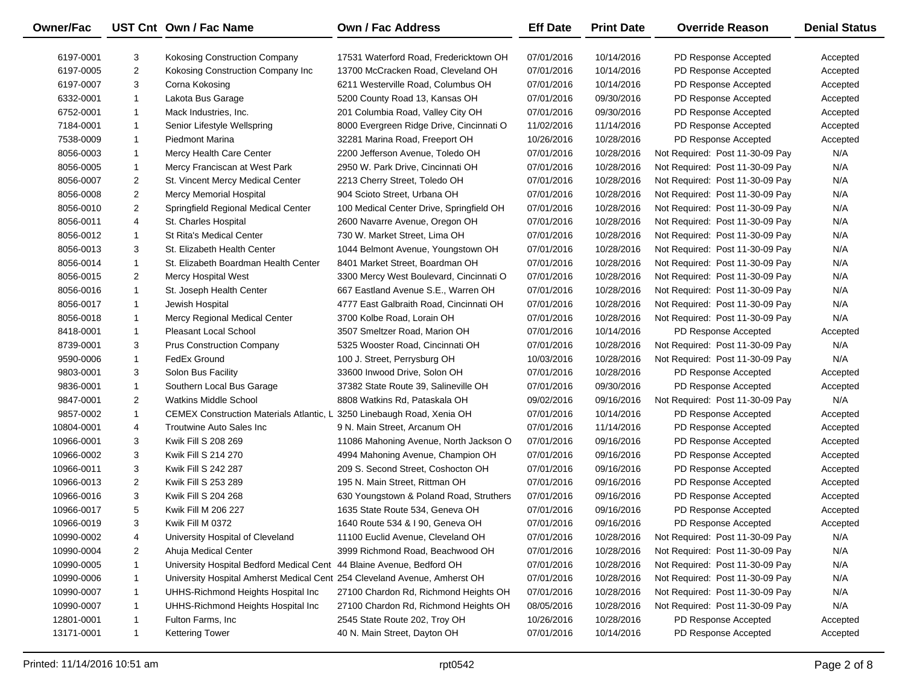| Owner/Fac | UST Cnt | Own / Fac Name | Own / Fac Address | Eff Date | Print Date | Override Reason | Denial Status |
|---|---|---|---|---|---|---|---|
| 6197-0001 | 3 | Kokosing Construction Company | 17531 Waterford Road, Fredericktown OH | 07/01/2016 | 10/14/2016 | PD Response Accepted | Accepted |
| 6197-0005 | 2 | Kokosing Construction Company Inc | 13700 McCracken Road, Cleveland OH | 07/01/2016 | 10/14/2016 | PD Response Accepted | Accepted |
| 6197-0007 | 3 | Corna Kokosing | 6211 Westerville Road, Columbus OH | 07/01/2016 | 10/14/2016 | PD Response Accepted | Accepted |
| 6332-0001 | 1 | Lakota Bus Garage | 5200 County Road 13, Kansas OH | 07/01/2016 | 09/30/2016 | PD Response Accepted | Accepted |
| 6752-0001 | 1 | Mack Industries, Inc. | 201 Columbia Road, Valley City OH | 07/01/2016 | 09/30/2016 | PD Response Accepted | Accepted |
| 7184-0001 | 1 | Senior Lifestyle Wellspring | 8000 Evergreen Ridge Drive, Cincinnati O | 11/02/2016 | 11/14/2016 | PD Response Accepted | Accepted |
| 7538-0009 | 1 | Piedmont Marina | 32281 Marina Road, Freeport OH | 10/26/2016 | 10/28/2016 | PD Response Accepted | Accepted |
| 8056-0003 | 1 | Mercy Health Care Center | 2200 Jefferson Avenue, Toledo OH | 07/01/2016 | 10/28/2016 | Not Required: Post 11-30-09 Pay | N/A |
| 8056-0005 | 1 | Mercy Franciscan at West Park | 2950 W. Park Drive, Cincinnati OH | 07/01/2016 | 10/28/2016 | Not Required: Post 11-30-09 Pay | N/A |
| 8056-0007 | 2 | St. Vincent Mercy Medical Center | 2213 Cherry Street, Toledo OH | 07/01/2016 | 10/28/2016 | Not Required: Post 11-30-09 Pay | N/A |
| 8056-0008 | 2 | Mercy Memorial Hospital | 904 Scioto Street, Urbana OH | 07/01/2016 | 10/28/2016 | Not Required: Post 11-30-09 Pay | N/A |
| 8056-0010 | 2 | Springfield Regional Medical Center | 100 Medical Center Drive, Springfield OH | 07/01/2016 | 10/28/2016 | Not Required: Post 11-30-09 Pay | N/A |
| 8056-0011 | 4 | St. Charles Hospital | 2600 Navarre Avenue, Oregon OH | 07/01/2016 | 10/28/2016 | Not Required: Post 11-30-09 Pay | N/A |
| 8056-0012 | 1 | St Rita's Medical Center | 730 W. Market Street, Lima OH | 07/01/2016 | 10/28/2016 | Not Required: Post 11-30-09 Pay | N/A |
| 8056-0013 | 3 | St. Elizabeth Health Center | 1044 Belmont Avenue, Youngstown OH | 07/01/2016 | 10/28/2016 | Not Required: Post 11-30-09 Pay | N/A |
| 8056-0014 | 1 | St. Elizabeth Boardman Health Center | 8401 Market Street, Boardman OH | 07/01/2016 | 10/28/2016 | Not Required: Post 11-30-09 Pay | N/A |
| 8056-0015 | 2 | Mercy Hospital West | 3300 Mercy West Boulevard, Cincinnati O | 07/01/2016 | 10/28/2016 | Not Required: Post 11-30-09 Pay | N/A |
| 8056-0016 | 1 | St. Joseph Health Center | 667 Eastland Avenue S.E., Warren OH | 07/01/2016 | 10/28/2016 | Not Required: Post 11-30-09 Pay | N/A |
| 8056-0017 | 1 | Jewish Hospital | 4777 East Galbraith Road, Cincinnati OH | 07/01/2016 | 10/28/2016 | Not Required: Post 11-30-09 Pay | N/A |
| 8056-0018 | 1 | Mercy Regional Medical Center | 3700 Kolbe Road, Lorain OH | 07/01/2016 | 10/28/2016 | Not Required: Post 11-30-09 Pay | N/A |
| 8418-0001 | 1 | Pleasant Local School | 3507 Smeltzer Road, Marion OH | 07/01/2016 | 10/14/2016 | PD Response Accepted | Accepted |
| 8739-0001 | 3 | Prus Construction Company | 5325 Wooster Road, Cincinnati OH | 07/01/2016 | 10/28/2016 | Not Required: Post 11-30-09 Pay | N/A |
| 9590-0006 | 1 | FedEx Ground | 100 J. Street, Perrysburg OH | 10/03/2016 | 10/28/2016 | Not Required: Post 11-30-09 Pay | N/A |
| 9803-0001 | 3 | Solon Bus Facility | 33600 Inwood Drive, Solon OH | 07/01/2016 | 10/28/2016 | PD Response Accepted | Accepted |
| 9836-0001 | 1 | Southern Local Bus Garage | 37382 State Route 39, Salineville OH | 07/01/2016 | 09/30/2016 | PD Response Accepted | Accepted |
| 9847-0001 | 2 | Watkins Middle School | 8808 Watkins Rd, Pataskala OH | 09/02/2016 | 09/16/2016 | Not Required: Post 11-30-09 Pay | N/A |
| 9857-0002 | 1 | CEMEX Construction Materials Atlantic, L | 3250 Linebaugh Road, Xenia OH | 07/01/2016 | 10/14/2016 | PD Response Accepted | Accepted |
| 10804-0001 | 4 | Troutwine Auto Sales Inc | 9 N. Main Street, Arcanum OH | 07/01/2016 | 11/14/2016 | PD Response Accepted | Accepted |
| 10966-0001 | 3 | Kwik Fill S 208 269 | 11086 Mahoning Avenue, North Jackson O | 07/01/2016 | 09/16/2016 | PD Response Accepted | Accepted |
| 10966-0002 | 3 | Kwik Fill S 214 270 | 4994 Mahoning Avenue, Champion OH | 07/01/2016 | 09/16/2016 | PD Response Accepted | Accepted |
| 10966-0011 | 3 | Kwik Fill S 242 287 | 209 S. Second Street, Coshocton OH | 07/01/2016 | 09/16/2016 | PD Response Accepted | Accepted |
| 10966-0013 | 2 | Kwik Fill S 253 289 | 195 N. Main Street, Rittman OH | 07/01/2016 | 09/16/2016 | PD Response Accepted | Accepted |
| 10966-0016 | 3 | Kwik Fill S 204 268 | 630 Youngstown & Poland Road, Struthers | 07/01/2016 | 09/16/2016 | PD Response Accepted | Accepted |
| 10966-0017 | 5 | Kwik Fill M 206 227 | 1635 State Route 534, Geneva OH | 07/01/2016 | 09/16/2016 | PD Response Accepted | Accepted |
| 10966-0019 | 3 | Kwik Fill M 0372 | 1640 Route 534 & I 90, Geneva OH | 07/01/2016 | 09/16/2016 | PD Response Accepted | Accepted |
| 10990-0002 | 4 | University Hospital of Cleveland | 11100 Euclid Avenue, Cleveland OH | 07/01/2016 | 10/28/2016 | Not Required: Post 11-30-09 Pay | N/A |
| 10990-0004 | 2 | Ahuja Medical Center | 3999 Richmond Road, Beachwood OH | 07/01/2016 | 10/28/2016 | Not Required: Post 11-30-09 Pay | N/A |
| 10990-0005 | 1 | University Hospital Bedford Medical Cent | 44 Blaine Avenue, Bedford OH | 07/01/2016 | 10/28/2016 | Not Required: Post 11-30-09 Pay | N/A |
| 10990-0006 | 1 | University Hospital Amherst Medical Cent | 254 Cleveland Avenue, Amherst OH | 07/01/2016 | 10/28/2016 | Not Required: Post 11-30-09 Pay | N/A |
| 10990-0007 | 1 | UHHS-Richmond Heights Hospital Inc | 27100 Chardon Rd, Richmond Heights OH | 07/01/2016 | 10/28/2016 | Not Required: Post 11-30-09 Pay | N/A |
| 10990-0007 | 1 | UHHS-Richmond Heights Hospital Inc | 27100 Chardon Rd, Richmond Heights OH | 08/05/2016 | 10/28/2016 | Not Required: Post 11-30-09 Pay | N/A |
| 12801-0001 | 1 | Fulton Farms, Inc | 2545 State Route 202, Troy OH | 10/26/2016 | 10/28/2016 | PD Response Accepted | Accepted |
| 13171-0001 | 1 | Kettering Tower | 40 N. Main Street, Dayton OH | 07/01/2016 | 10/14/2016 | PD Response Accepted | Accepted |

Printed: 11/14/2016 10:51 am rpt0542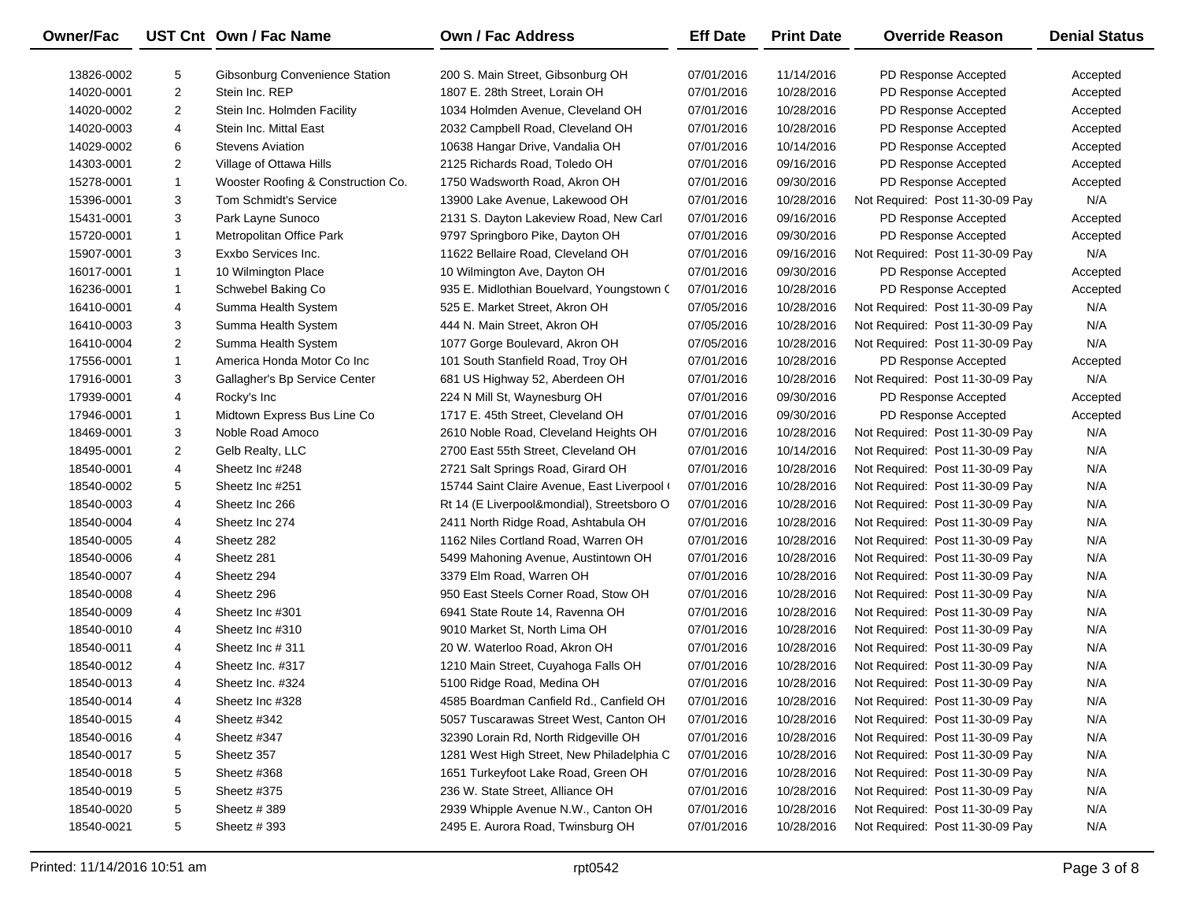| Owner/Fac | UST Cnt | Own / Fac Name | Own / Fac Address | Eff Date | Print Date | Override Reason | Denial Status |
|---|---|---|---|---|---|---|---|
| 13826-0002 | 5 | Gibsonburg Convenience Station | 200 S. Main Street, Gibsonburg OH | 07/01/2016 | 11/14/2016 | PD Response Accepted | Accepted |
| 14020-0001 | 2 | Stein Inc. REP | 1807 E. 28th Street, Lorain OH | 07/01/2016 | 10/28/2016 | PD Response Accepted | Accepted |
| 14020-0002 | 2 | Stein Inc. Holmden Facility | 1034 Holmden Avenue, Cleveland OH | 07/01/2016 | 10/28/2016 | PD Response Accepted | Accepted |
| 14020-0003 | 4 | Stein Inc. Mittal East | 2032 Campbell Road, Cleveland OH | 07/01/2016 | 10/28/2016 | PD Response Accepted | Accepted |
| 14029-0002 | 6 | Stevens Aviation | 10638 Hangar Drive, Vandalia OH | 07/01/2016 | 10/14/2016 | PD Response Accepted | Accepted |
| 14303-0001 | 2 | Village of Ottawa Hills | 2125 Richards Road, Toledo OH | 07/01/2016 | 09/16/2016 | PD Response Accepted | Accepted |
| 15278-0001 | 1 | Wooster Roofing & Construction Co. | 1750 Wadsworth Road, Akron OH | 07/01/2016 | 09/30/2016 | PD Response Accepted | Accepted |
| 15396-0001 | 3 | Tom Schmidt's Service | 13900 Lake Avenue, Lakewood OH | 07/01/2016 | 10/28/2016 | Not Required: Post 11-30-09 Pay | N/A |
| 15431-0001 | 3 | Park Layne Sunoco | 2131 S. Dayton Lakeview Road, New Carl | 07/01/2016 | 09/16/2016 | PD Response Accepted | Accepted |
| 15720-0001 | 1 | Metropolitan Office Park | 9797 Springboro Pike, Dayton OH | 07/01/2016 | 09/30/2016 | PD Response Accepted | Accepted |
| 15907-0001 | 3 | Exxbo Services Inc. | 11622 Bellaire Road, Cleveland OH | 07/01/2016 | 09/16/2016 | Not Required: Post 11-30-09 Pay | N/A |
| 16017-0001 | 1 | 10 Wilmington Place | 10 Wilmington Ave, Dayton OH | 07/01/2016 | 09/30/2016 | PD Response Accepted | Accepted |
| 16236-0001 | 1 | Schwebel Baking Co | 935 E. Midlothian Bouelvard, Youngstown C | 07/01/2016 | 10/28/2016 | PD Response Accepted | Accepted |
| 16410-0001 | 4 | Summa Health System | 525 E. Market Street, Akron OH | 07/05/2016 | 10/28/2016 | Not Required: Post 11-30-09 Pay | N/A |
| 16410-0003 | 3 | Summa Health System | 444 N. Main Street, Akron OH | 07/05/2016 | 10/28/2016 | Not Required: Post 11-30-09 Pay | N/A |
| 16410-0004 | 2 | Summa Health System | 1077 Gorge Boulevard, Akron OH | 07/05/2016 | 10/28/2016 | Not Required: Post 11-30-09 Pay | N/A |
| 17556-0001 | 1 | America Honda Motor Co Inc | 101 South Stanfield Road, Troy OH | 07/01/2016 | 10/28/2016 | PD Response Accepted | Accepted |
| 17916-0001 | 3 | Gallagher's Bp Service Center | 681 US Highway 52, Aberdeen OH | 07/01/2016 | 10/28/2016 | Not Required: Post 11-30-09 Pay | N/A |
| 17939-0001 | 4 | Rocky's Inc | 224 N Mill St, Waynesburg OH | 07/01/2016 | 09/30/2016 | PD Response Accepted | Accepted |
| 17946-0001 | 1 | Midtown Express Bus Line Co | 1717 E. 45th Street, Cleveland OH | 07/01/2016 | 09/30/2016 | PD Response Accepted | Accepted |
| 18469-0001 | 3 | Noble Road Amoco | 2610 Noble Road, Cleveland Heights OH | 07/01/2016 | 10/28/2016 | Not Required: Post 11-30-09 Pay | N/A |
| 18495-0001 | 2 | Gelb Realty, LLC | 2700 East 55th Street, Cleveland OH | 07/01/2016 | 10/14/2016 | Not Required: Post 11-30-09 Pay | N/A |
| 18540-0001 | 4 | Sheetz Inc #248 | 2721 Salt Springs Road, Girard OH | 07/01/2016 | 10/28/2016 | Not Required: Post 11-30-09 Pay | N/A |
| 18540-0002 | 5 | Sheetz Inc #251 | 15744 Saint Claire Avenue, East Liverpool ( | 07/01/2016 | 10/28/2016 | Not Required: Post 11-30-09 Pay | N/A |
| 18540-0003 | 4 | Sheetz Inc 266 | Rt 14 (E Liverpool&mondial), Streetsboro O | 07/01/2016 | 10/28/2016 | Not Required: Post 11-30-09 Pay | N/A |
| 18540-0004 | 4 | Sheetz Inc 274 | 2411 North Ridge Road, Ashtabula OH | 07/01/2016 | 10/28/2016 | Not Required: Post 11-30-09 Pay | N/A |
| 18540-0005 | 4 | Sheetz 282 | 1162 Niles Cortland Road, Warren OH | 07/01/2016 | 10/28/2016 | Not Required: Post 11-30-09 Pay | N/A |
| 18540-0006 | 4 | Sheetz 281 | 5499 Mahoning Avenue, Austintown OH | 07/01/2016 | 10/28/2016 | Not Required: Post 11-30-09 Pay | N/A |
| 18540-0007 | 4 | Sheetz 294 | 3379 Elm Road, Warren OH | 07/01/2016 | 10/28/2016 | Not Required: Post 11-30-09 Pay | N/A |
| 18540-0008 | 4 | Sheetz 296 | 950 East Steels Corner Road, Stow OH | 07/01/2016 | 10/28/2016 | Not Required: Post 11-30-09 Pay | N/A |
| 18540-0009 | 4 | Sheetz Inc #301 | 6941 State Route 14, Ravenna OH | 07/01/2016 | 10/28/2016 | Not Required: Post 11-30-09 Pay | N/A |
| 18540-0010 | 4 | Sheetz Inc #310 | 9010 Market St, North Lima OH | 07/01/2016 | 10/28/2016 | Not Required: Post 11-30-09 Pay | N/A |
| 18540-0011 | 4 | Sheetz Inc # 311 | 20 W. Waterloo Road, Akron OH | 07/01/2016 | 10/28/2016 | Not Required: Post 11-30-09 Pay | N/A |
| 18540-0012 | 4 | Sheetz Inc. #317 | 1210 Main Street, Cuyahoga Falls OH | 07/01/2016 | 10/28/2016 | Not Required: Post 11-30-09 Pay | N/A |
| 18540-0013 | 4 | Sheetz Inc. #324 | 5100 Ridge Road, Medina OH | 07/01/2016 | 10/28/2016 | Not Required: Post 11-30-09 Pay | N/A |
| 18540-0014 | 4 | Sheetz Inc #328 | 4585 Boardman Canfield Rd., Canfield OH | 07/01/2016 | 10/28/2016 | Not Required: Post 11-30-09 Pay | N/A |
| 18540-0015 | 4 | Sheetz #342 | 5057 Tuscarawas Street West, Canton OH | 07/01/2016 | 10/28/2016 | Not Required: Post 11-30-09 Pay | N/A |
| 18540-0016 | 4 | Sheetz #347 | 32390 Lorain Rd, North Ridgeville OH | 07/01/2016 | 10/28/2016 | Not Required: Post 11-30-09 Pay | N/A |
| 18540-0017 | 5 | Sheetz 357 | 1281 West High Street, New Philadelphia C | 07/01/2016 | 10/28/2016 | Not Required: Post 11-30-09 Pay | N/A |
| 18540-0018 | 5 | Sheetz #368 | 1651 Turkeyfoot Lake Road, Green OH | 07/01/2016 | 10/28/2016 | Not Required: Post 11-30-09 Pay | N/A |
| 18540-0019 | 5 | Sheetz #375 | 236 W. State Street, Alliance OH | 07/01/2016 | 10/28/2016 | Not Required: Post 11-30-09 Pay | N/A |
| 18540-0020 | 5 | Sheetz # 389 | 2939 Whipple Avenue N.W., Canton OH | 07/01/2016 | 10/28/2016 | Not Required: Post 11-30-09 Pay | N/A |
| 18540-0021 | 5 | Sheetz # 393 | 2495 E. Aurora Road, Twinsburg OH | 07/01/2016 | 10/28/2016 | Not Required: Post 11-30-09 Pay | N/A |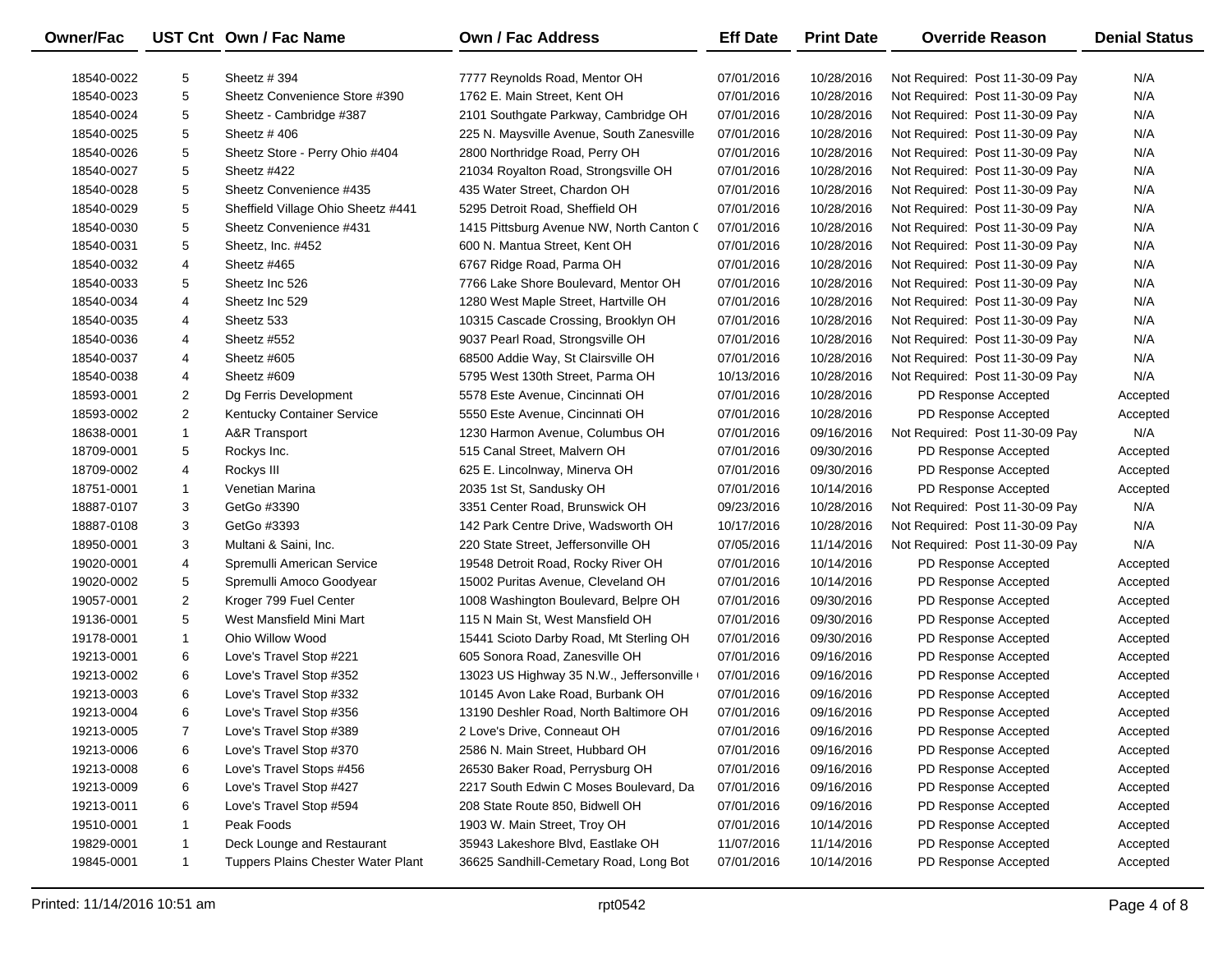| Owner/Fac | UST Cnt | Own / Fac Name | Own / Fac Address | Eff Date | Print Date | Override Reason | Denial Status |
|---|---|---|---|---|---|---|---|
| 18540-0022 | 5 | Sheetz # 394 | 7777 Reynolds Road, Mentor OH | 07/01/2016 | 10/28/2016 | Not Required: Post 11-30-09 Pay | N/A |
| 18540-0023 | 5 | Sheetz Convenience Store #390 | 1762 E. Main Street, Kent OH | 07/01/2016 | 10/28/2016 | Not Required: Post 11-30-09 Pay | N/A |
| 18540-0024 | 5 | Sheetz - Cambridge #387 | 2101 Southgate Parkway, Cambridge OH | 07/01/2016 | 10/28/2016 | Not Required: Post 11-30-09 Pay | N/A |
| 18540-0025 | 5 | Sheetz # 406 | 225 N. Maysville Avenue, South Zanesville | 07/01/2016 | 10/28/2016 | Not Required: Post 11-30-09 Pay | N/A |
| 18540-0026 | 5 | Sheetz Store - Perry Ohio #404 | 2800 Northridge Road, Perry OH | 07/01/2016 | 10/28/2016 | Not Required: Post 11-30-09 Pay | N/A |
| 18540-0027 | 5 | Sheetz #422 | 21034 Royalton Road, Strongsville OH | 07/01/2016 | 10/28/2016 | Not Required: Post 11-30-09 Pay | N/A |
| 18540-0028 | 5 | Sheetz Convenience #435 | 435 Water Street, Chardon OH | 07/01/2016 | 10/28/2016 | Not Required: Post 11-30-09 Pay | N/A |
| 18540-0029 | 5 | Sheffield Village Ohio Sheetz #441 | 5295 Detroit Road, Sheffield OH | 07/01/2016 | 10/28/2016 | Not Required: Post 11-30-09 Pay | N/A |
| 18540-0030 | 5 | Sheetz Convenience #431 | 1415 Pittsburg Avenue NW, North Canton C | 07/01/2016 | 10/28/2016 | Not Required: Post 11-30-09 Pay | N/A |
| 18540-0031 | 5 | Sheetz, Inc. #452 | 600 N. Mantua Street, Kent OH | 07/01/2016 | 10/28/2016 | Not Required: Post 11-30-09 Pay | N/A |
| 18540-0032 | 4 | Sheetz #465 | 6767 Ridge Road, Parma OH | 07/01/2016 | 10/28/2016 | Not Required: Post 11-30-09 Pay | N/A |
| 18540-0033 | 5 | Sheetz Inc 526 | 7766 Lake Shore Boulevard, Mentor OH | 07/01/2016 | 10/28/2016 | Not Required: Post 11-30-09 Pay | N/A |
| 18540-0034 | 4 | Sheetz Inc 529 | 1280 West Maple Street, Hartville OH | 07/01/2016 | 10/28/2016 | Not Required: Post 11-30-09 Pay | N/A |
| 18540-0035 | 4 | Sheetz 533 | 10315 Cascade Crossing, Brooklyn OH | 07/01/2016 | 10/28/2016 | Not Required: Post 11-30-09 Pay | N/A |
| 18540-0036 | 4 | Sheetz #552 | 9037 Pearl Road, Strongsville OH | 07/01/2016 | 10/28/2016 | Not Required: Post 11-30-09 Pay | N/A |
| 18540-0037 | 4 | Sheetz #605 | 68500 Addie Way, St Clairsville OH | 07/01/2016 | 10/28/2016 | Not Required: Post 11-30-09 Pay | N/A |
| 18540-0038 | 4 | Sheetz #609 | 5795 West 130th Street, Parma OH | 10/13/2016 | 10/28/2016 | Not Required: Post 11-30-09 Pay | N/A |
| 18593-0001 | 2 | Dg Ferris Development | 5578 Este Avenue, Cincinnati OH | 07/01/2016 | 10/28/2016 | PD Response Accepted | Accepted |
| 18593-0002 | 2 | Kentucky Container Service | 5550 Este Avenue, Cincinnati OH | 07/01/2016 | 10/28/2016 | PD Response Accepted | Accepted |
| 18638-0001 | 1 | A&R Transport | 1230 Harmon Avenue, Columbus OH | 07/01/2016 | 09/16/2016 | Not Required: Post 11-30-09 Pay | N/A |
| 18709-0001 | 5 | Rockys Inc. | 515 Canal Street, Malvern OH | 07/01/2016 | 09/30/2016 | PD Response Accepted | Accepted |
| 18709-0002 | 4 | Rockys III | 625 E. Lincolnway, Minerva OH | 07/01/2016 | 09/30/2016 | PD Response Accepted | Accepted |
| 18751-0001 | 1 | Venetian Marina | 2035 1st St, Sandusky OH | 07/01/2016 | 10/14/2016 | PD Response Accepted | Accepted |
| 18887-0107 | 3 | GetGo #3390 | 3351 Center Road, Brunswick OH | 09/23/2016 | 10/28/2016 | Not Required: Post 11-30-09 Pay | N/A |
| 18887-0108 | 3 | GetGo #3393 | 142 Park Centre Drive, Wadsworth OH | 10/17/2016 | 10/28/2016 | Not Required: Post 11-30-09 Pay | N/A |
| 18950-0001 | 3 | Multani & Saini, Inc. | 220 State Street, Jeffersonville OH | 07/05/2016 | 11/14/2016 | Not Required: Post 11-30-09 Pay | N/A |
| 19020-0001 | 4 | Spremulli American Service | 19548 Detroit Road, Rocky River OH | 07/01/2016 | 10/14/2016 | PD Response Accepted | Accepted |
| 19020-0002 | 5 | Spremulli Amoco Goodyear | 15002 Puritas Avenue, Cleveland OH | 07/01/2016 | 10/14/2016 | PD Response Accepted | Accepted |
| 19057-0001 | 2 | Kroger 799 Fuel Center | 1008 Washington Boulevard, Belpre OH | 07/01/2016 | 09/30/2016 | PD Response Accepted | Accepted |
| 19136-0001 | 5 | West Mansfield Mini Mart | 115 N Main St, West Mansfield OH | 07/01/2016 | 09/30/2016 | PD Response Accepted | Accepted |
| 19178-0001 | 1 | Ohio Willow Wood | 15441 Scioto Darby Road, Mt Sterling OH | 07/01/2016 | 09/30/2016 | PD Response Accepted | Accepted |
| 19213-0001 | 6 | Love's Travel Stop #221 | 605 Sonora Road, Zanesville OH | 07/01/2016 | 09/16/2016 | PD Response Accepted | Accepted |
| 19213-0002 | 6 | Love's Travel Stop #352 | 13023 US Highway 35 N.W., Jeffersonville | 07/01/2016 | 09/16/2016 | PD Response Accepted | Accepted |
| 19213-0003 | 6 | Love's Travel Stop #332 | 10145 Avon Lake Road, Burbank OH | 07/01/2016 | 09/16/2016 | PD Response Accepted | Accepted |
| 19213-0004 | 6 | Love's Travel Stop #356 | 13190 Deshler Road, North Baltimore OH | 07/01/2016 | 09/16/2016 | PD Response Accepted | Accepted |
| 19213-0005 | 7 | Love's Travel Stop #389 | 2 Love's Drive, Conneaut OH | 07/01/2016 | 09/16/2016 | PD Response Accepted | Accepted |
| 19213-0006 | 6 | Love's Travel Stop #370 | 2586 N. Main Street, Hubbard OH | 07/01/2016 | 09/16/2016 | PD Response Accepted | Accepted |
| 19213-0008 | 6 | Love's Travel Stops #456 | 26530 Baker Road, Perrysburg OH | 07/01/2016 | 09/16/2016 | PD Response Accepted | Accepted |
| 19213-0009 | 6 | Love's Travel Stop #427 | 2217 South Edwin C Moses Boulevard, Da | 07/01/2016 | 09/16/2016 | PD Response Accepted | Accepted |
| 19213-0011 | 6 | Love's Travel Stop #594 | 208 State Route 850, Bidwell OH | 07/01/2016 | 09/16/2016 | PD Response Accepted | Accepted |
| 19510-0001 | 1 | Peak Foods | 1903 W. Main Street, Troy OH | 07/01/2016 | 10/14/2016 | PD Response Accepted | Accepted |
| 19829-0001 | 1 | Deck Lounge and Restaurant | 35943 Lakeshore Blvd, Eastlake OH | 11/07/2016 | 11/14/2016 | PD Response Accepted | Accepted |
| 19845-0001 | 1 | Tuppers Plains Chester Water Plant | 36625 Sandhill-Cemetary Road, Long Bot | 07/01/2016 | 10/14/2016 | PD Response Accepted | Accepted |

Printed: 11/14/2016 10:51 am rpt0542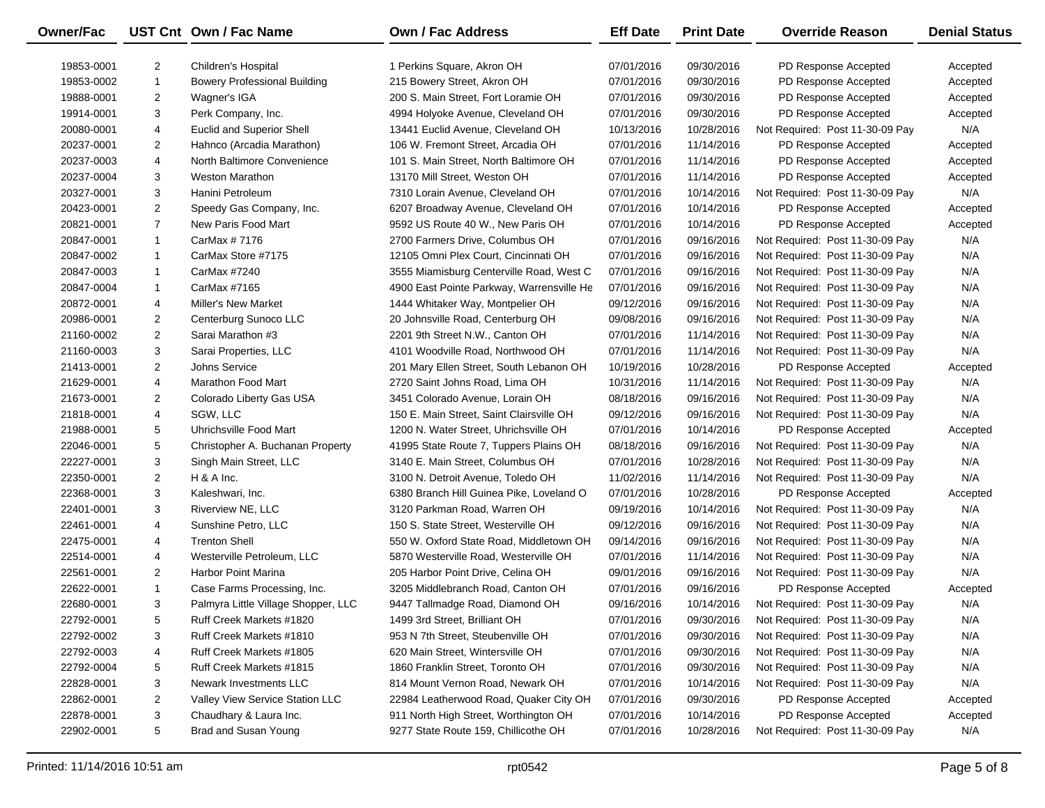| Owner/Fac | UST Cnt | Own / Fac Name | Own / Fac Address | Eff Date | Print Date | Override Reason | Denial Status |
|---|---|---|---|---|---|---|---|
| 19853-0001 | 2 | Children's Hospital | 1 Perkins Square, Akron OH | 07/01/2016 | 09/30/2016 | PD Response Accepted | Accepted |
| 19853-0002 | 1 | Bowery Professional Building | 215 Bowery Street, Akron OH | 07/01/2016 | 09/30/2016 | PD Response Accepted | Accepted |
| 19888-0001 | 2 | Wagner's IGA | 200 S. Main Street, Fort Loramie OH | 07/01/2016 | 09/30/2016 | PD Response Accepted | Accepted |
| 19914-0001 | 3 | Perk Company, Inc. | 4994 Holyoke Avenue, Cleveland OH | 07/01/2016 | 09/30/2016 | PD Response Accepted | Accepted |
| 20080-0001 | 4 | Euclid and Superior Shell | 13441 Euclid Avenue, Cleveland OH | 10/13/2016 | 10/28/2016 | Not Required: Post 11-30-09 Pay | N/A |
| 20237-0001 | 2 | Hahnco (Arcadia Marathon) | 106 W. Fremont Street, Arcadia OH | 07/01/2016 | 11/14/2016 | PD Response Accepted | Accepted |
| 20237-0003 | 4 | North Baltimore Convenience | 101 S. Main Street, North Baltimore OH | 07/01/2016 | 11/14/2016 | PD Response Accepted | Accepted |
| 20237-0004 | 3 | Weston Marathon | 13170 Mill Street, Weston OH | 07/01/2016 | 11/14/2016 | PD Response Accepted | Accepted |
| 20327-0001 | 3 | Hanini Petroleum | 7310 Lorain Avenue, Cleveland OH | 07/01/2016 | 10/14/2016 | Not Required: Post 11-30-09 Pay | N/A |
| 20423-0001 | 2 | Speedy Gas Company, Inc. | 6207 Broadway Avenue, Cleveland OH | 07/01/2016 | 10/14/2016 | PD Response Accepted | Accepted |
| 20821-0001 | 7 | New Paris Food Mart | 9592 US Route 40 W., New Paris OH | 07/01/2016 | 10/14/2016 | PD Response Accepted | Accepted |
| 20847-0001 | 1 | CarMax # 7176 | 2700 Farmers Drive, Columbus OH | 07/01/2016 | 09/16/2016 | Not Required: Post 11-30-09 Pay | N/A |
| 20847-0002 | 1 | CarMax Store #7175 | 12105 Omni Plex Court, Cincinnati OH | 07/01/2016 | 09/16/2016 | Not Required: Post 11-30-09 Pay | N/A |
| 20847-0003 | 1 | CarMax #7240 | 3555 Miamisburg Centerville Road, West C | 07/01/2016 | 09/16/2016 | Not Required: Post 11-30-09 Pay | N/A |
| 20847-0004 | 1 | CarMax #7165 | 4900 East Pointe Parkway, Warrensville He | 07/01/2016 | 09/16/2016 | Not Required: Post 11-30-09 Pay | N/A |
| 20872-0001 | 4 | Miller's New Market | 1444 Whitaker Way, Montpelier OH | 09/12/2016 | 09/16/2016 | Not Required: Post 11-30-09 Pay | N/A |
| 20986-0001 | 2 | Centerburg Sunoco LLC | 20 Johnsville Road, Centerburg OH | 09/08/2016 | 09/16/2016 | Not Required: Post 11-30-09 Pay | N/A |
| 21160-0002 | 2 | Sarai Marathon #3 | 2201 9th Street N.W., Canton OH | 07/01/2016 | 11/14/2016 | Not Required: Post 11-30-09 Pay | N/A |
| 21160-0003 | 3 | Sarai Properties, LLC | 4101 Woodville Road, Northwood OH | 07/01/2016 | 11/14/2016 | Not Required: Post 11-30-09 Pay | N/A |
| 21413-0001 | 2 | Johns Service | 201 Mary Ellen Street, South Lebanon OH | 10/19/2016 | 10/28/2016 | PD Response Accepted | Accepted |
| 21629-0001 | 4 | Marathon Food Mart | 2720 Saint Johns Road, Lima OH | 10/31/2016 | 11/14/2016 | Not Required: Post 11-30-09 Pay | N/A |
| 21673-0001 | 2 | Colorado Liberty Gas USA | 3451 Colorado Avenue, Lorain OH | 08/18/2016 | 09/16/2016 | Not Required: Post 11-30-09 Pay | N/A |
| 21818-0001 | 4 | SGW, LLC | 150 E. Main Street, Saint Clairsville OH | 09/12/2016 | 09/16/2016 | Not Required: Post 11-30-09 Pay | N/A |
| 21988-0001 | 5 | Uhrichsville Food Mart | 1200 N. Water Street, Uhrichsville OH | 07/01/2016 | 10/14/2016 | PD Response Accepted | Accepted |
| 22046-0001 | 5 | Christopher A. Buchanan Property | 41995 State Route 7, Tuppers Plains OH | 08/18/2016 | 09/16/2016 | Not Required: Post 11-30-09 Pay | N/A |
| 22227-0001 | 3 | Singh Main Street, LLC | 3140 E. Main Street, Columbus OH | 07/01/2016 | 10/28/2016 | Not Required: Post 11-30-09 Pay | N/A |
| 22350-0001 | 2 | H & A Inc. | 3100 N. Detroit Avenue, Toledo OH | 11/02/2016 | 11/14/2016 | Not Required: Post 11-30-09 Pay | N/A |
| 22368-0001 | 3 | Kaleshwari, Inc. | 6380 Branch Hill Guinea Pike, Loveland O | 07/01/2016 | 10/28/2016 | PD Response Accepted | Accepted |
| 22401-0001 | 3 | Riverview NE, LLC | 3120 Parkman Road, Warren OH | 09/19/2016 | 10/14/2016 | Not Required: Post 11-30-09 Pay | N/A |
| 22461-0001 | 4 | Sunshine Petro, LLC | 150 S. State Street, Westerville OH | 09/12/2016 | 09/16/2016 | Not Required: Post 11-30-09 Pay | N/A |
| 22475-0001 | 4 | Trenton Shell | 550 W. Oxford State Road, Middletown OH | 09/14/2016 | 09/16/2016 | Not Required: Post 11-30-09 Pay | N/A |
| 22514-0001 | 4 | Westerville Petroleum, LLC | 5870 Westerville Road, Westerville OH | 07/01/2016 | 11/14/2016 | Not Required: Post 11-30-09 Pay | N/A |
| 22561-0001 | 2 | Harbor Point Marina | 205 Harbor Point Drive, Celina OH | 09/01/2016 | 09/16/2016 | Not Required: Post 11-30-09 Pay | N/A |
| 22622-0001 | 1 | Case Farms Processing, Inc. | 3205 Middlebranch Road, Canton OH | 07/01/2016 | 09/16/2016 | PD Response Accepted | Accepted |
| 22680-0001 | 3 | Palmyra Little Village Shopper, LLC | 9447 Tallmadge Road, Diamond OH | 09/16/2016 | 10/14/2016 | Not Required: Post 11-30-09 Pay | N/A |
| 22792-0001 | 5 | Ruff Creek Markets #1820 | 1499 3rd Street, Brilliant OH | 07/01/2016 | 09/30/2016 | Not Required: Post 11-30-09 Pay | N/A |
| 22792-0002 | 3 | Ruff Creek Markets #1810 | 953 N 7th Street, Steubenville OH | 07/01/2016 | 09/30/2016 | Not Required: Post 11-30-09 Pay | N/A |
| 22792-0003 | 4 | Ruff Creek Markets #1805 | 620 Main Street, Wintersville OH | 07/01/2016 | 09/30/2016 | Not Required: Post 11-30-09 Pay | N/A |
| 22792-0004 | 5 | Ruff Creek Markets #1815 | 1860 Franklin Street, Toronto OH | 07/01/2016 | 09/30/2016 | Not Required: Post 11-30-09 Pay | N/A |
| 22828-0001 | 3 | Newark Investments LLC | 814 Mount Vernon Road, Newark OH | 07/01/2016 | 10/14/2016 | Not Required: Post 11-30-09 Pay | N/A |
| 22862-0001 | 2 | Valley View Service Station LLC | 22984 Leatherwood Road, Quaker City OH | 07/01/2016 | 09/30/2016 | PD Response Accepted | Accepted |
| 22878-0001 | 3 | Chaudhary & Laura Inc. | 911 North High Street, Worthington OH | 07/01/2016 | 10/14/2016 | PD Response Accepted | Accepted |
| 22902-0001 | 5 | Brad and Susan Young | 9277 State Route 159, Chillicothe OH | 07/01/2016 | 10/28/2016 | Not Required: Post 11-30-09 Pay | N/A |

Printed: 11/14/2016 10:51 am rpt0542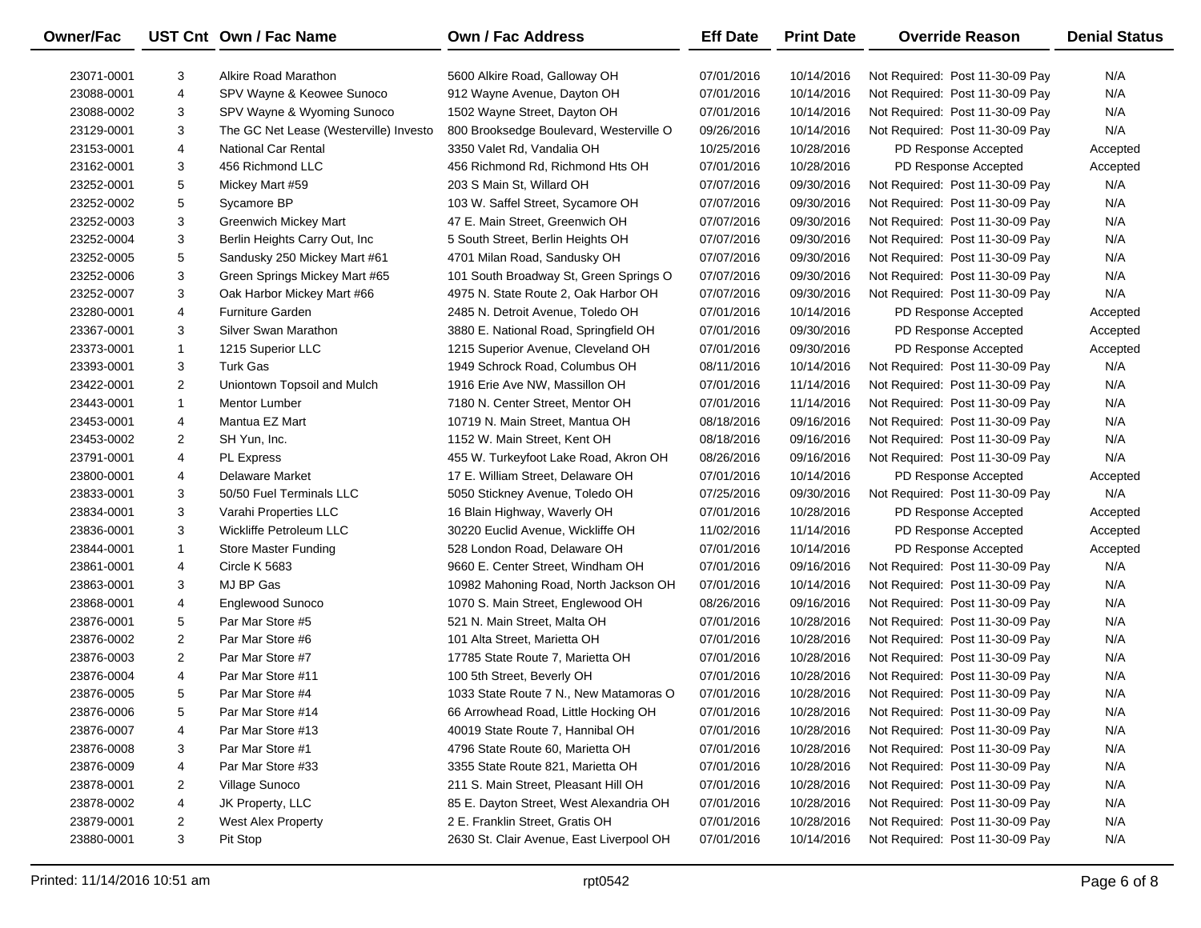| Owner/Fac | UST Cnt | Own / Fac Name | Own / Fac Address | Eff Date | Print Date | Override Reason | Denial Status |
|---|---|---|---|---|---|---|---|
| 23071-0001 | 3 | Alkire Road Marathon | 5600 Alkire Road, Galloway OH | 07/01/2016 | 10/14/2016 | Not Required: Post 11-30-09 Pay | N/A |
| 23088-0001 | 4 | SPV Wayne & Keowee Sunoco | 912 Wayne Avenue, Dayton OH | 07/01/2016 | 10/14/2016 | Not Required: Post 11-30-09 Pay | N/A |
| 23088-0002 | 3 | SPV Wayne & Wyoming Sunoco | 1502 Wayne Street, Dayton OH | 07/01/2016 | 10/14/2016 | Not Required: Post 11-30-09 Pay | N/A |
| 23129-0001 | 3 | The GC Net Lease (Westerville) Investo | 800 Brooksedge Boulevard, Westerville O | 09/26/2016 | 10/14/2016 | Not Required: Post 11-30-09 Pay | N/A |
| 23153-0001 | 4 | National Car Rental | 3350 Valet Rd, Vandalia OH | 10/25/2016 | 10/28/2016 | PD Response Accepted | Accepted |
| 23162-0001 | 3 | 456 Richmond LLC | 456 Richmond Rd, Richmond Hts OH | 07/01/2016 | 10/28/2016 | PD Response Accepted | Accepted |
| 23252-0001 | 5 | Mickey Mart #59 | 203 S Main St, Willard OH | 07/07/2016 | 09/30/2016 | Not Required: Post 11-30-09 Pay | N/A |
| 23252-0002 | 5 | Sycamore BP | 103 W. Saffel Street, Sycamore OH | 07/07/2016 | 09/30/2016 | Not Required: Post 11-30-09 Pay | N/A |
| 23252-0003 | 3 | Greenwich Mickey Mart | 47 E. Main Street, Greenwich OH | 07/07/2016 | 09/30/2016 | Not Required: Post 11-30-09 Pay | N/A |
| 23252-0004 | 3 | Berlin Heights Carry Out, Inc | 5 South Street, Berlin Heights OH | 07/07/2016 | 09/30/2016 | Not Required: Post 11-30-09 Pay | N/A |
| 23252-0005 | 5 | Sandusky 250 Mickey Mart #61 | 4701 Milan Road, Sandusky OH | 07/07/2016 | 09/30/2016 | Not Required: Post 11-30-09 Pay | N/A |
| 23252-0006 | 3 | Green Springs Mickey Mart #65 | 101 South Broadway St, Green Springs O | 07/07/2016 | 09/30/2016 | Not Required: Post 11-30-09 Pay | N/A |
| 23252-0007 | 3 | Oak Harbor Mickey Mart #66 | 4975 N. State Route 2, Oak Harbor OH | 07/07/2016 | 09/30/2016 | Not Required: Post 11-30-09 Pay | N/A |
| 23280-0001 | 4 | Furniture Garden | 2485 N. Detroit Avenue, Toledo OH | 07/01/2016 | 10/14/2016 | PD Response Accepted | Accepted |
| 23367-0001 | 3 | Silver Swan Marathon | 3880 E. National Road, Springfield OH | 07/01/2016 | 09/30/2016 | PD Response Accepted | Accepted |
| 23373-0001 | 1 | 1215 Superior LLC | 1215 Superior Avenue, Cleveland OH | 07/01/2016 | 09/30/2016 | PD Response Accepted | Accepted |
| 23393-0001 | 3 | Turk Gas | 1949 Schrock Road, Columbus OH | 08/11/2016 | 10/14/2016 | Not Required: Post 11-30-09 Pay | N/A |
| 23422-0001 | 2 | Uniontown Topsoil and Mulch | 1916 Erie Ave NW, Massillon OH | 07/01/2016 | 11/14/2016 | Not Required: Post 11-30-09 Pay | N/A |
| 23443-0001 | 1 | Mentor Lumber | 7180 N. Center Street, Mentor OH | 07/01/2016 | 11/14/2016 | Not Required: Post 11-30-09 Pay | N/A |
| 23453-0001 | 4 | Mantua EZ Mart | 10719 N. Main Street, Mantua OH | 08/18/2016 | 09/16/2016 | Not Required: Post 11-30-09 Pay | N/A |
| 23453-0002 | 2 | SH Yun, Inc. | 1152 W. Main Street, Kent OH | 08/18/2016 | 09/16/2016 | Not Required: Post 11-30-09 Pay | N/A |
| 23791-0001 | 4 | PL Express | 455 W. Turkeyfoot Lake Road, Akron OH | 08/26/2016 | 09/16/2016 | Not Required: Post 11-30-09 Pay | N/A |
| 23800-0001 | 4 | Delaware Market | 17 E. William Street, Delaware OH | 07/01/2016 | 10/14/2016 | PD Response Accepted | Accepted |
| 23833-0001 | 3 | 50/50 Fuel Terminals LLC | 5050 Stickney Avenue, Toledo OH | 07/25/2016 | 09/30/2016 | Not Required: Post 11-30-09 Pay | N/A |
| 23834-0001 | 3 | Varahi Properties LLC | 16 Blain Highway, Waverly OH | 07/01/2016 | 10/28/2016 | PD Response Accepted | Accepted |
| 23836-0001 | 3 | Wickliffe Petroleum LLC | 30220 Euclid Avenue, Wickliffe OH | 11/02/2016 | 11/14/2016 | PD Response Accepted | Accepted |
| 23844-0001 | 1 | Store Master Funding | 528 London Road, Delaware OH | 07/01/2016 | 10/14/2016 | PD Response Accepted | Accepted |
| 23861-0001 | 4 | Circle K 5683 | 9660 E. Center Street, Windham OH | 07/01/2016 | 09/16/2016 | Not Required: Post 11-30-09 Pay | N/A |
| 23863-0001 | 3 | MJ BP Gas | 10982 Mahoning Road, North Jackson OH | 07/01/2016 | 10/14/2016 | Not Required: Post 11-30-09 Pay | N/A |
| 23868-0001 | 4 | Englewood Sunoco | 1070 S. Main Street, Englewood OH | 08/26/2016 | 09/16/2016 | Not Required: Post 11-30-09 Pay | N/A |
| 23876-0001 | 5 | Par Mar Store #5 | 521 N. Main Street, Malta OH | 07/01/2016 | 10/28/2016 | Not Required: Post 11-30-09 Pay | N/A |
| 23876-0002 | 2 | Par Mar Store #6 | 101 Alta Street, Marietta OH | 07/01/2016 | 10/28/2016 | Not Required: Post 11-30-09 Pay | N/A |
| 23876-0003 | 2 | Par Mar Store #7 | 17785 State Route 7, Marietta OH | 07/01/2016 | 10/28/2016 | Not Required: Post 11-30-09 Pay | N/A |
| 23876-0004 | 4 | Par Mar Store #11 | 100 5th Street, Beverly OH | 07/01/2016 | 10/28/2016 | Not Required: Post 11-30-09 Pay | N/A |
| 23876-0005 | 5 | Par Mar Store #4 | 1033 State Route 7 N., New Matamoras O | 07/01/2016 | 10/28/2016 | Not Required: Post 11-30-09 Pay | N/A |
| 23876-0006 | 5 | Par Mar Store #14 | 66 Arrowhead Road, Little Hocking OH | 07/01/2016 | 10/28/2016 | Not Required: Post 11-30-09 Pay | N/A |
| 23876-0007 | 4 | Par Mar Store #13 | 40019 State Route 7, Hannibal OH | 07/01/2016 | 10/28/2016 | Not Required: Post 11-30-09 Pay | N/A |
| 23876-0008 | 3 | Par Mar Store #1 | 4796 State Route 60, Marietta OH | 07/01/2016 | 10/28/2016 | Not Required: Post 11-30-09 Pay | N/A |
| 23876-0009 | 4 | Par Mar Store #33 | 3355 State Route 821, Marietta OH | 07/01/2016 | 10/28/2016 | Not Required: Post 11-30-09 Pay | N/A |
| 23878-0001 | 2 | Village Sunoco | 211 S. Main Street, Pleasant Hill OH | 07/01/2016 | 10/28/2016 | Not Required: Post 11-30-09 Pay | N/A |
| 23878-0002 | 4 | JK Property, LLC | 85 E. Dayton Street, West Alexandria OH | 07/01/2016 | 10/28/2016 | Not Required: Post 11-30-09 Pay | N/A |
| 23879-0001 | 2 | West Alex Property | 2 E. Franklin Street, Gratis OH | 07/01/2016 | 10/28/2016 | Not Required: Post 11-30-09 Pay | N/A |
| 23880-0001 | 3 | Pit Stop | 2630 St. Clair Avenue, East Liverpool OH | 07/01/2016 | 10/14/2016 | Not Required: Post 11-30-09 Pay | N/A |

Printed: 11/14/2016 10:51 am rpt0542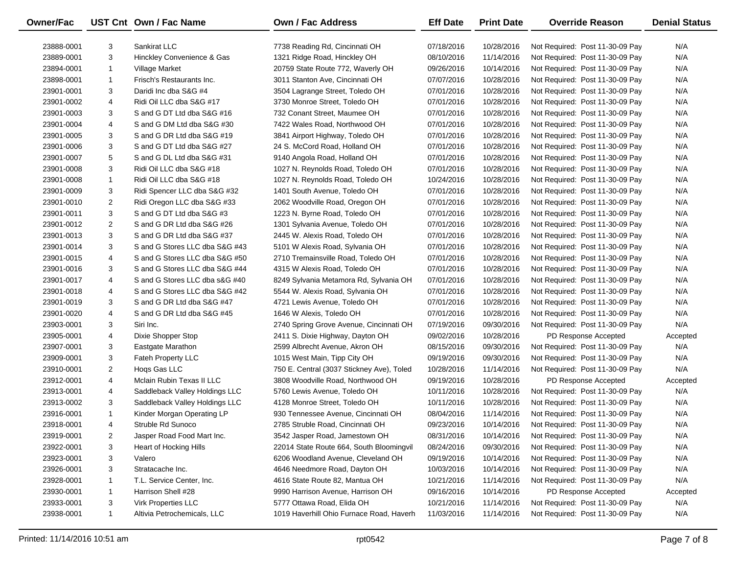| Owner/Fac | UST Cnt | Own / Fac Name | Own / Fac Address | Eff Date | Print Date | Override Reason | Denial Status |
|---|---|---|---|---|---|---|---|
| 23888-0001 | 3 | Sankirat LLC | 7738 Reading Rd, Cincinnati OH | 07/18/2016 | 10/28/2016 | Not Required: Post 11-30-09 Pay | N/A |
| 23889-0001 | 3 | Hinckley Convenience & Gas | 1321 Ridge Road, Hinckley OH | 08/10/2016 | 11/14/2016 | Not Required: Post 11-30-09 Pay | N/A |
| 23894-0001 | 1 | Village Market | 20759 State Route 772, Waverly OH | 09/26/2016 | 10/14/2016 | Not Required: Post 11-30-09 Pay | N/A |
| 23898-0001 | 1 | Frisch's Restaurants Inc. | 3011 Stanton Ave, Cincinnati OH | 07/07/2016 | 10/28/2016 | Not Required: Post 11-30-09 Pay | N/A |
| 23901-0001 | 3 | Daridi Inc dba S&G #4 | 3504 Lagrange Street, Toledo OH | 07/01/2016 | 10/28/2016 | Not Required: Post 11-30-09 Pay | N/A |
| 23901-0002 | 4 | Ridi Oil LLC dba S&G #17 | 3730 Monroe Street, Toledo OH | 07/01/2016 | 10/28/2016 | Not Required: Post 11-30-09 Pay | N/A |
| 23901-0003 | 3 | S and G DT Ltd dba S&G #16 | 732 Conant Street, Maumee OH | 07/01/2016 | 10/28/2016 | Not Required: Post 11-30-09 Pay | N/A |
| 23901-0004 | 4 | S and G DM Ltd dba S&G #30 | 7422 Wales Road, Northwood OH | 07/01/2016 | 10/28/2016 | Not Required: Post 11-30-09 Pay | N/A |
| 23901-0005 | 3 | S and G DR Ltd dba S&G #19 | 3841 Airport Highway, Toledo OH | 07/01/2016 | 10/28/2016 | Not Required: Post 11-30-09 Pay | N/A |
| 23901-0006 | 3 | S and G DT Ltd dba S&G #27 | 24 S. McCord Road, Holland OH | 07/01/2016 | 10/28/2016 | Not Required: Post 11-30-09 Pay | N/A |
| 23901-0007 | 5 | S and G DL Ltd dba S&G #31 | 9140 Angola Road, Holland OH | 07/01/2016 | 10/28/2016 | Not Required: Post 11-30-09 Pay | N/A |
| 23901-0008 | 3 | Ridi Oil LLC dba S&G #18 | 1027 N. Reynolds Road, Toledo OH | 07/01/2016 | 10/28/2016 | Not Required: Post 11-30-09 Pay | N/A |
| 23901-0008 | 1 | Ridi Oil LLC dba S&G #18 | 1027 N. Reynolds Road, Toledo OH | 10/24/2016 | 10/28/2016 | Not Required: Post 11-30-09 Pay | N/A |
| 23901-0009 | 3 | Ridi Spencer LLC dba S&G #32 | 1401 South Avenue, Toledo OH | 07/01/2016 | 10/28/2016 | Not Required: Post 11-30-09 Pay | N/A |
| 23901-0010 | 2 | Ridi Oregon LLC dba S&G #33 | 2062 Woodville Road, Oregon OH | 07/01/2016 | 10/28/2016 | Not Required: Post 11-30-09 Pay | N/A |
| 23901-0011 | 3 | S and G DT Ltd dba S&G #3 | 1223 N. Byrne Road, Toledo OH | 07/01/2016 | 10/28/2016 | Not Required: Post 11-30-09 Pay | N/A |
| 23901-0012 | 2 | S and G DR Ltd dba S&G #26 | 1301 Sylvania Avenue, Toledo OH | 07/01/2016 | 10/28/2016 | Not Required: Post 11-30-09 Pay | N/A |
| 23901-0013 | 3 | S and G DR Ltd dba S&G #37 | 2445 W. Alexis Road, Toledo OH | 07/01/2016 | 10/28/2016 | Not Required: Post 11-30-09 Pay | N/A |
| 23901-0014 | 3 | S and G Stores LLC dba S&G #43 | 5101 W Alexis Road, Sylvania OH | 07/01/2016 | 10/28/2016 | Not Required: Post 11-30-09 Pay | N/A |
| 23901-0015 | 4 | S and G Stores LLC dba S&G #50 | 2710 Tremainsville Road, Toledo OH | 07/01/2016 | 10/28/2016 | Not Required: Post 11-30-09 Pay | N/A |
| 23901-0016 | 3 | S and G Stores LLC dba S&G #44 | 4315 W Alexis Road, Toledo OH | 07/01/2016 | 10/28/2016 | Not Required: Post 11-30-09 Pay | N/A |
| 23901-0017 | 4 | S and G Stores LLC dba s&G #40 | 8249 Sylvania Metamora Rd, Sylvania OH | 07/01/2016 | 10/28/2016 | Not Required: Post 11-30-09 Pay | N/A |
| 23901-0018 | 4 | S and G Stores LLC dba S&G #42 | 5544 W. Alexis Road, Sylvania OH | 07/01/2016 | 10/28/2016 | Not Required: Post 11-30-09 Pay | N/A |
| 23901-0019 | 3 | S and G DR Ltd dba S&G #47 | 4721 Lewis Avenue, Toledo OH | 07/01/2016 | 10/28/2016 | Not Required: Post 11-30-09 Pay | N/A |
| 23901-0020 | 4 | S and G DR Ltd dba S&G #45 | 1646 W Alexis, Toledo OH | 07/01/2016 | 10/28/2016 | Not Required: Post 11-30-09 Pay | N/A |
| 23903-0001 | 3 | Siri Inc. | 2740 Spring Grove Avenue, Cincinnati OH | 07/19/2016 | 09/30/2016 | Not Required: Post 11-30-09 Pay | N/A |
| 23905-0001 | 4 | Dixie Shopper Stop | 2411 S. Dixie Highway, Dayton OH | 09/02/2016 | 10/28/2016 | PD Response Accepted | Accepted |
| 23907-0001 | 3 | Eastgate Marathon | 2599 Albrecht Avenue, Akron OH | 08/15/2016 | 09/30/2016 | Not Required: Post 11-30-09 Pay | N/A |
| 23909-0001 | 3 | Fateh Property LLC | 1015 West Main, Tipp City OH | 09/19/2016 | 09/30/2016 | Not Required: Post 11-30-09 Pay | N/A |
| 23910-0001 | 2 | Hoqs Gas LLC | 750 E. Central (3037 Stickney Ave), Toled | 10/28/2016 | 11/14/2016 | Not Required: Post 11-30-09 Pay | N/A |
| 23912-0001 | 4 | Mclain Rubin Texas II LLC | 3808 Woodville Road, Northwood OH | 09/19/2016 | 10/28/2016 | PD Response Accepted | Accepted |
| 23913-0001 | 4 | Saddleback Valley Holdings LLC | 5760 Lewis Avenue, Toledo OH | 10/11/2016 | 10/28/2016 | Not Required: Post 11-30-09 Pay | N/A |
| 23913-0002 | 3 | Saddleback Valley Holdings LLC | 4128 Monroe Street, Toledo OH | 10/11/2016 | 10/28/2016 | Not Required: Post 11-30-09 Pay | N/A |
| 23916-0001 | 1 | Kinder Morgan Operating LP | 930 Tennessee Avenue, Cincinnati OH | 08/04/2016 | 11/14/2016 | Not Required: Post 11-30-09 Pay | N/A |
| 23918-0001 | 4 | Struble Rd Sunoco | 2785 Struble Road, Cincinnati OH | 09/23/2016 | 10/14/2016 | Not Required: Post 11-30-09 Pay | N/A |
| 23919-0001 | 2 | Jasper Road Food Mart Inc. | 3542 Jasper Road, Jamestown OH | 08/31/2016 | 10/14/2016 | Not Required: Post 11-30-09 Pay | N/A |
| 23922-0001 | 3 | Heart of Hocking Hills | 22014 State Route 664, South Bloomingvil | 08/24/2016 | 09/30/2016 | Not Required: Post 11-30-09 Pay | N/A |
| 23923-0001 | 3 | Valero | 6206 Woodland Avenue, Cleveland OH | 09/19/2016 | 10/14/2016 | Not Required: Post 11-30-09 Pay | N/A |
| 23926-0001 | 3 | Stratacache Inc. | 4646 Needmore Road, Dayton OH | 10/03/2016 | 10/14/2016 | Not Required: Post 11-30-09 Pay | N/A |
| 23928-0001 | 1 | T.L. Service Center, Inc. | 4616 State Route 82, Mantua OH | 10/21/2016 | 11/14/2016 | Not Required: Post 11-30-09 Pay | N/A |
| 23930-0001 | 1 | Harrison Shell #28 | 9990 Harrison Avenue, Harrison OH | 09/16/2016 | 10/14/2016 | PD Response Accepted | Accepted |
| 23933-0001 | 3 | Virk Properties LLC | 5777 Ottawa Road, Elida OH | 10/21/2016 | 11/14/2016 | Not Required: Post 11-30-09 Pay | N/A |
| 23938-0001 | 1 | Altivia Petrochemicals, LLC | 1019 Haverhill Ohio Furnace Road, Haverh | 11/03/2016 | 11/14/2016 | Not Required: Post 11-30-09 Pay | N/A |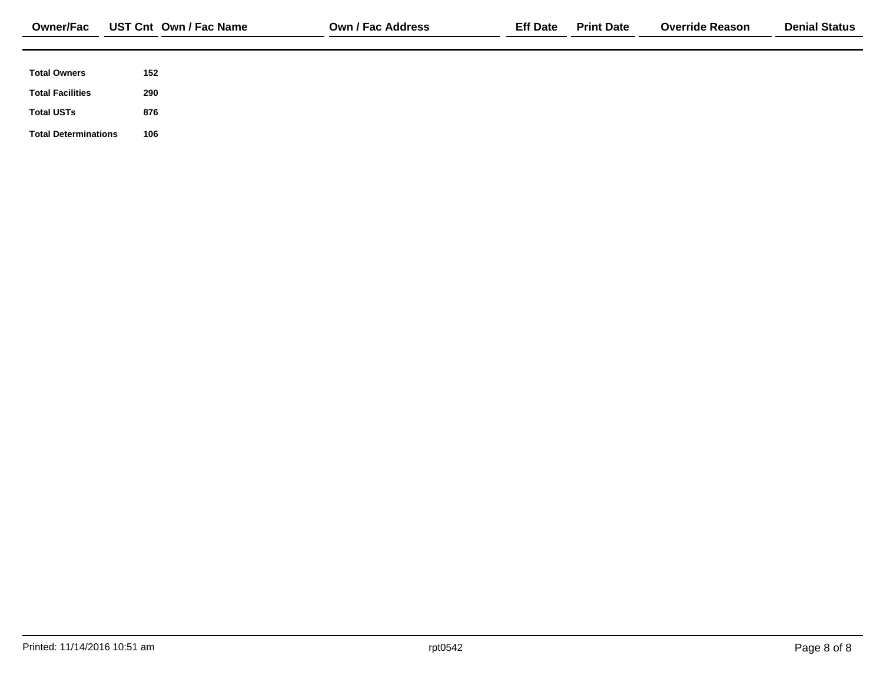| Owner/Fac | UST Cnt | Own / Fac Name | Own / Fac Address | Eff Date | Print Date | Override Reason | Denial Status |
|---|---|---|---|---|---|---|---|

| | |
|---|---|
| **Total Owners** | **152** |
| **Total Facilities** | **290** |
| **Total USTs** | **876** |
| **Total Determinations** | **106** |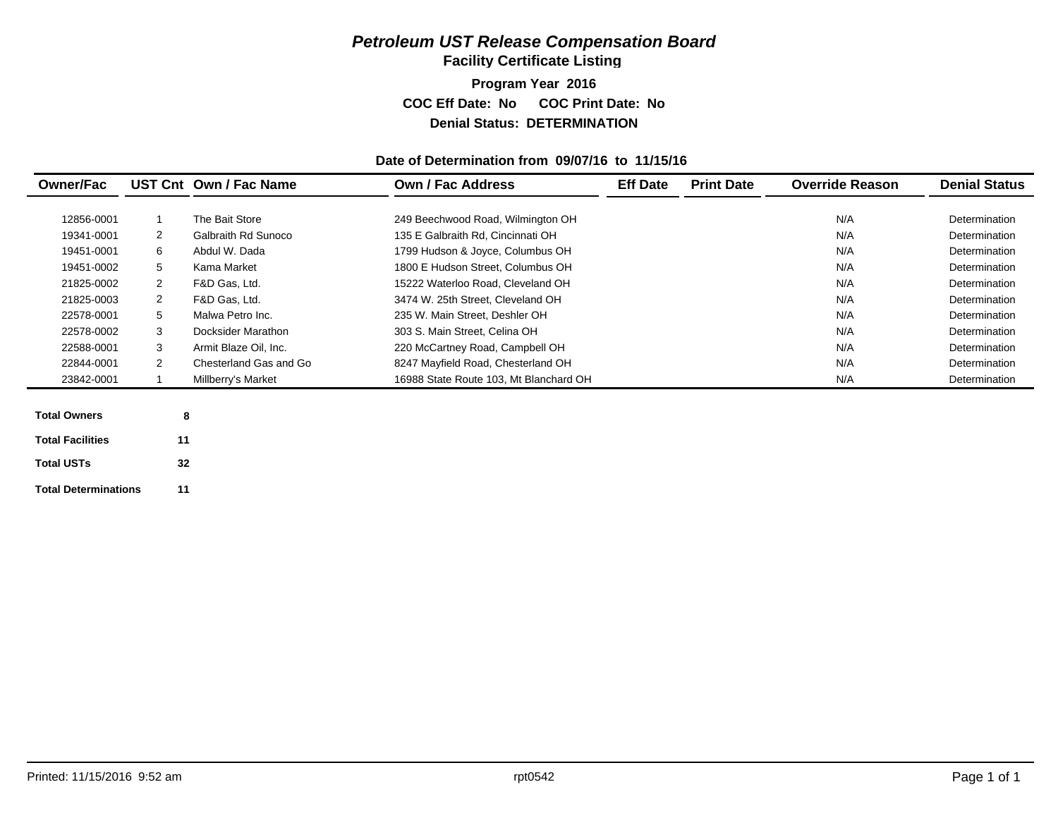# *Petroleum UST Release Compensation Board*

## Facility Certificate Listing

**Program Year 2016**

**COC Eff Date: No COC Print Date: No**

**Denial Status: DETERMINATION**

**Date of Determination from 09/07/16 to 11/15/16**

| Owner/Fac | UST Cnt | Own / Fac Name | Own / Fac Address | Eff Date | Print Date | Override Reason | Denial Status |
|---|---|---|---|---|---|---|---|
| 12856-0001 | 1 | The Bait Store | 249 Beechwood Road, Wilmington OH | | | N/A | Determination |
| 19341-0001 | 2 | Galbraith Rd Sunoco | 135 E Galbraith Rd, Cincinnati OH | | | N/A | Determination |
| 19451-0001 | 6 | Abdul W. Dada | 1799 Hudson & Joyce, Columbus OH | | | N/A | Determination |
| 19451-0002 | 5 | Kama Market | 1800 E Hudson Street, Columbus OH | | | N/A | Determination |
| 21825-0002 | 2 | F&D Gas, Ltd. | 15222 Waterloo Road, Cleveland OH | | | N/A | Determination |
| 21825-0003 | 2 | F&D Gas, Ltd. | 3474 W. 25th Street, Cleveland OH | | | N/A | Determination |
| 22578-0001 | 5 | Malwa Petro Inc. | 235 W. Main Street, Deshler OH | | | N/A | Determination |
| 22578-0002 | 3 | Docksider Marathon | 303 S. Main Street, Celina OH | | | N/A | Determination |
| 22588-0001 | 3 | Armit Blaze Oil, Inc. | 220 McCartney Road, Campbell OH | | | N/A | Determination |
| 22844-0001 | 2 | Chesterland Gas and Go | 8247 Mayfield Road, Chesterland OH | | | N/A | Determination |
| 23842-0001 | 1 | Millberry's Market | 16988 State Route 103, Mt Blanchard OH | | | N/A | Determination |

| | |
|---|---|
| **Total Owners** | **8** |
| **Total Facilities** | **11** |
| **Total USTs** | **32** |
| **Total Determinations** | **11** |

Printed: 11/15/2016 9:52 am rpt0542